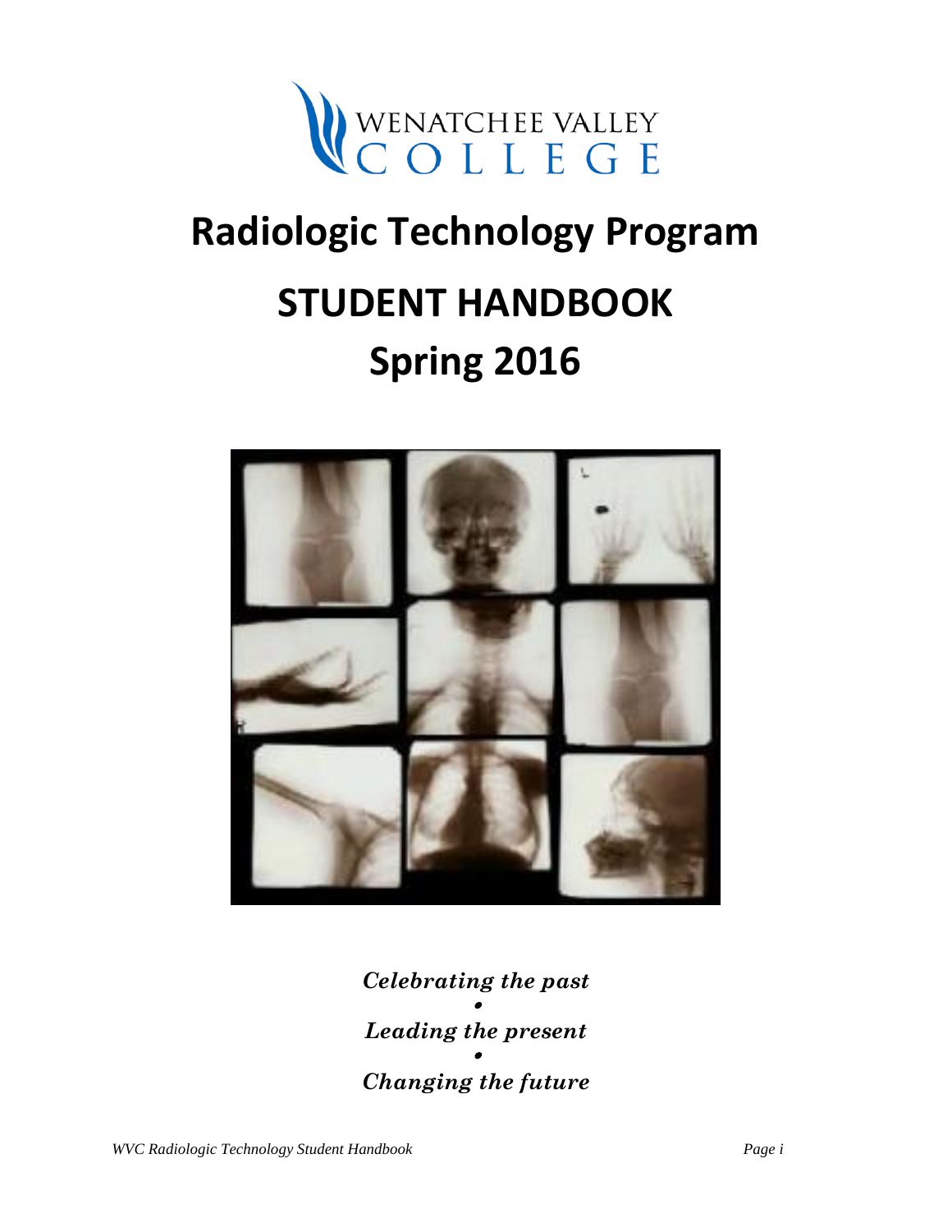WENATCHEE VALLEY COLLEGE

# Radiologic Technology Program

# STUDENT HANDBOOK

# Spring 2016

***Celebrating the past***

•

***Leading the present***

•

***Changing the future***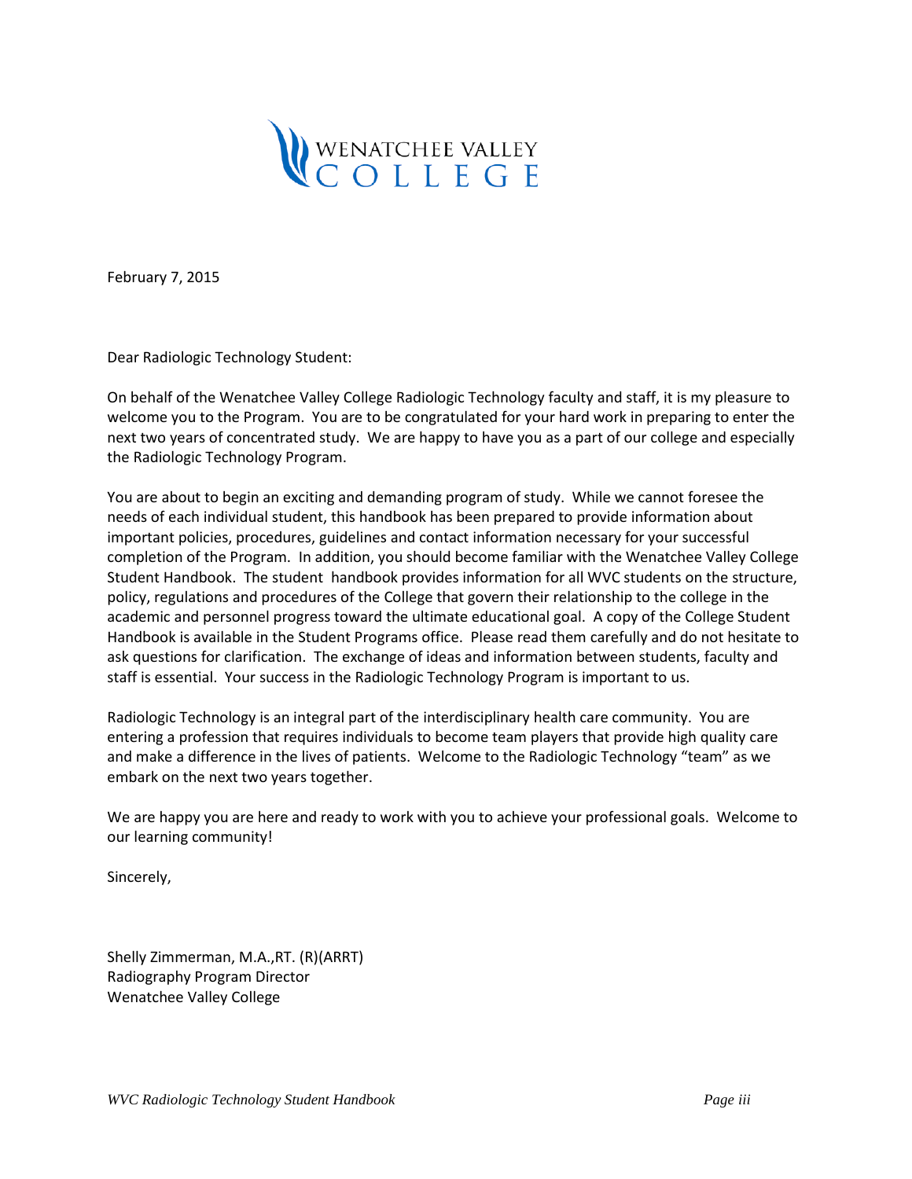WENATCHEE VALLEY COLLEGE

February 7, 2015

Dear Radiologic Technology Student:

On behalf of the Wenatchee Valley College Radiologic Technology faculty and staff, it is my pleasure to welcome you to the Program. You are to be congratulated for your hard work in preparing to enter the next two years of concentrated study. We are happy to have you as a part of our college and especially the Radiologic Technology Program.

You are about to begin an exciting and demanding program of study. While we cannot foresee the needs of each individual student, this handbook has been prepared to provide information about important policies, procedures, guidelines and contact information necessary for your successful completion of the Program. In addition, you should become familiar with the Wenatchee Valley College Student Handbook. The student handbook provides information for all WVC students on the structure, policy, regulations and procedures of the College that govern their relationship to the college in the academic and personnel progress toward the ultimate educational goal. A copy of the College Student Handbook is available in the Student Programs office. Please read them carefully and do not hesitate to ask questions for clarification. The exchange of ideas and information between students, faculty and staff is essential. Your success in the Radiologic Technology Program is important to us.

Radiologic Technology is an integral part of the interdisciplinary health care community. You are entering a profession that requires individuals to become team players that provide high quality care and make a difference in the lives of patients. Welcome to the Radiologic Technology "team" as we embark on the next two years together.

We are happy you are here and ready to work with you to achieve your professional goals. Welcome to our learning community!

Sincerely,

Shelly Zimmerman, M.A.,RT. (R)(ARRT)
Radiography Program Director
Wenatchee Valley College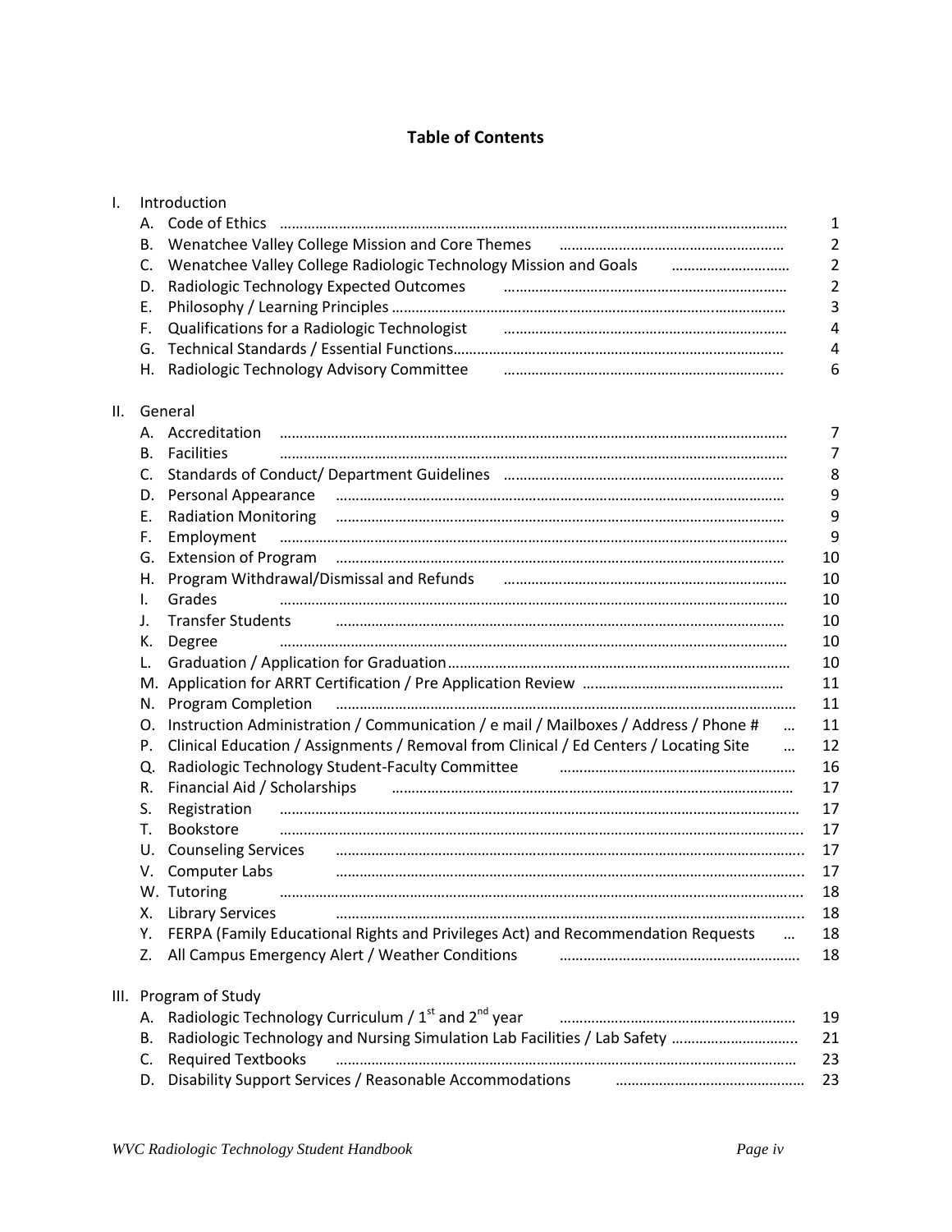# Table of Contents

I. Introduction

- A. Code of Ethics ..... 1
- B. Wenatchee Valley College Mission and Core Themes ..... 2
- C. Wenatchee Valley College Radiologic Technology Mission and Goals ..... 2
- D. Radiologic Technology Expected Outcomes ..... 2
- E. Philosophy / Learning Principles ..... 3
- F. Qualifications for a Radiologic Technologist ..... 4
- G. Technical Standards / Essential Functions ..... 4
- H. Radiologic Technology Advisory Committee ..... 6

II. General

- A. Accreditation ..... 7
- B. Facilities ..... 7
- C. Standards of Conduct/ Department Guidelines ..... 8
- D. Personal Appearance ..... 9
- E. Radiation Monitoring ..... 9
- F. Employment ..... 9
- G. Extension of Program ..... 10
- H. Program Withdrawal/Dismissal and Refunds ..... 10
- I. Grades ..... 10
- J. Transfer Students ..... 10
- K. Degree ..... 10
- L. Graduation / Application for Graduation ..... 10
- M. Application for ARRT Certification / Pre Application Review ..... 11
- N. Program Completion ..... 11
- O. Instruction Administration / Communication / e mail / Mailboxes / Address / Phone # ..... 11
- P. Clinical Education / Assignments / Removal from Clinical / Ed Centers / Locating Site ..... 12
- Q. Radiologic Technology Student-Faculty Committee ..... 16
- R. Financial Aid / Scholarships ..... 17
- S. Registration ..... 17
- T. Bookstore ..... 17
- U. Counseling Services ..... 17
- V. Computer Labs ..... 17
- W. Tutoring ..... 18
- X. Library Services ..... 18
- Y. FERPA (Family Educational Rights and Privileges Act) and Recommendation Requests ..... 18
- Z. All Campus Emergency Alert / Weather Conditions ..... 18

III. Program of Study

- A. Radiologic Technology Curriculum / 1st and 2nd year ..... 19
- B. Radiologic Technology and Nursing Simulation Lab Facilities / Lab Safety ..... 21
- C. Required Textbooks ..... 23
- D. Disability Support Services / Reasonable Accommodations ..... 23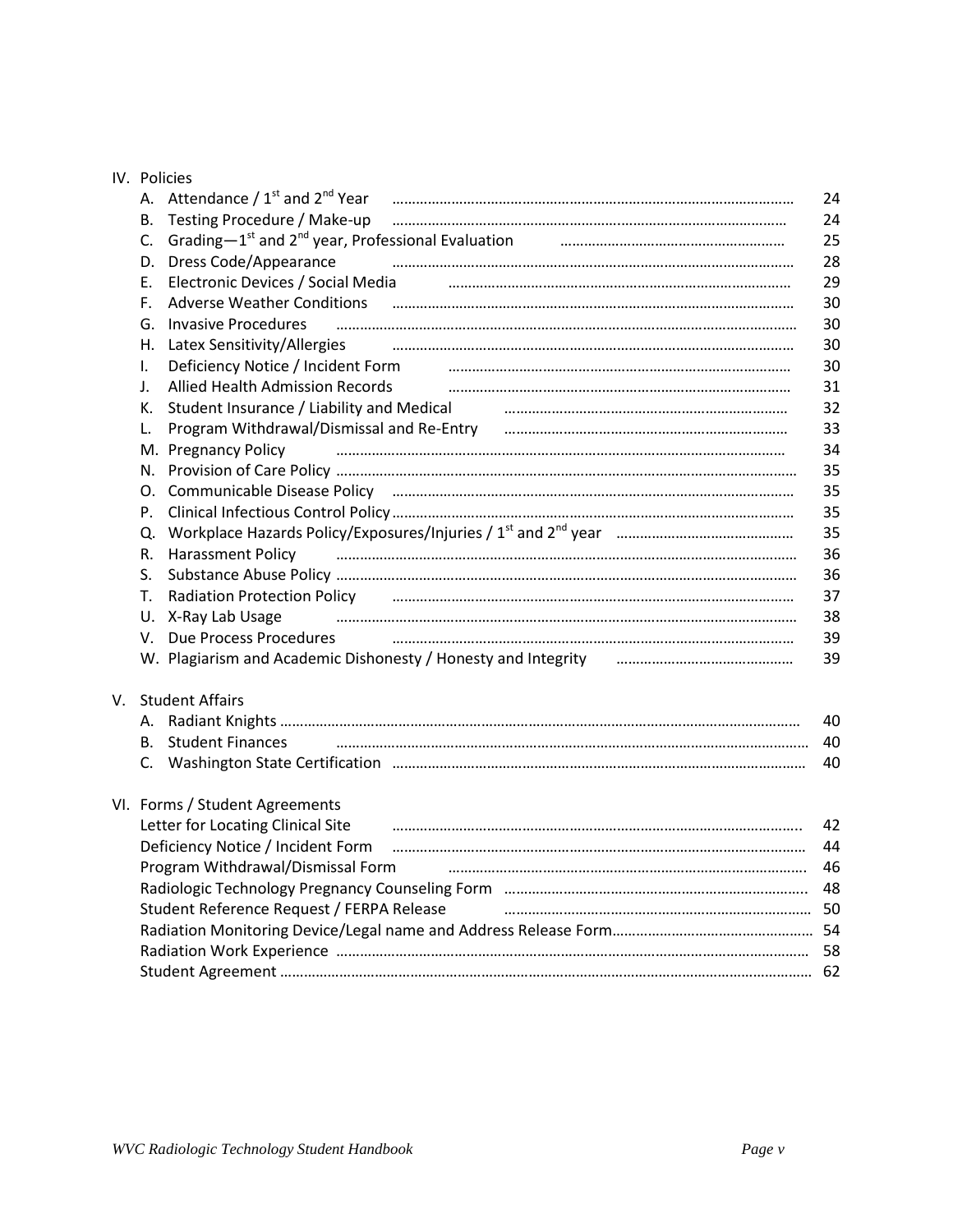IV. Policies

| | | |
|---|---|---|
| A. | Attendance / 1st and 2nd Year | 24 |
| B. | Testing Procedure / Make-up | 24 |
| C. | Grading—1st and 2nd year, Professional Evaluation | 25 |
| D. | Dress Code/Appearance | 28 |
| E. | Electronic Devices / Social Media | 29 |
| F. | Adverse Weather Conditions | 30 |
| G. | Invasive Procedures | 30 |
| H. | Latex Sensitivity/Allergies | 30 |
| I. | Deficiency Notice / Incident Form | 30 |
| J. | Allied Health Admission Records | 31 |
| K. | Student Insurance / Liability and Medical | 32 |
| L. | Program Withdrawal/Dismissal and Re-Entry | 33 |
| M. | Pregnancy Policy | 34 |
| N. | Provision of Care Policy | 35 |
| O. | Communicable Disease Policy | 35 |
| P. | Clinical Infectious Control Policy | 35 |
| Q. | Workplace Hazards Policy/Exposures/Injuries / 1st and 2nd year | 35 |
| R. | Harassment Policy | 36 |
| S. | Substance Abuse Policy | 36 |
| T. | Radiation Protection Policy | 37 |
| U. | X-Ray Lab Usage | 38 |
| V. | Due Process Procedures | 39 |
| W. | Plagiarism and Academic Dishonesty / Honesty and Integrity | 39 |

V. Student Affairs

| | | |
|---|---|---|
| A. | Radiant Knights | 40 |
| B. | Student Finances | 40 |
| C. | Washington State Certification | 40 |

VI. Forms / Student Agreements

| | |
|---|---|
| Letter for Locating Clinical Site | 42 |
| Deficiency Notice / Incident Form | 44 |
| Program Withdrawal/Dismissal Form | 46 |
| Radiologic Technology Pregnancy Counseling Form | 48 |
| Student Reference Request / FERPA Release | 50 |
| Radiation Monitoring Device/Legal name and Address Release Form | 54 |
| Radiation Work Experience | 58 |
| Student Agreement | 62 |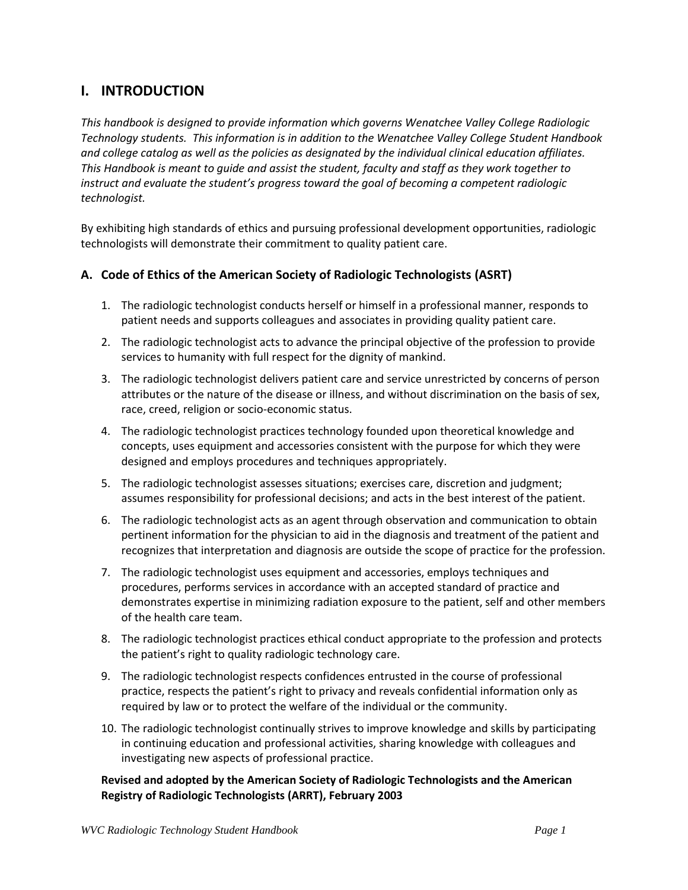## I. INTRODUCTION

*This handbook is designed to provide information which governs Wenatchee Valley College Radiologic Technology students. This information is in addition to the Wenatchee Valley College Student Handbook and college catalog as well as the policies as designated by the individual clinical education affiliates. This Handbook is meant to guide and assist the student, faculty and staff as they work together to instruct and evaluate the student's progress toward the goal of becoming a competent radiologic technologist.*

By exhibiting high standards of ethics and pursuing professional development opportunities, radiologic technologists will demonstrate their commitment to quality patient care.

### A. Code of Ethics of the American Society of Radiologic Technologists (ASRT)

1. The radiologic technologist conducts herself or himself in a professional manner, responds to patient needs and supports colleagues and associates in providing quality patient care.
2. The radiologic technologist acts to advance the principal objective of the profession to provide services to humanity with full respect for the dignity of mankind.
3. The radiologic technologist delivers patient care and service unrestricted by concerns of person attributes or the nature of the disease or illness, and without discrimination on the basis of sex, race, creed, religion or socio-economic status.
4. The radiologic technologist practices technology founded upon theoretical knowledge and concepts, uses equipment and accessories consistent with the purpose for which they were designed and employs procedures and techniques appropriately.
5. The radiologic technologist assesses situations; exercises care, discretion and judgment; assumes responsibility for professional decisions; and acts in the best interest of the patient.
6. The radiologic technologist acts as an agent through observation and communication to obtain pertinent information for the physician to aid in the diagnosis and treatment of the patient and recognizes that interpretation and diagnosis are outside the scope of practice for the profession.
7. The radiologic technologist uses equipment and accessories, employs techniques and procedures, performs services in accordance with an accepted standard of practice and demonstrates expertise in minimizing radiation exposure to the patient, self and other members of the health care team.
8. The radiologic technologist practices ethical conduct appropriate to the profession and protects the patient's right to quality radiologic technology care.
9. The radiologic technologist respects confidences entrusted in the course of professional practice, respects the patient's right to privacy and reveals confidential information only as required by law or to protect the welfare of the individual or the community.
10. The radiologic technologist continually strives to improve knowledge and skills by participating in continuing education and professional activities, sharing knowledge with colleagues and investigating new aspects of professional practice.

**Revised and adopted by the American Society of Radiologic Technologists and the American Registry of Radiologic Technologists (ARRT), February 2003**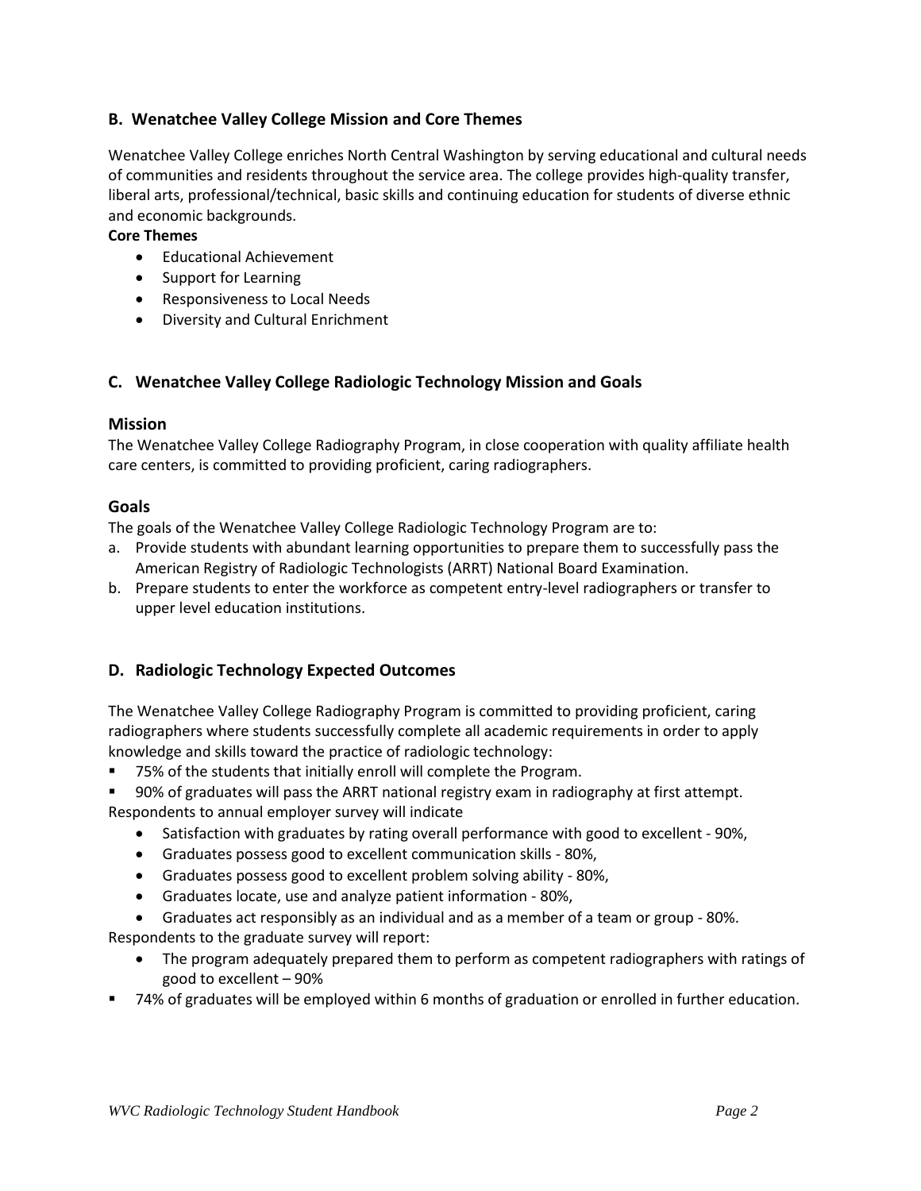## B. Wenatchee Valley College Mission and Core Themes

Wenatchee Valley College enriches North Central Washington by serving educational and cultural needs of communities and residents throughout the service area. The college provides high-quality transfer, liberal arts, professional/technical, basic skills and continuing education for students of diverse ethnic and economic backgrounds.

**Core Themes**

- Educational Achievement
- Support for Learning
- Responsiveness to Local Needs
- Diversity and Cultural Enrichment

## C. Wenatchee Valley College Radiologic Technology Mission and Goals

### Mission

The Wenatchee Valley College Radiography Program, in close cooperation with quality affiliate health care centers, is committed to providing proficient, caring radiographers.

### Goals

The goals of the Wenatchee Valley College Radiologic Technology Program are to:

a. Provide students with abundant learning opportunities to prepare them to successfully pass the American Registry of Radiologic Technologists (ARRT) National Board Examination.
b. Prepare students to enter the workforce as competent entry-level radiographers or transfer to upper level education institutions.

## D. Radiologic Technology Expected Outcomes

The Wenatchee Valley College Radiography Program is committed to providing proficient, caring radiographers where students successfully complete all academic requirements in order to apply knowledge and skills toward the practice of radiologic technology:

- 75% of the students that initially enroll will complete the Program.
- 90% of graduates will pass the ARRT national registry exam in radiography at first attempt.

Respondents to annual employer survey will indicate

- Satisfaction with graduates by rating overall performance with good to excellent - 90%,
- Graduates possess good to excellent communication skills - 80%,
- Graduates possess good to excellent problem solving ability - 80%,
- Graduates locate, use and analyze patient information - 80%,
- Graduates act responsibly as an individual and as a member of a team or group - 80%.

Respondents to the graduate survey will report:

- The program adequately prepared them to perform as competent radiographers with ratings of good to excellent – 90%

- 74% of graduates will be employed within 6 months of graduation or enrolled in further education.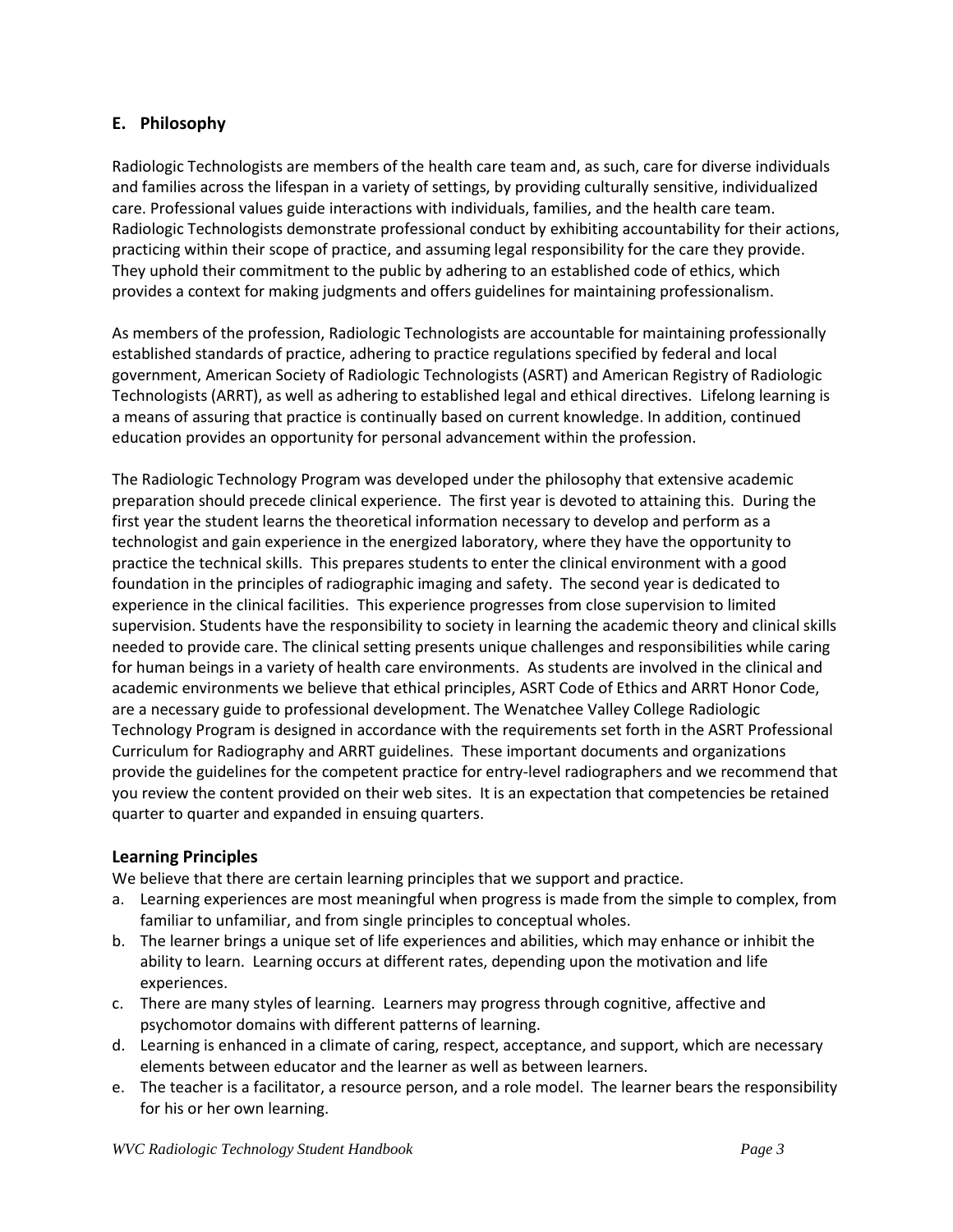## E. Philosophy

Radiologic Technologists are members of the health care team and, as such, care for diverse individuals and families across the lifespan in a variety of settings, by providing culturally sensitive, individualized care. Professional values guide interactions with individuals, families, and the health care team. Radiologic Technologists demonstrate professional conduct by exhibiting accountability for their actions, practicing within their scope of practice, and assuming legal responsibility for the care they provide. They uphold their commitment to the public by adhering to an established code of ethics, which provides a context for making judgments and offers guidelines for maintaining professionalism.

As members of the profession, Radiologic Technologists are accountable for maintaining professionally established standards of practice, adhering to practice regulations specified by federal and local government, American Society of Radiologic Technologists (ASRT) and American Registry of Radiologic Technologists (ARRT), as well as adhering to established legal and ethical directives. Lifelong learning is a means of assuring that practice is continually based on current knowledge. In addition, continued education provides an opportunity for personal advancement within the profession.

The Radiologic Technology Program was developed under the philosophy that extensive academic preparation should precede clinical experience. The first year is devoted to attaining this. During the first year the student learns the theoretical information necessary to develop and perform as a technologist and gain experience in the energized laboratory, where they have the opportunity to practice the technical skills. This prepares students to enter the clinical environment with a good foundation in the principles of radiographic imaging and safety. The second year is dedicated to experience in the clinical facilities. This experience progresses from close supervision to limited supervision. Students have the responsibility to society in learning the academic theory and clinical skills needed to provide care. The clinical setting presents unique challenges and responsibilities while caring for human beings in a variety of health care environments. As students are involved in the clinical and academic environments we believe that ethical principles, ASRT Code of Ethics and ARRT Honor Code, are a necessary guide to professional development. The Wenatchee Valley College Radiologic Technology Program is designed in accordance with the requirements set forth in the ASRT Professional Curriculum for Radiography and ARRT guidelines. These important documents and organizations provide the guidelines for the competent practice for entry-level radiographers and we recommend that you review the content provided on their web sites. It is an expectation that competencies be retained quarter to quarter and expanded in ensuing quarters.

### Learning Principles

We believe that there are certain learning principles that we support and practice.

a. Learning experiences are most meaningful when progress is made from the simple to complex, from familiar to unfamiliar, and from single principles to conceptual wholes.
b. The learner brings a unique set of life experiences and abilities, which may enhance or inhibit the ability to learn. Learning occurs at different rates, depending upon the motivation and life experiences.
c. There are many styles of learning. Learners may progress through cognitive, affective and psychomotor domains with different patterns of learning.
d. Learning is enhanced in a climate of caring, respect, acceptance, and support, which are necessary elements between educator and the learner as well as between learners.
e. The teacher is a facilitator, a resource person, and a role model. The learner bears the responsibility for his or her own learning.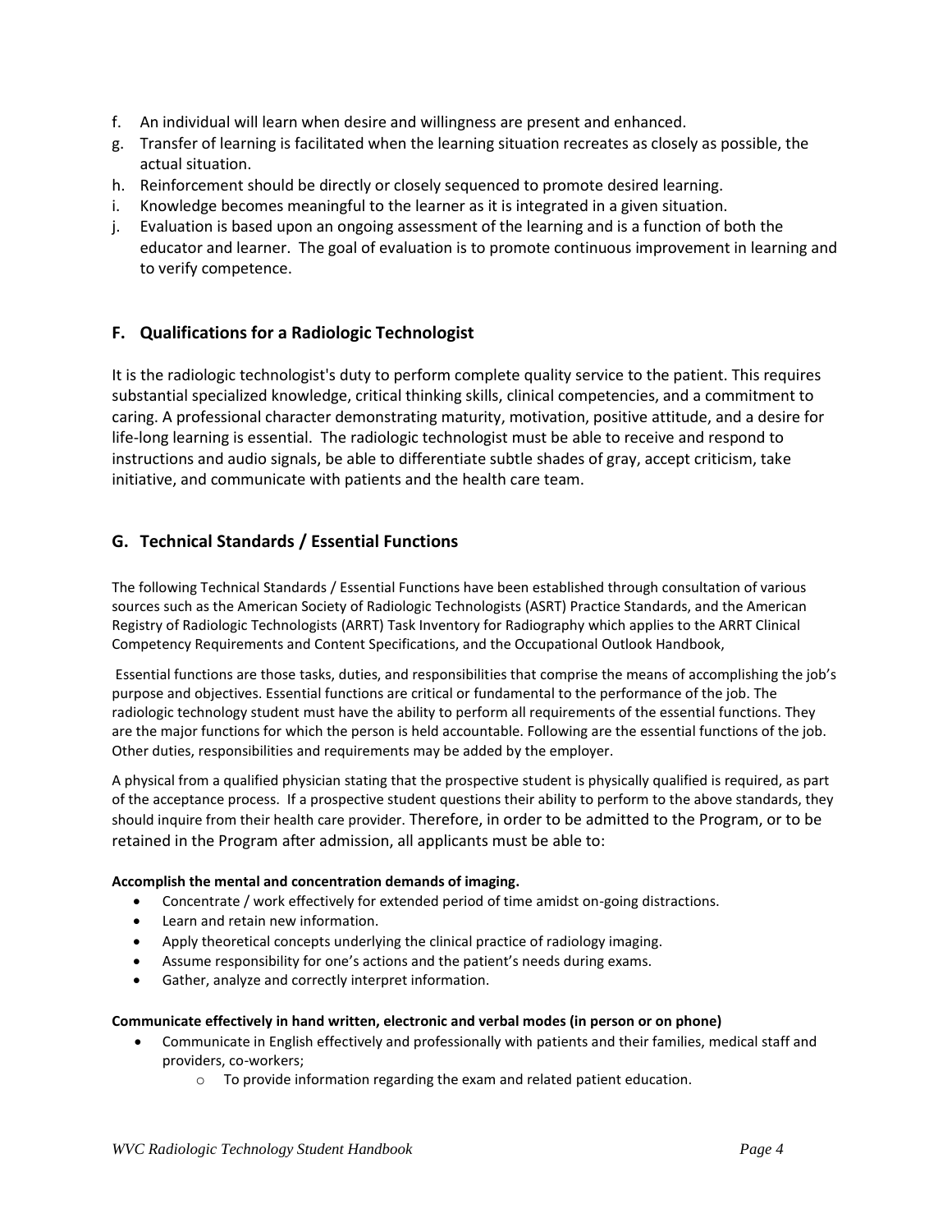f. An individual will learn when desire and willingness are present and enhanced.
g. Transfer of learning is facilitated when the learning situation recreates as closely as possible, the actual situation.
h. Reinforcement should be directly or closely sequenced to promote desired learning.
i. Knowledge becomes meaningful to the learner as it is integrated in a given situation.
j. Evaluation is based upon an ongoing assessment of the learning and is a function of both the educator and learner. The goal of evaluation is to promote continuous improvement in learning and to verify competence.

## F. Qualifications for a Radiologic Technologist

It is the radiologic technologist's duty to perform complete quality service to the patient. This requires substantial specialized knowledge, critical thinking skills, clinical competencies, and a commitment to caring. A professional character demonstrating maturity, motivation, positive attitude, and a desire for life-long learning is essential. The radiologic technologist must be able to receive and respond to instructions and audio signals, be able to differentiate subtle shades of gray, accept criticism, take initiative, and communicate with patients and the health care team.

## G. Technical Standards / Essential Functions

The following Technical Standards / Essential Functions have been established through consultation of various sources such as the American Society of Radiologic Technologists (ASRT) Practice Standards, and the American Registry of Radiologic Technologists (ARRT) Task Inventory for Radiography which applies to the ARRT Clinical Competency Requirements and Content Specifications, and the Occupational Outlook Handbook,

Essential functions are those tasks, duties, and responsibilities that comprise the means of accomplishing the job's purpose and objectives. Essential functions are critical or fundamental to the performance of the job. The radiologic technology student must have the ability to perform all requirements of the essential functions. They are the major functions for which the person is held accountable. Following are the essential functions of the job. Other duties, responsibilities and requirements may be added by the employer.

A physical from a qualified physician stating that the prospective student is physically qualified is required, as part of the acceptance process. If a prospective student questions their ability to perform to the above standards, they should inquire from their health care provider. Therefore, in order to be admitted to the Program, or to be retained in the Program after admission, all applicants must be able to:

**Accomplish the mental and concentration demands of imaging.**

- Concentrate / work effectively for extended period of time amidst on-going distractions.
- Learn and retain new information.
- Apply theoretical concepts underlying the clinical practice of radiology imaging.
- Assume responsibility for one's actions and the patient's needs during exams.
- Gather, analyze and correctly interpret information.

**Communicate effectively in hand written, electronic and verbal modes (in person or on phone)**

- Communicate in English effectively and professionally with patients and their families, medical staff and providers, co-workers;
    - To provide information regarding the exam and related patient education.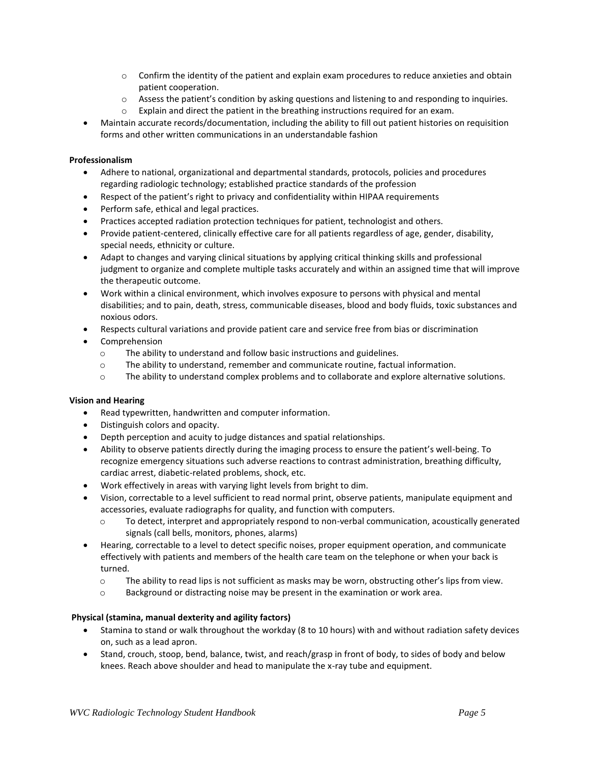- Confirm the identity of the patient and explain exam procedures to reduce anxieties and obtain patient cooperation.
  - Assess the patient's condition by asking questions and listening to and responding to inquiries.
  - Explain and direct the patient in the breathing instructions required for an exam.
- Maintain accurate records/documentation, including the ability to fill out patient histories on requisition forms and other written communications in an understandable fashion

**Professionalism**

- Adhere to national, organizational and departmental standards, protocols, policies and procedures regarding radiologic technology; established practice standards of the profession
- Respect of the patient's right to privacy and confidentiality within HIPAA requirements
- Perform safe, ethical and legal practices.
- Practices accepted radiation protection techniques for patient, technologist and others.
- Provide patient-centered, clinically effective care for all patients regardless of age, gender, disability, special needs, ethnicity or culture.
- Adapt to changes and varying clinical situations by applying critical thinking skills and professional judgment to organize and complete multiple tasks accurately and within an assigned time that will improve the therapeutic outcome.
- Work within a clinical environment, which involves exposure to persons with physical and mental disabilities; and to pain, death, stress, communicable diseases, blood and body fluids, toxic substances and noxious odors.
- Respects cultural variations and provide patient care and service free from bias or discrimination
- Comprehension
  - The ability to understand and follow basic instructions and guidelines.
  - The ability to understand, remember and communicate routine, factual information.
  - The ability to understand complex problems and to collaborate and explore alternative solutions.

**Vision and Hearing**

- Read typewritten, handwritten and computer information.
- Distinguish colors and opacity.
- Depth perception and acuity to judge distances and spatial relationships.
- Ability to observe patients directly during the imaging process to ensure the patient's well-being. To recognize emergency situations such adverse reactions to contrast administration, breathing difficulty, cardiac arrest, diabetic-related problems, shock, etc.
- Work effectively in areas with varying light levels from bright to dim.
- Vision, correctable to a level sufficient to read normal print, observe patients, manipulate equipment and accessories, evaluate radiographs for quality, and function with computers.
  - To detect, interpret and appropriately respond to non-verbal communication, acoustically generated signals (call bells, monitors, phones, alarms)
- Hearing, correctable to a level to detect specific noises, proper equipment operation, and communicate effectively with patients and members of the health care team on the telephone or when your back is turned.
  - The ability to read lips is not sufficient as masks may be worn, obstructing other's lips from view.
  - Background or distracting noise may be present in the examination or work area.

**Physical (stamina, manual dexterity and agility factors)**

- Stamina to stand or walk throughout the workday (8 to 10 hours) with and without radiation safety devices on, such as a lead apron.
- Stand, crouch, stoop, bend, balance, twist, and reach/grasp in front of body, to sides of body and below knees. Reach above shoulder and head to manipulate the x-ray tube and equipment.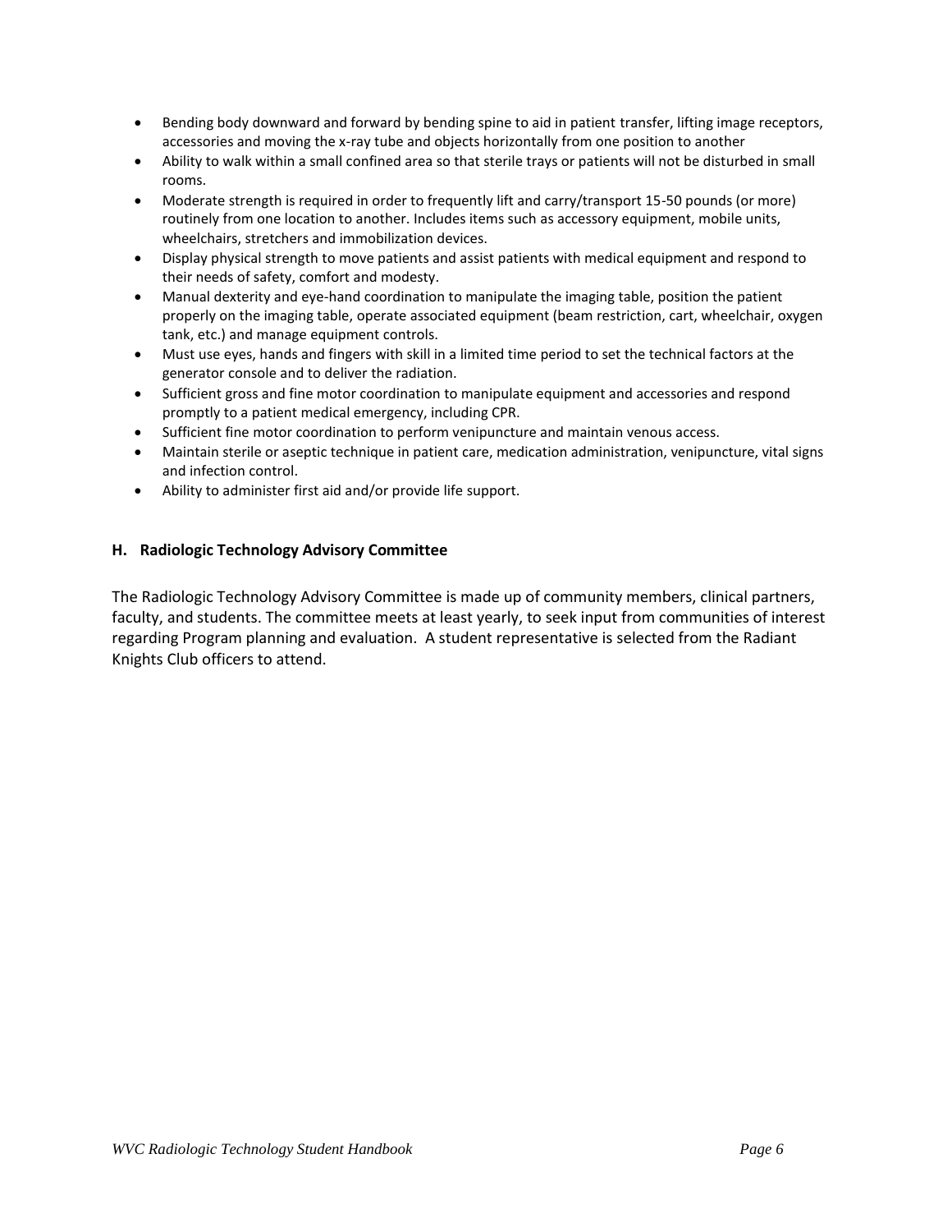- Bending body downward and forward by bending spine to aid in patient transfer, lifting image receptors, accessories and moving the x-ray tube and objects horizontally from one position to another
- Ability to walk within a small confined area so that sterile trays or patients will not be disturbed in small rooms.
- Moderate strength is required in order to frequently lift and carry/transport 15-50 pounds (or more) routinely from one location to another. Includes items such as accessory equipment, mobile units, wheelchairs, stretchers and immobilization devices.
- Display physical strength to move patients and assist patients with medical equipment and respond to their needs of safety, comfort and modesty.
- Manual dexterity and eye-hand coordination to manipulate the imaging table, position the patient properly on the imaging table, operate associated equipment (beam restriction, cart, wheelchair, oxygen tank, etc.) and manage equipment controls.
- Must use eyes, hands and fingers with skill in a limited time period to set the technical factors at the generator console and to deliver the radiation.
- Sufficient gross and fine motor coordination to manipulate equipment and accessories and respond promptly to a patient medical emergency, including CPR.
- Sufficient fine motor coordination to perform venipuncture and maintain venous access.
- Maintain sterile or aseptic technique in patient care, medication administration, venipuncture, vital signs and infection control.
- Ability to administer first aid and/or provide life support.

### H. Radiologic Technology Advisory Committee

The Radiologic Technology Advisory Committee is made up of community members, clinical partners, faculty, and students. The committee meets at least yearly, to seek input from communities of interest regarding Program planning and evaluation. A student representative is selected from the Radiant Knights Club officers to attend.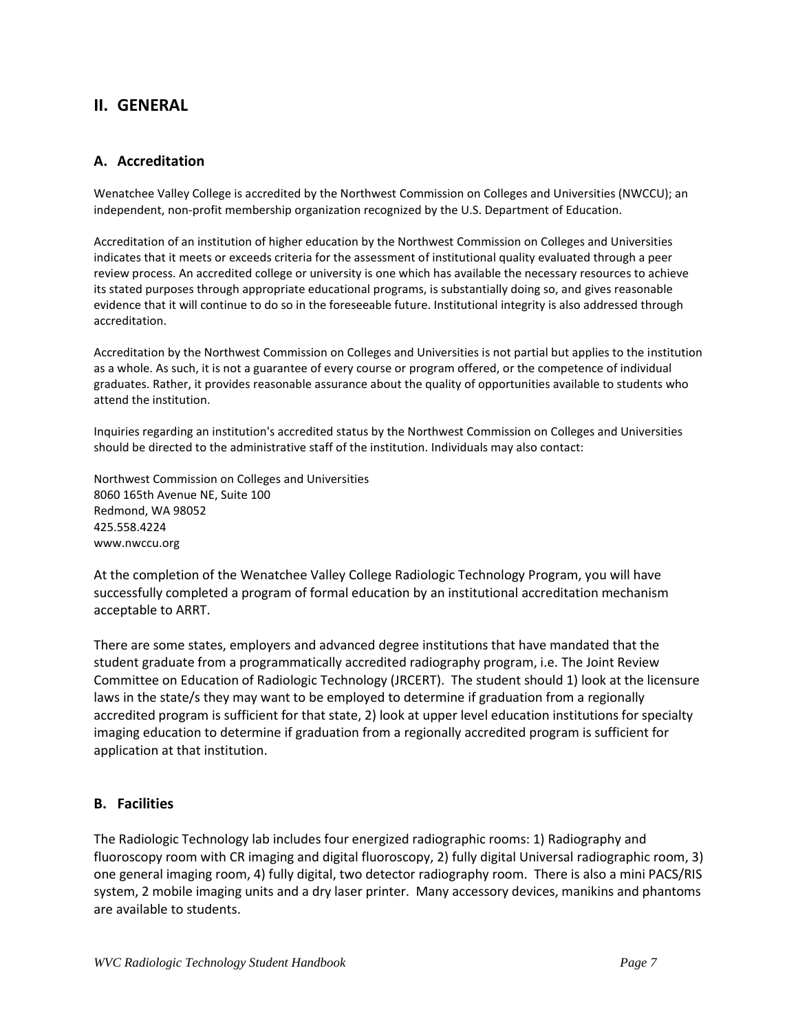## II. GENERAL

### A. Accreditation

Wenatchee Valley College is accredited by the Northwest Commission on Colleges and Universities (NWCCU); an independent, non-profit membership organization recognized by the U.S. Department of Education.

Accreditation of an institution of higher education by the Northwest Commission on Colleges and Universities indicates that it meets or exceeds criteria for the assessment of institutional quality evaluated through a peer review process. An accredited college or university is one which has available the necessary resources to achieve its stated purposes through appropriate educational programs, is substantially doing so, and gives reasonable evidence that it will continue to do so in the foreseeable future. Institutional integrity is also addressed through accreditation.

Accreditation by the Northwest Commission on Colleges and Universities is not partial but applies to the institution as a whole. As such, it is not a guarantee of every course or program offered, or the competence of individual graduates. Rather, it provides reasonable assurance about the quality of opportunities available to students who attend the institution.

Inquiries regarding an institution's accredited status by the Northwest Commission on Colleges and Universities should be directed to the administrative staff of the institution. Individuals may also contact:

Northwest Commission on Colleges and Universities
8060 165th Avenue NE, Suite 100
Redmond, WA 98052
425.558.4224
www.nwccu.org

At the completion of the Wenatchee Valley College Radiologic Technology Program, you will have successfully completed a program of formal education by an institutional accreditation mechanism acceptable to ARRT.

There are some states, employers and advanced degree institutions that have mandated that the student graduate from a programmatically accredited radiography program, i.e. The Joint Review Committee on Education of Radiologic Technology (JRCERT). The student should 1) look at the licensure laws in the state/s they may want to be employed to determine if graduation from a regionally accredited program is sufficient for that state, 2) look at upper level education institutions for specialty imaging education to determine if graduation from a regionally accredited program is sufficient for application at that institution.

### B. Facilities

The Radiologic Technology lab includes four energized radiographic rooms: 1) Radiography and fluoroscopy room with CR imaging and digital fluoroscopy, 2) fully digital Universal radiographic room, 3) one general imaging room, 4) fully digital, two detector radiography room. There is also a mini PACS/RIS system, 2 mobile imaging units and a dry laser printer. Many accessory devices, manikins and phantoms are available to students.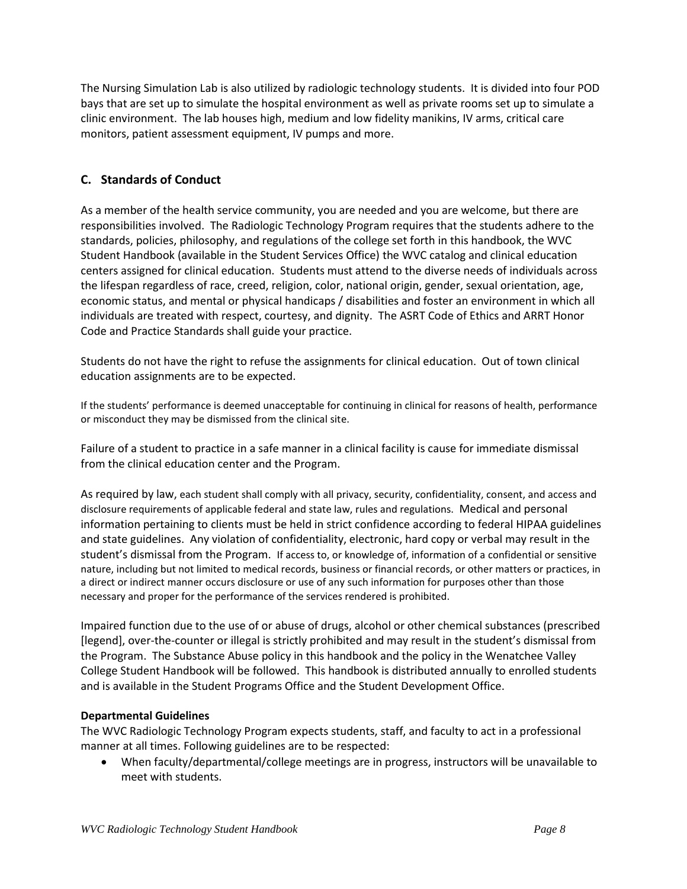The Nursing Simulation Lab is also utilized by radiologic technology students. It is divided into four POD bays that are set up to simulate the hospital environment as well as private rooms set up to simulate a clinic environment. The lab houses high, medium and low fidelity manikins, IV arms, critical care monitors, patient assessment equipment, IV pumps and more.

## C. Standards of Conduct

As a member of the health service community, you are needed and you are welcome, but there are responsibilities involved. The Radiologic Technology Program requires that the students adhere to the standards, policies, philosophy, and regulations of the college set forth in this handbook, the WVC Student Handbook (available in the Student Services Office) the WVC catalog and clinical education centers assigned for clinical education. Students must attend to the diverse needs of individuals across the lifespan regardless of race, creed, religion, color, national origin, gender, sexual orientation, age, economic status, and mental or physical handicaps / disabilities and foster an environment in which all individuals are treated with respect, courtesy, and dignity. The ASRT Code of Ethics and ARRT Honor Code and Practice Standards shall guide your practice.

Students do not have the right to refuse the assignments for clinical education. Out of town clinical education assignments are to be expected.

If the students' performance is deemed unacceptable for continuing in clinical for reasons of health, performance or misconduct they may be dismissed from the clinical site.

Failure of a student to practice in a safe manner in a clinical facility is cause for immediate dismissal from the clinical education center and the Program.

As required by law, each student shall comply with all privacy, security, confidentiality, consent, and access and disclosure requirements of applicable federal and state law, rules and regulations. Medical and personal information pertaining to clients must be held in strict confidence according to federal HIPAA guidelines and state guidelines. Any violation of confidentiality, electronic, hard copy or verbal may result in the student's dismissal from the Program. If access to, or knowledge of, information of a confidential or sensitive nature, including but not limited to medical records, business or financial records, or other matters or practices, in a direct or indirect manner occurs disclosure or use of any such information for purposes other than those necessary and proper for the performance of the services rendered is prohibited.

Impaired function due to the use of or abuse of drugs, alcohol or other chemical substances (prescribed [legend], over-the-counter or illegal is strictly prohibited and may result in the student's dismissal from the Program. The Substance Abuse policy in this handbook and the policy in the Wenatchee Valley College Student Handbook will be followed. This handbook is distributed annually to enrolled students and is available in the Student Programs Office and the Student Development Office.

**Departmental Guidelines**

The WVC Radiologic Technology Program expects students, staff, and faculty to act in a professional manner at all times. Following guidelines are to be respected:

- When faculty/departmental/college meetings are in progress, instructors will be unavailable to meet with students.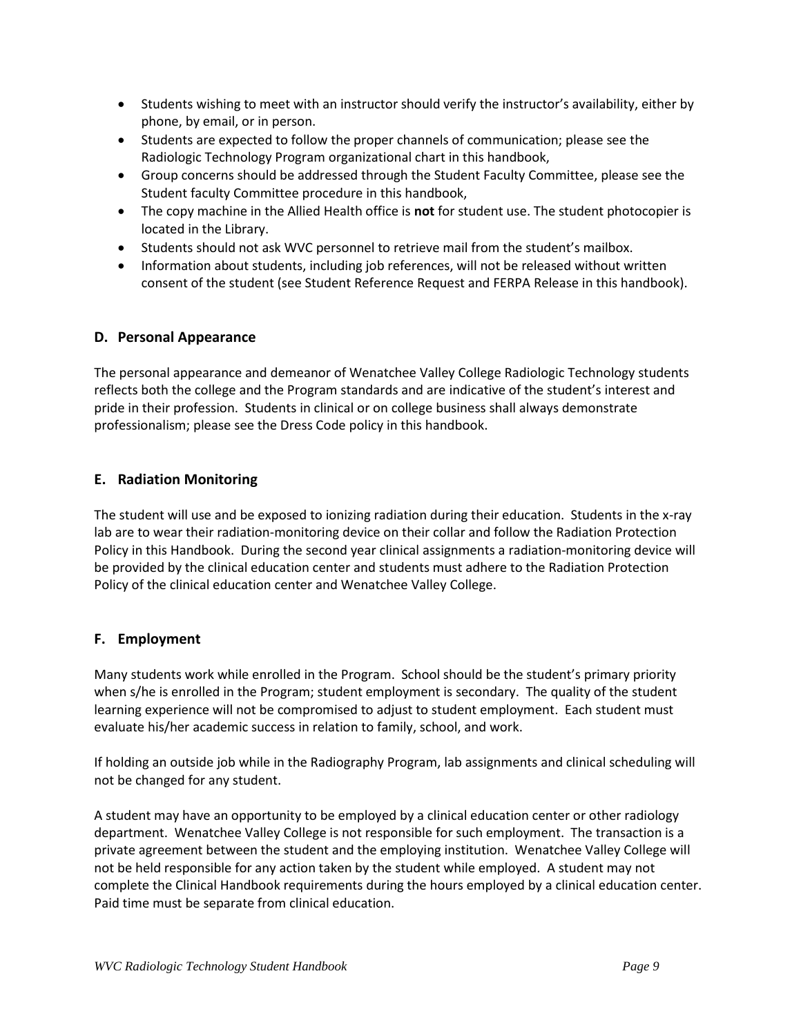- Students wishing to meet with an instructor should verify the instructor's availability, either by phone, by email, or in person.
- Students are expected to follow the proper channels of communication; please see the Radiologic Technology Program organizational chart in this handbook,
- Group concerns should be addressed through the Student Faculty Committee, please see the Student faculty Committee procedure in this handbook,
- The copy machine in the Allied Health office is **not** for student use. The student photocopier is located in the Library.
- Students should not ask WVC personnel to retrieve mail from the student's mailbox.
- Information about students, including job references, will not be released without written consent of the student (see Student Reference Request and FERPA Release in this handbook).

### D. Personal Appearance

The personal appearance and demeanor of Wenatchee Valley College Radiologic Technology students reflects both the college and the Program standards and are indicative of the student's interest and pride in their profession. Students in clinical or on college business shall always demonstrate professionalism; please see the Dress Code policy in this handbook.

### E. Radiation Monitoring

The student will use and be exposed to ionizing radiation during their education. Students in the x-ray lab are to wear their radiation-monitoring device on their collar and follow the Radiation Protection Policy in this Handbook. During the second year clinical assignments a radiation-monitoring device will be provided by the clinical education center and students must adhere to the Radiation Protection Policy of the clinical education center and Wenatchee Valley College.

### F. Employment

Many students work while enrolled in the Program. School should be the student's primary priority when s/he is enrolled in the Program; student employment is secondary. The quality of the student learning experience will not be compromised to adjust to student employment. Each student must evaluate his/her academic success in relation to family, school, and work.

If holding an outside job while in the Radiography Program, lab assignments and clinical scheduling will not be changed for any student.

A student may have an opportunity to be employed by a clinical education center or other radiology department. Wenatchee Valley College is not responsible for such employment. The transaction is a private agreement between the student and the employing institution. Wenatchee Valley College will not be held responsible for any action taken by the student while employed. A student may not complete the Clinical Handbook requirements during the hours employed by a clinical education center. Paid time must be separate from clinical education.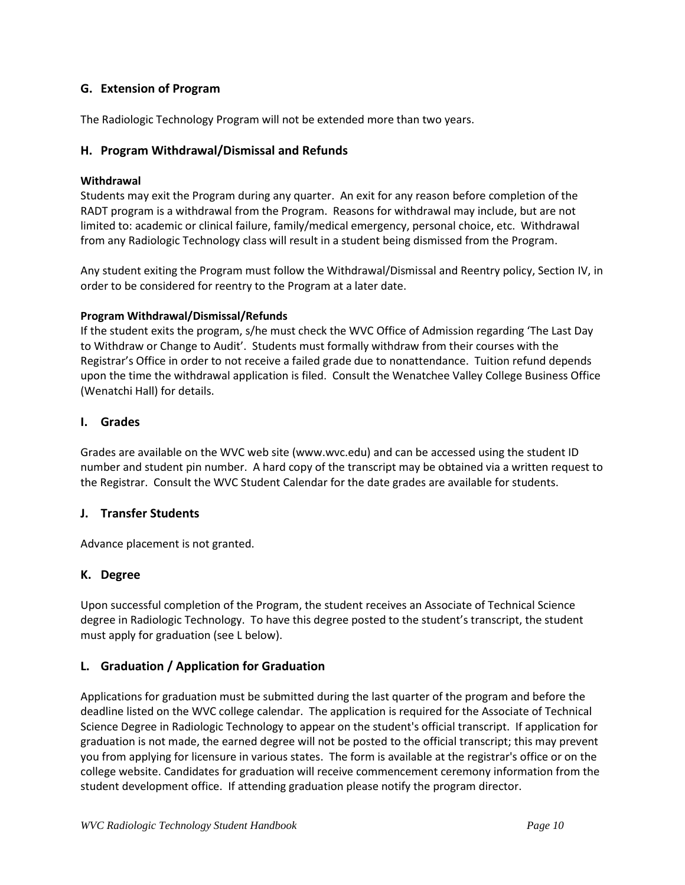## G. Extension of Program

The Radiologic Technology Program will not be extended more than two years.

## H. Program Withdrawal/Dismissal and Refunds

**Withdrawal**

Students may exit the Program during any quarter. An exit for any reason before completion of the RADT program is a withdrawal from the Program. Reasons for withdrawal may include, but are not limited to: academic or clinical failure, family/medical emergency, personal choice, etc. Withdrawal from any Radiologic Technology class will result in a student being dismissed from the Program.

Any student exiting the Program must follow the Withdrawal/Dismissal and Reentry policy, Section IV, in order to be considered for reentry to the Program at a later date.

**Program Withdrawal/Dismissal/Refunds**

If the student exits the program, s/he must check the WVC Office of Admission regarding 'The Last Day to Withdraw or Change to Audit'. Students must formally withdraw from their courses with the Registrar's Office in order to not receive a failed grade due to nonattendance. Tuition refund depends upon the time the withdrawal application is filed. Consult the Wenatchee Valley College Business Office (Wenatchi Hall) for details.

## I. Grades

Grades are available on the WVC web site (www.wvc.edu) and can be accessed using the student ID number and student pin number. A hard copy of the transcript may be obtained via a written request to the Registrar. Consult the WVC Student Calendar for the date grades are available for students.

## J. Transfer Students

Advance placement is not granted.

## K. Degree

Upon successful completion of the Program, the student receives an Associate of Technical Science degree in Radiologic Technology. To have this degree posted to the student's transcript, the student must apply for graduation (see L below).

## L. Graduation / Application for Graduation

Applications for graduation must be submitted during the last quarter of the program and before the deadline listed on the WVC college calendar. The application is required for the Associate of Technical Science Degree in Radiologic Technology to appear on the student's official transcript. If application for graduation is not made, the earned degree will not be posted to the official transcript; this may prevent you from applying for licensure in various states. The form is available at the registrar's office or on the college website. Candidates for graduation will receive commencement ceremony information from the student development office. If attending graduation please notify the program director.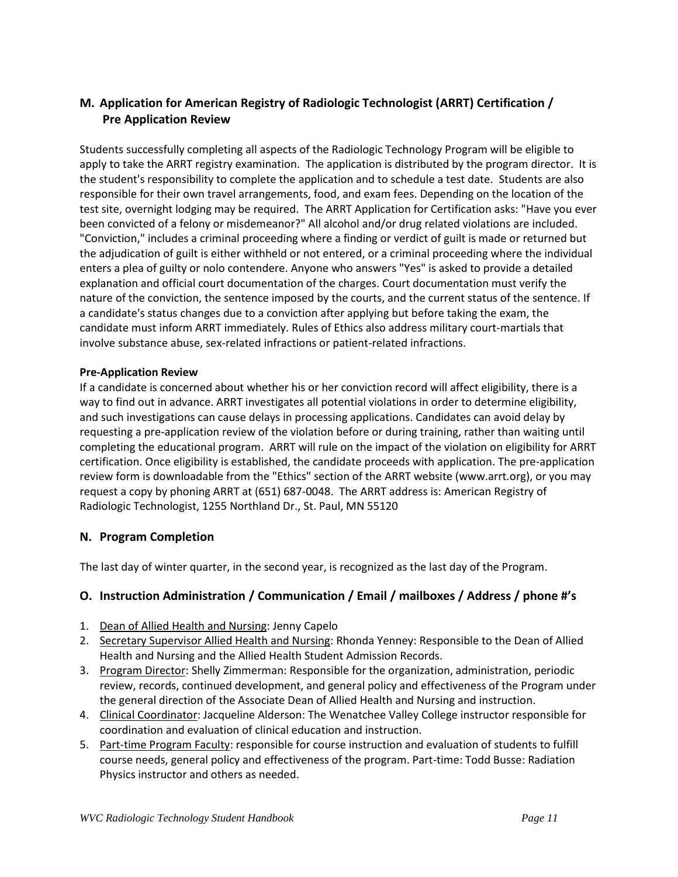## M. Application for American Registry of Radiologic Technologist (ARRT) Certification / Pre Application Review

Students successfully completing all aspects of the Radiologic Technology Program will be eligible to apply to take the ARRT registry examination. The application is distributed by the program director. It is the student's responsibility to complete the application and to schedule a test date. Students are also responsible for their own travel arrangements, food, and exam fees. Depending on the location of the test site, overnight lodging may be required. The ARRT Application for Certification asks: "Have you ever been convicted of a felony or misdemeanor?" All alcohol and/or drug related violations are included. "Conviction," includes a criminal proceeding where a finding or verdict of guilt is made or returned but the adjudication of guilt is either withheld or not entered, or a criminal proceeding where the individual enters a plea of guilty or nolo contendere. Anyone who answers "Yes" is asked to provide a detailed explanation and official court documentation of the charges. Court documentation must verify the nature of the conviction, the sentence imposed by the courts, and the current status of the sentence. If a candidate's status changes due to a conviction after applying but before taking the exam, the candidate must inform ARRT immediately. Rules of Ethics also address military court-martials that involve substance abuse, sex-related infractions or patient-related infractions.

**Pre-Application Review**

If a candidate is concerned about whether his or her conviction record will affect eligibility, there is a way to find out in advance. ARRT investigates all potential violations in order to determine eligibility, and such investigations can cause delays in processing applications. Candidates can avoid delay by requesting a pre-application review of the violation before or during training, rather than waiting until completing the educational program. ARRT will rule on the impact of the violation on eligibility for ARRT certification. Once eligibility is established, the candidate proceeds with application. The pre-application review form is downloadable from the "Ethics" section of the ARRT website (www.arrt.org), or you may request a copy by phoning ARRT at (651) 687-0048. The ARRT address is: American Registry of Radiologic Technologist, 1255 Northland Dr., St. Paul, MN 55120

## N. Program Completion

The last day of winter quarter, in the second year, is recognized as the last day of the Program.

## O. Instruction Administration / Communication / Email / mailboxes / Address / phone #'s

1. Dean of Allied Health and Nursing: Jenny Capelo
2. Secretary Supervisor Allied Health and Nursing: Rhonda Yenney: Responsible to the Dean of Allied Health and Nursing and the Allied Health Student Admission Records.
3. Program Director: Shelly Zimmerman: Responsible for the organization, administration, periodic review, records, continued development, and general policy and effectiveness of the Program under the general direction of the Associate Dean of Allied Health and Nursing and instruction.
4. Clinical Coordinator: Jacqueline Alderson: The Wenatchee Valley College instructor responsible for coordination and evaluation of clinical education and instruction.
5. Part-time Program Faculty: responsible for course instruction and evaluation of students to fulfill course needs, general policy and effectiveness of the program. Part-time: Todd Busse: Radiation Physics instructor and others as needed.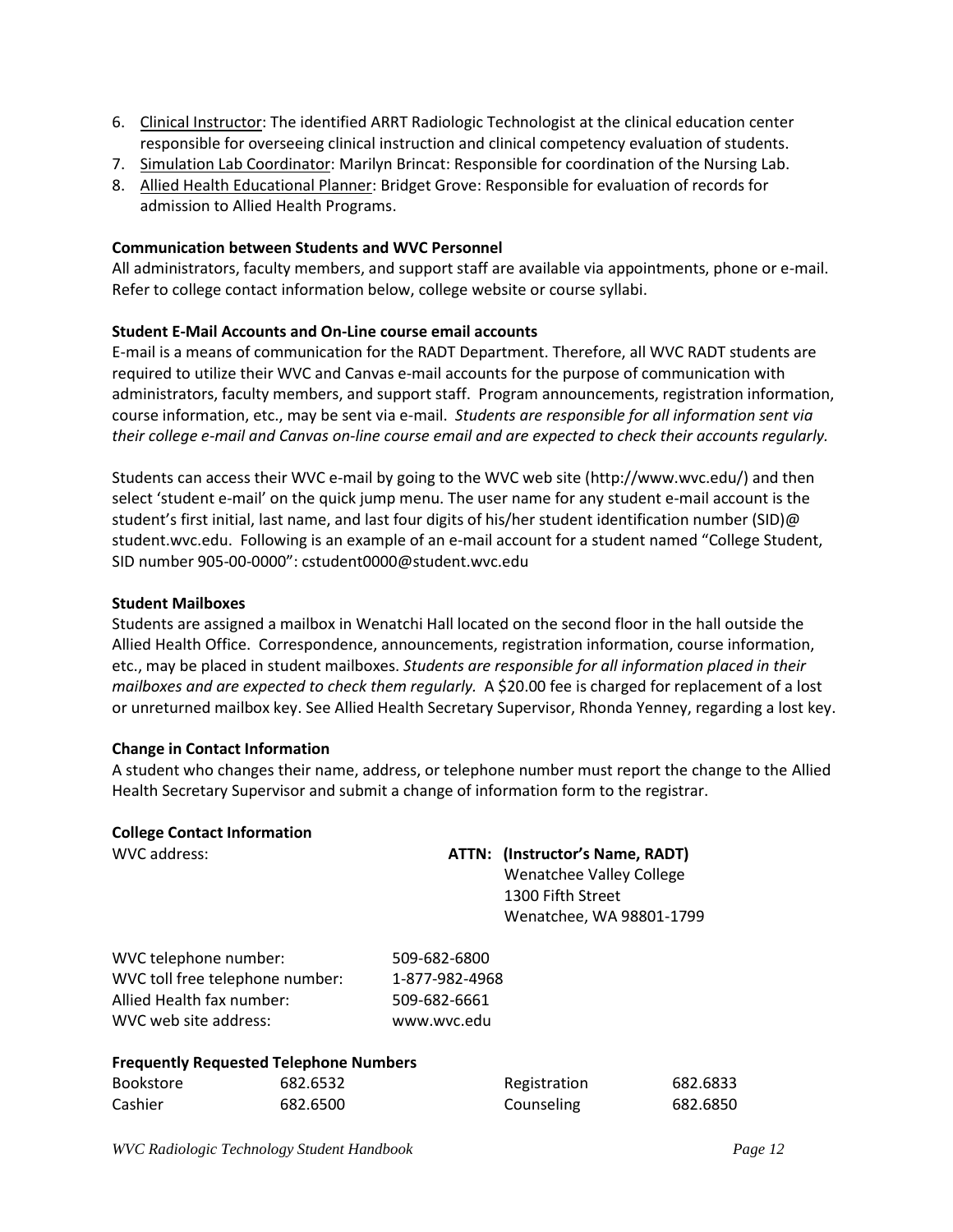6. Clinical Instructor: The identified ARRT Radiologic Technologist at the clinical education center responsible for overseeing clinical instruction and clinical competency evaluation of students.
7. Simulation Lab Coordinator: Marilyn Brincat: Responsible for coordination of the Nursing Lab.
8. Allied Health Educational Planner: Bridget Grove: Responsible for evaluation of records for admission to Allied Health Programs.

**Communication between Students and WVC Personnel**

All administrators, faculty members, and support staff are available via appointments, phone or e-mail. Refer to college contact information below, college website or course syllabi.

**Student E-Mail Accounts and On-Line course email accounts**

E-mail is a means of communication for the RADT Department. Therefore, all WVC RADT students are required to utilize their WVC and Canvas e-mail accounts for the purpose of communication with administrators, faculty members, and support staff. Program announcements, registration information, course information, etc., may be sent via e-mail. *Students are responsible for all information sent via their college e-mail and Canvas on-line course email and are expected to check their accounts regularly.*

Students can access their WVC e-mail by going to the WVC web site (http://www.wvc.edu/) and then select 'student e-mail' on the quick jump menu. The user name for any student e-mail account is the student's first initial, last name, and last four digits of his/her student identification number (SID)@ student.wvc.edu. Following is an example of an e-mail account for a student named "College Student, SID number 905-00-0000": cstudent0000@student.wvc.edu

**Student Mailboxes**

Students are assigned a mailbox in Wenatchi Hall located on the second floor in the hall outside the Allied Health Office. Correspondence, announcements, registration information, course information, etc., may be placed in student mailboxes. *Students are responsible for all information placed in their mailboxes and are expected to check them regularly.* A $20.00 fee is charged for replacement of a lost or unreturned mailbox key. See Allied Health Secretary Supervisor, Rhonda Yenney, regarding a lost key.

**Change in Contact Information**

A student who changes their name, address, or telephone number must report the change to the Allied Health Secretary Supervisor and submit a change of information form to the registrar.

**College Contact Information**

WVC address:

**ATTN: (Instructor's Name, RADT)**
Wenatchee Valley College
1300 Fifth Street
Wenatchee, WA 98801-1799

| | |
|---|---|
| WVC telephone number: | 509-682-6800 |
| WVC toll free telephone number: | 1-877-982-4968 |
| Allied Health fax number: | 509-682-6661 |
| WVC web site address: | www.wvc.edu |

**Frequently Requested Telephone Numbers**

| | | | |
|---|---|---|---|
| Bookstore | 682.6532 | Registration | 682.6833 |
| Cashier | 682.6500 | Counseling | 682.6850 |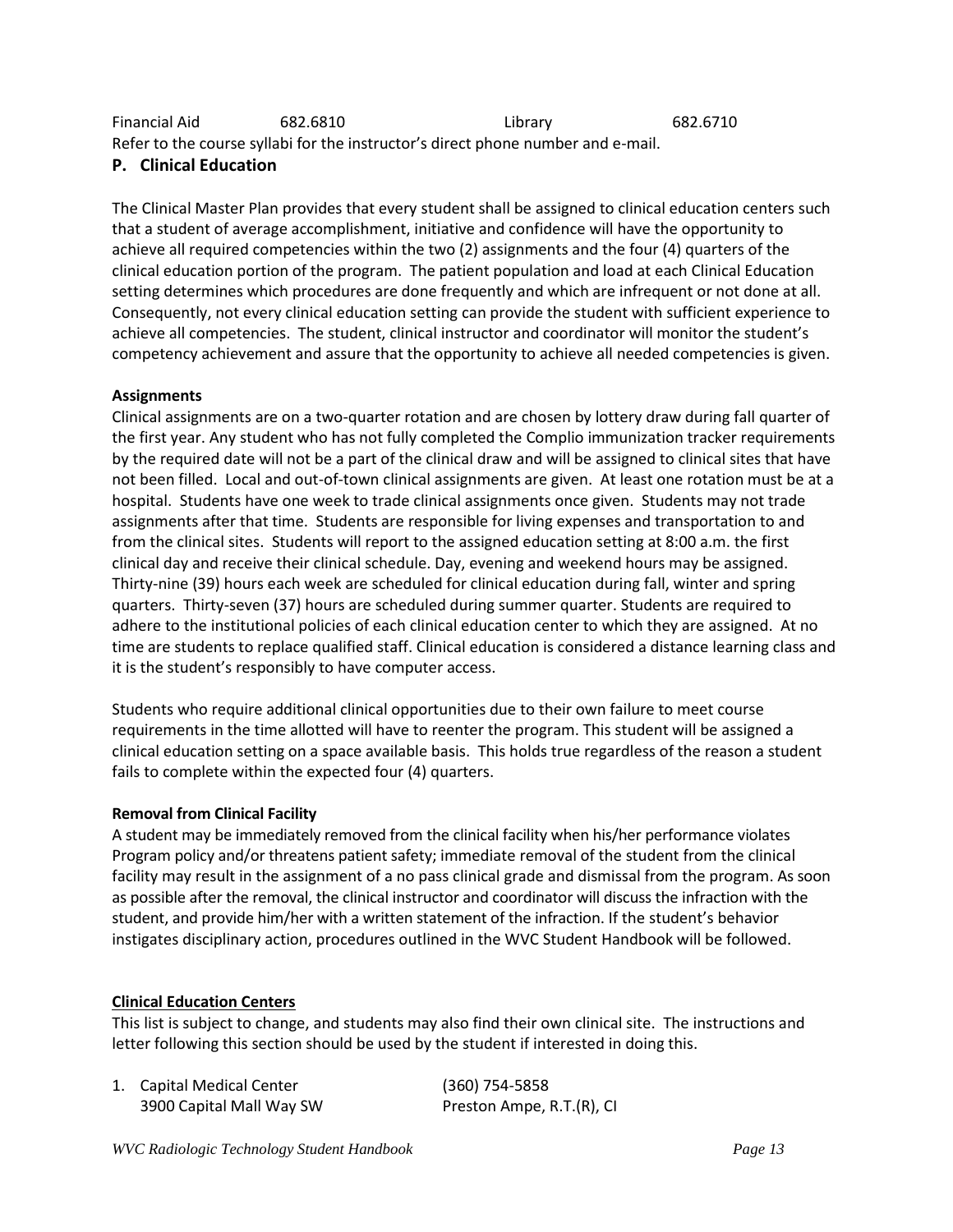| Financial Aid | 682.6810 | Library | 682.6710 |
| --- | --- | --- | --- |

Refer to the course syllabi for the instructor's direct phone number and e-mail.

## P. Clinical Education

The Clinical Master Plan provides that every student shall be assigned to clinical education centers such that a student of average accomplishment, initiative and confidence will have the opportunity to achieve all required competencies within the two (2) assignments and the four (4) quarters of the clinical education portion of the program. The patient population and load at each Clinical Education setting determines which procedures are done frequently and which are infrequent or not done at all. Consequently, not every clinical education setting can provide the student with sufficient experience to achieve all competencies. The student, clinical instructor and coordinator will monitor the student's competency achievement and assure that the opportunity to achieve all needed competencies is given.

**Assignments**

Clinical assignments are on a two-quarter rotation and are chosen by lottery draw during fall quarter of the first year. Any student who has not fully completed the Complio immunization tracker requirements by the required date will not be a part of the clinical draw and will be assigned to clinical sites that have not been filled. Local and out-of-town clinical assignments are given. At least one rotation must be at a hospital. Students have one week to trade clinical assignments once given. Students may not trade assignments after that time. Students are responsible for living expenses and transportation to and from the clinical sites. Students will report to the assigned education setting at 8:00 a.m. the first clinical day and receive their clinical schedule. Day, evening and weekend hours may be assigned. Thirty-nine (39) hours each week are scheduled for clinical education during fall, winter and spring quarters. Thirty-seven (37) hours are scheduled during summer quarter. Students are required to adhere to the institutional policies of each clinical education center to which they are assigned. At no time are students to replace qualified staff. Clinical education is considered a distance learning class and it is the student's responsibly to have computer access.

Students who require additional clinical opportunities due to their own failure to meet course requirements in the time allotted will have to reenter the program. This student will be assigned a clinical education setting on a space available basis. This holds true regardless of the reason a student fails to complete within the expected four (4) quarters.

**Removal from Clinical Facility**

A student may be immediately removed from the clinical facility when his/her performance violates Program policy and/or threatens patient safety; immediate removal of the student from the clinical facility may result in the assignment of a no pass clinical grade and dismissal from the program. As soon as possible after the removal, the clinical instructor and coordinator will discuss the infraction with the student, and provide him/her with a written statement of the infraction. If the student's behavior instigates disciplinary action, procedures outlined in the WVC Student Handbook will be followed.

**Clinical Education Centers**

This list is subject to change, and students may also find their own clinical site. The instructions and letter following this section should be used by the student if interested in doing this.

1. Capital Medical Center (360) 754-5858
   3900 Capital Mall Way SW Preston Ampe, R.T.(R), CI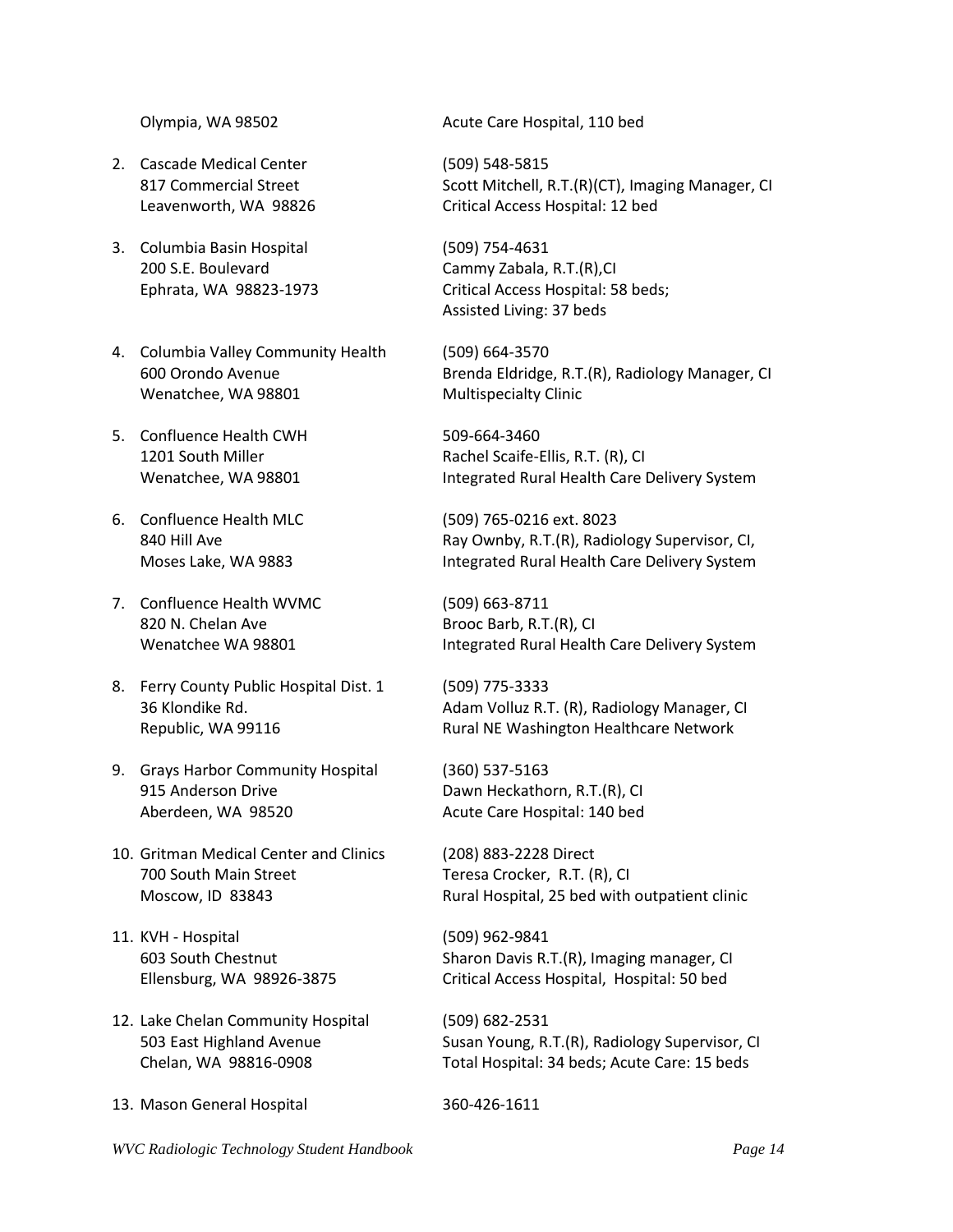Olympia, WA 98502 — Acute Care Hospital, 110 bed

2. Cascade Medical Center  
   817 Commercial Street  
   Leavenworth, WA 98826  
   (509) 548-5815  
   Scott Mitchell, R.T.(R)(CT), Imaging Manager, CI  
   Critical Access Hospital: 12 bed

3. Columbia Basin Hospital  
   200 S.E. Boulevard  
   Ephrata, WA 98823-1973  
   (509) 754-4631  
   Cammy Zabala, R.T.(R),CI  
   Critical Access Hospital: 58 beds;  
   Assisted Living: 37 beds

4. Columbia Valley Community Health  
   600 Orondo Avenue  
   Wenatchee, WA 98801  
   (509) 664-3570  
   Brenda Eldridge, R.T.(R), Radiology Manager, CI  
   Multispecialty Clinic

5. Confluence Health CWH  
   1201 South Miller  
   Wenatchee, WA 98801  
   509-664-3460  
   Rachel Scaife-Ellis, R.T. (R), CI  
   Integrated Rural Health Care Delivery System

6. Confluence Health MLC  
   840 Hill Ave  
   Moses Lake, WA 9883  
   (509) 765-0216 ext. 8023  
   Ray Ownby, R.T.(R), Radiology Supervisor, CI,  
   Integrated Rural Health Care Delivery System

7. Confluence Health WVMC  
   820 N. Chelan Ave  
   Wenatchee WA 98801  
   (509) 663-8711  
   Brooc Barb, R.T.(R), CI  
   Integrated Rural Health Care Delivery System

8. Ferry County Public Hospital Dist. 1  
   36 Klondike Rd.  
   Republic, WA 99116  
   (509) 775-3333  
   Adam Volluz R.T. (R), Radiology Manager, CI  
   Rural NE Washington Healthcare Network

9. Grays Harbor Community Hospital  
   915 Anderson Drive  
   Aberdeen, WA 98520  
   (360) 537-5163  
   Dawn Heckathorn, R.T.(R), CI  
   Acute Care Hospital: 140 bed

10. Gritman Medical Center and Clinics  
    700 South Main Street  
    Moscow, ID 83843  
    (208) 883-2228 Direct  
    Teresa Crocker, R.T. (R), CI  
    Rural Hospital, 25 bed with outpatient clinic

11. KVH - Hospital  
    603 South Chestnut  
    Ellensburg, WA 98926-3875  
    (509) 962-9841  
    Sharon Davis R.T.(R), Imaging manager, CI  
    Critical Access Hospital, Hospital: 50 bed

12. Lake Chelan Community Hospital  
    503 East Highland Avenue  
    Chelan, WA 98816-0908  
    (509) 682-2531  
    Susan Young, R.T.(R), Radiology Supervisor, CI  
    Total Hospital: 34 beds; Acute Care: 15 beds

13. Mason General Hospital  
    360-426-1611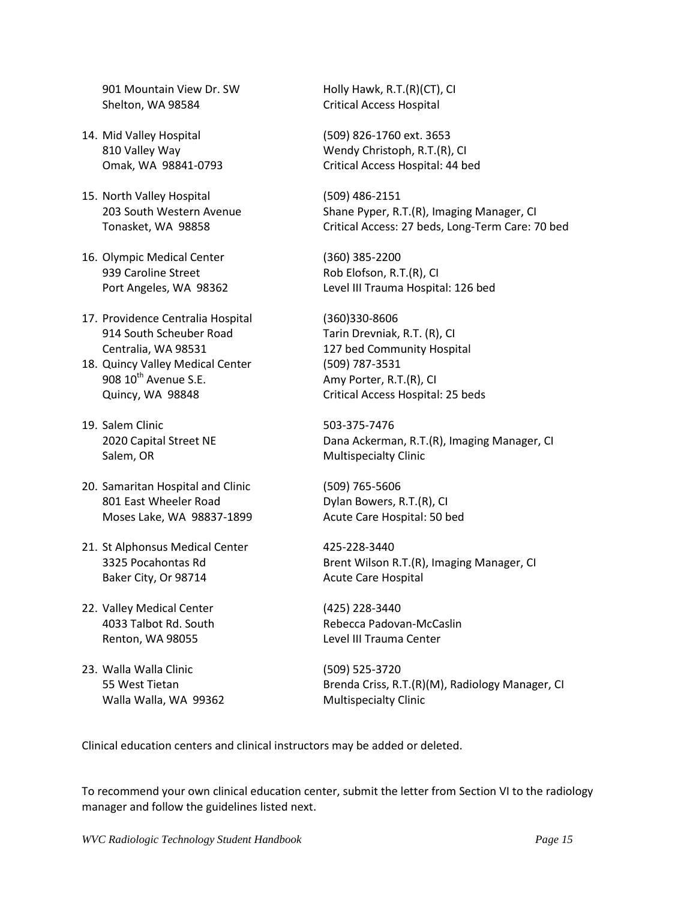901 Mountain View Dr. SW
Shelton, WA 98584

Holly Hawk, R.T.(R)(CT), CI
Critical Access Hospital

14. Mid Valley Hospital
    810 Valley Way
    Omak, WA 98841-0793

    (509) 826-1760 ext. 3653
    Wendy Christoph, R.T.(R), CI
    Critical Access Hospital: 44 bed

15. North Valley Hospital
    203 South Western Avenue
    Tonasket, WA 98858

    (509) 486-2151
    Shane Pyper, R.T.(R), Imaging Manager, CI
    Critical Access: 27 beds, Long-Term Care: 70 bed

16. Olympic Medical Center
    939 Caroline Street
    Port Angeles, WA 98362

    (360) 385-2200
    Rob Elofson, R.T.(R), CI
    Level III Trauma Hospital: 126 bed

17. Providence Centralia Hospital
    914 South Scheuber Road
    Centralia, WA 98531

    (360)330-8606
    Tarin Drevniak, R.T. (R), CI
    127 bed Community Hospital

18. Quincy Valley Medical Center
    908 10th Avenue S.E.
    Quincy, WA 98848

    (509) 787-3531
    Amy Porter, R.T.(R), CI
    Critical Access Hospital: 25 beds

19. Salem Clinic
    2020 Capital Street NE
    Salem, OR

    503-375-7476
    Dana Ackerman, R.T.(R), Imaging Manager, CI
    Multispecialty Clinic

20. Samaritan Hospital and Clinic
    801 East Wheeler Road
    Moses Lake, WA 98837-1899

    (509) 765-5606
    Dylan Bowers, R.T.(R), CI
    Acute Care Hospital: 50 bed

21. St Alphonsus Medical Center
    3325 Pocahontas Rd
    Baker City, Or 98714

    425-228-3440
    Brent Wilson R.T.(R), Imaging Manager, CI
    Acute Care Hospital

22. Valley Medical Center
    4033 Talbot Rd. South
    Renton, WA 98055

    (425) 228-3440
    Rebecca Padovan-McCaslin
    Level III Trauma Center

23. Walla Walla Clinic
    55 West Tietan
    Walla Walla, WA 99362

    (509) 525-3720
    Brenda Criss, R.T.(R)(M), Radiology Manager, CI
    Multispecialty Clinic

Clinical education centers and clinical instructors may be added or deleted.

To recommend your own clinical education center, submit the letter from Section VI to the radiology manager and follow the guidelines listed next.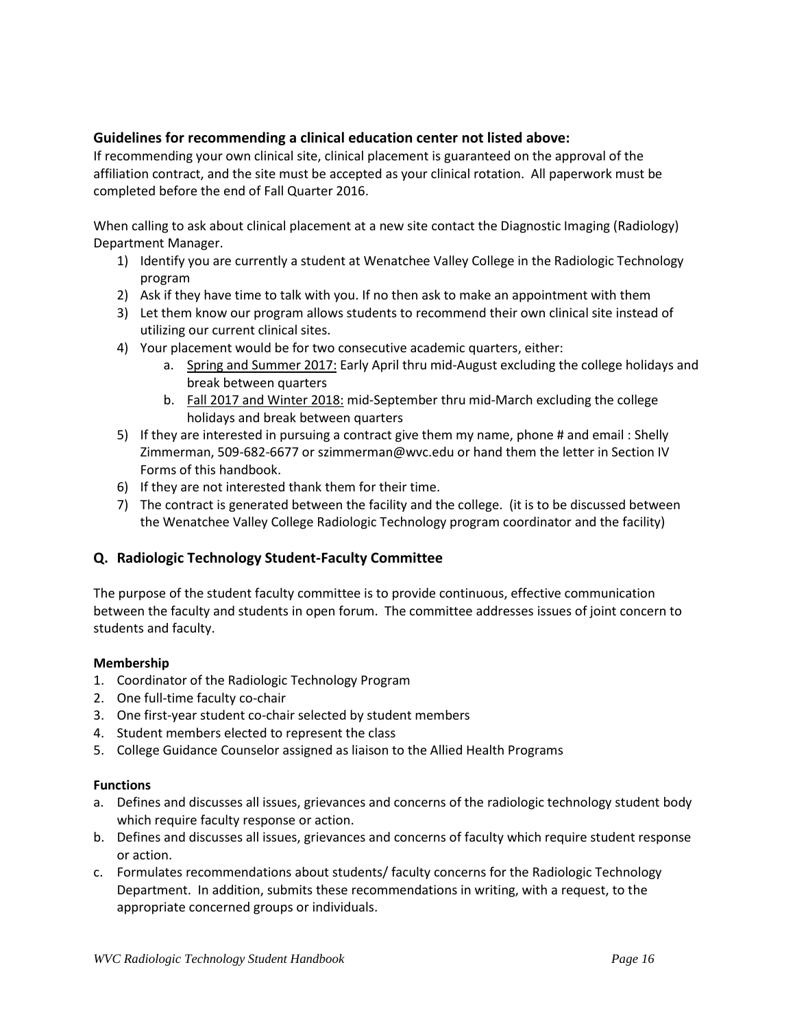### Guidelines for recommending a clinical education center not listed above:

If recommending your own clinical site, clinical placement is guaranteed on the approval of the affiliation contract, and the site must be accepted as your clinical rotation. All paperwork must be completed before the end of Fall Quarter 2016.

When calling to ask about clinical placement at a new site contact the Diagnostic Imaging (Radiology) Department Manager.

1) Identify you are currently a student at Wenatchee Valley College in the Radiologic Technology program
2) Ask if they have time to talk with you. If no then ask to make an appointment with them
3) Let them know our program allows students to recommend their own clinical site instead of utilizing our current clinical sites.
4) Your placement would be for two consecutive academic quarters, either:
   a. <u>Spring and Summer 2017:</u> Early April thru mid-August excluding the college holidays and break between quarters
   b. <u>Fall 2017 and Winter 2018:</u> mid-September thru mid-March excluding the college holidays and break between quarters
5) If they are interested in pursuing a contract give them my name, phone # and email : Shelly Zimmerman, 509-682-6677 or szimmerman@wvc.edu or hand them the letter in Section IV Forms of this handbook.
6) If they are not interested thank them for their time.
7) The contract is generated between the facility and the college. (it is to be discussed between the Wenatchee Valley College Radiologic Technology program coordinator and the facility)

## Q. Radiologic Technology Student-Faculty Committee

The purpose of the student faculty committee is to provide continuous, effective communication between the faculty and students in open forum. The committee addresses issues of joint concern to students and faculty.

**Membership**

1. Coordinator of the Radiologic Technology Program
2. One full-time faculty co-chair
3. One first-year student co-chair selected by student members
4. Student members elected to represent the class
5. College Guidance Counselor assigned as liaison to the Allied Health Programs

**Functions**

a. Defines and discusses all issues, grievances and concerns of the radiologic technology student body which require faculty response or action.
b. Defines and discusses all issues, grievances and concerns of faculty which require student response or action.
c. Formulates recommendations about students/ faculty concerns for the Radiologic Technology Department. In addition, submits these recommendations in writing, with a request, to the appropriate concerned groups or individuals.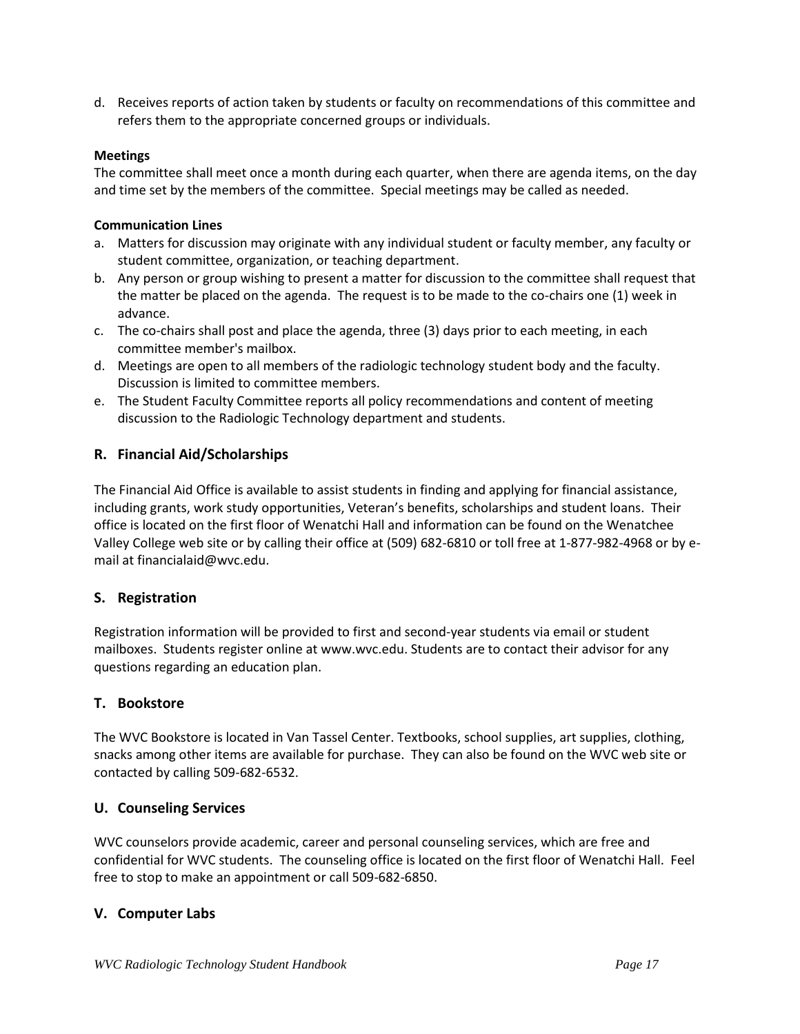d. Receives reports of action taken by students or faculty on recommendations of this committee and refers them to the appropriate concerned groups or individuals.

**Meetings**

The committee shall meet once a month during each quarter, when there are agenda items, on the day and time set by the members of the committee. Special meetings may be called as needed.

**Communication Lines**

a. Matters for discussion may originate with any individual student or faculty member, any faculty or student committee, organization, or teaching department.
b. Any person or group wishing to present a matter for discussion to the committee shall request that the matter be placed on the agenda. The request is to be made to the co-chairs one (1) week in advance.
c. The co-chairs shall post and place the agenda, three (3) days prior to each meeting, in each committee member's mailbox.
d. Meetings are open to all members of the radiologic technology student body and the faculty. Discussion is limited to committee members.
e. The Student Faculty Committee reports all policy recommendations and content of meeting discussion to the Radiologic Technology department and students.

## R. Financial Aid/Scholarships

The Financial Aid Office is available to assist students in finding and applying for financial assistance, including grants, work study opportunities, Veteran's benefits, scholarships and student loans. Their office is located on the first floor of Wenatchi Hall and information can be found on the Wenatchee Valley College web site or by calling their office at (509) 682-6810 or toll free at 1-877-982-4968 or by e-mail at financialaid@wvc.edu.

## S. Registration

Registration information will be provided to first and second-year students via email or student mailboxes. Students register online at www.wvc.edu. Students are to contact their advisor for any questions regarding an education plan.

## T. Bookstore

The WVC Bookstore is located in Van Tassel Center. Textbooks, school supplies, art supplies, clothing, snacks among other items are available for purchase. They can also be found on the WVC web site or contacted by calling 509-682-6532.

## U. Counseling Services

WVC counselors provide academic, career and personal counseling services, which are free and confidential for WVC students. The counseling office is located on the first floor of Wenatchi Hall. Feel free to stop to make an appointment or call 509-682-6850.

## V. Computer Labs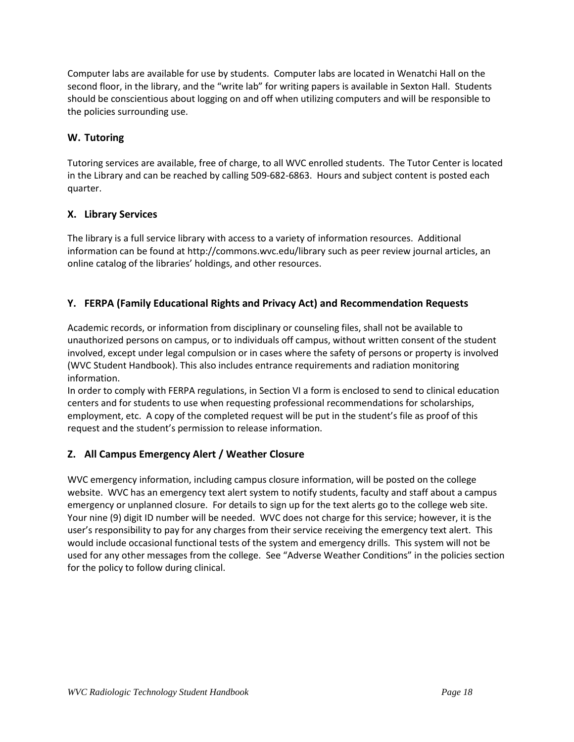Computer labs are available for use by students. Computer labs are located in Wenatchi Hall on the second floor, in the library, and the "write lab" for writing papers is available in Sexton Hall. Students should be conscientious about logging on and off when utilizing computers and will be responsible to the policies surrounding use.

### W. Tutoring

Tutoring services are available, free of charge, to all WVC enrolled students. The Tutor Center is located in the Library and can be reached by calling 509-682-6863. Hours and subject content is posted each quarter.

### X. Library Services

The library is a full service library with access to a variety of information resources. Additional information can be found at http://commons.wvc.edu/library such as peer review journal articles, an online catalog of the libraries' holdings, and other resources.

### Y. FERPA (Family Educational Rights and Privacy Act) and Recommendation Requests

Academic records, or information from disciplinary or counseling files, shall not be available to unauthorized persons on campus, or to individuals off campus, without written consent of the student involved, except under legal compulsion or in cases where the safety of persons or property is involved (WVC Student Handbook). This also includes entrance requirements and radiation monitoring information.
In order to comply with FERPA regulations, in Section VI a form is enclosed to send to clinical education centers and for students to use when requesting professional recommendations for scholarships, employment, etc. A copy of the completed request will be put in the student's file as proof of this request and the student's permission to release information.

### Z. All Campus Emergency Alert / Weather Closure

WVC emergency information, including campus closure information, will be posted on the college website. WVC has an emergency text alert system to notify students, faculty and staff about a campus emergency or unplanned closure. For details to sign up for the text alerts go to the college web site. Your nine (9) digit ID number will be needed. WVC does not charge for this service; however, it is the user's responsibility to pay for any charges from their service receiving the emergency text alert. This would include occasional functional tests of the system and emergency drills. This system will not be used for any other messages from the college. See "Adverse Weather Conditions" in the policies section for the policy to follow during clinical.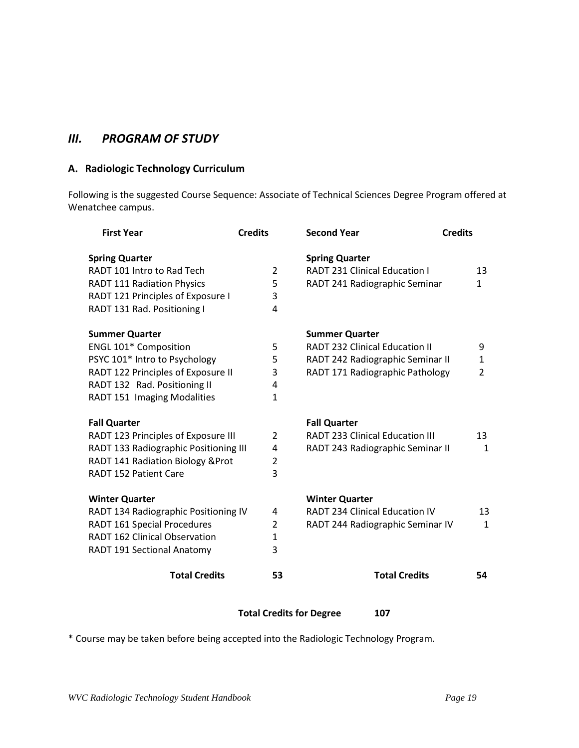## *III. PROGRAM OF STUDY*

### A. Radiologic Technology Curriculum

Following is the suggested Course Sequence: Associate of Technical Sciences Degree Program offered at Wenatchee campus.

| First Year | Credits | Second Year | Credits |
|---|---|---|---|
| **Spring Quarter** | | **Spring Quarter** | |
| RADT 101 Intro to Rad Tech | 2 | RADT 231 Clinical Education I | 13 |
| RADT 111 Radiation Physics | 5 | RADT 241 Radiographic Seminar | 1 |
| RADT 121 Principles of Exposure I | 3 | | |
| RADT 131 Rad. Positioning I | 4 | | |
| **Summer Quarter** | | **Summer Quarter** | |
| ENGL 101* Composition | 5 | RADT 232 Clinical Education II | 9 |
| PSYC 101* Intro to Psychology | 5 | RADT 242 Radiographic Seminar II | 1 |
| RADT 122 Principles of Exposure II | 3 | RADT 171 Radiographic Pathology | 2 |
| RADT 132 Rad. Positioning II | 4 | | |
| RADT 151 Imaging Modalities | 1 | | |
| **Fall Quarter** | | **Fall Quarter** | |
| RADT 123 Principles of Exposure III | 2 | RADT 233 Clinical Education III | 13 |
| RADT 133 Radiographic Positioning III | 4 | RADT 243 Radiographic Seminar II | 1 |
| RADT 141 Radiation Biology &Prot | 2 | | |
| RADT 152 Patient Care | 3 | | |
| **Winter Quarter** | | **Winter Quarter** | |
| RADT 134 Radiographic Positioning IV | 4 | RADT 234 Clinical Education IV | 13 |
| RADT 161 Special Procedures | 2 | RADT 244 Radiographic Seminar IV | 1 |
| RADT 162 Clinical Observation | 1 | | |
| RADT 191 Sectional Anatomy | 3 | | |
| **Total Credits** | **53** | **Total Credits** | **54** |

**Total Credits for Degree 107**

\* Course may be taken before being accepted into the Radiologic Technology Program.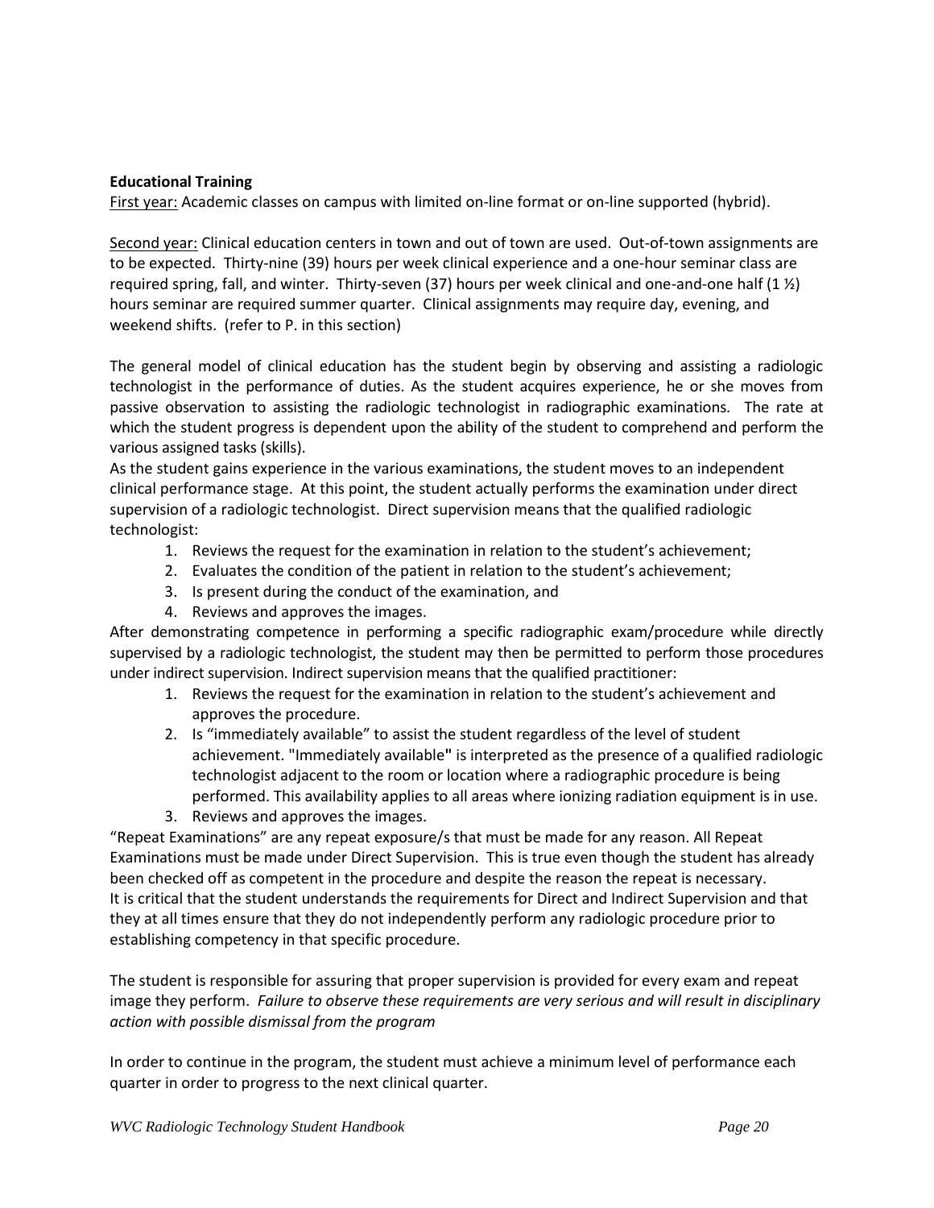**Educational Training**

First year: Academic classes on campus with limited on-line format or on-line supported (hybrid).

Second year: Clinical education centers in town and out of town are used. Out-of-town assignments are to be expected. Thirty-nine (39) hours per week clinical experience and a one-hour seminar class are required spring, fall, and winter. Thirty-seven (37) hours per week clinical and one-and-one half (1 ½) hours seminar are required summer quarter. Clinical assignments may require day, evening, and weekend shifts. (refer to P. in this section)

The general model of clinical education has the student begin by observing and assisting a radiologic technologist in the performance of duties. As the student acquires experience, he or she moves from passive observation to assisting the radiologic technologist in radiographic examinations. The rate at which the student progress is dependent upon the ability of the student to comprehend and perform the various assigned tasks (skills).

As the student gains experience in the various examinations, the student moves to an independent clinical performance stage. At this point, the student actually performs the examination under direct supervision of a radiologic technologist. Direct supervision means that the qualified radiologic technologist:

1. Reviews the request for the examination in relation to the student's achievement;
2. Evaluates the condition of the patient in relation to the student's achievement;
3. Is present during the conduct of the examination, and
4. Reviews and approves the images.

After demonstrating competence in performing a specific radiographic exam/procedure while directly supervised by a radiologic technologist, the student may then be permitted to perform those procedures under indirect supervision. Indirect supervision means that the qualified practitioner:

1. Reviews the request for the examination in relation to the student's achievement and approves the procedure.
2. Is "immediately available" to assist the student regardless of the level of student achievement. "Immediately available" is interpreted as the presence of a qualified radiologic technologist adjacent to the room or location where a radiographic procedure is being performed. This availability applies to all areas where ionizing radiation equipment is in use.
3. Reviews and approves the images.

"Repeat Examinations" are any repeat exposure/s that must be made for any reason. All Repeat Examinations must be made under Direct Supervision. This is true even though the student has already been checked off as competent in the procedure and despite the reason the repeat is necessary.

It is critical that the student understands the requirements for Direct and Indirect Supervision and that they at all times ensure that they do not independently perform any radiologic procedure prior to establishing competency in that specific procedure.

The student is responsible for assuring that proper supervision is provided for every exam and repeat image they perform. *Failure to observe these requirements are very serious and will result in disciplinary action with possible dismissal from the program*

In order to continue in the program, the student must achieve a minimum level of performance each quarter in order to progress to the next clinical quarter.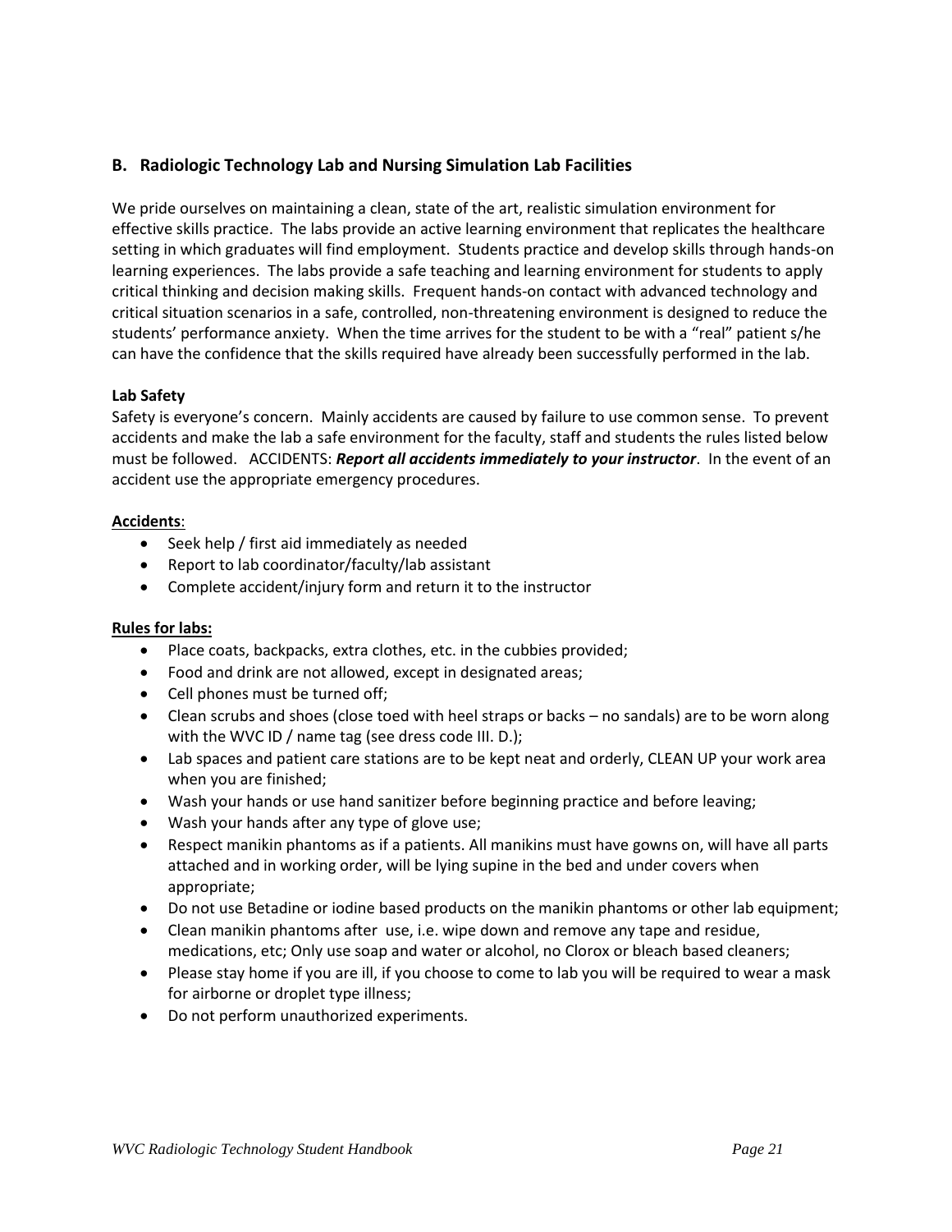## B. Radiologic Technology Lab and Nursing Simulation Lab Facilities

We pride ourselves on maintaining a clean, state of the art, realistic simulation environment for effective skills practice. The labs provide an active learning environment that replicates the healthcare setting in which graduates will find employment. Students practice and develop skills through hands-on learning experiences. The labs provide a safe teaching and learning environment for students to apply critical thinking and decision making skills. Frequent hands-on contact with advanced technology and critical situation scenarios in a safe, controlled, non-threatening environment is designed to reduce the students' performance anxiety. When the time arrives for the student to be with a "real" patient s/he can have the confidence that the skills required have already been successfully performed in the lab.

**Lab Safety**

Safety is everyone's concern. Mainly accidents are caused by failure to use common sense. To prevent accidents and make the lab a safe environment for the faculty, staff and students the rules listed below must be followed. ACCIDENTS: ***Report all accidents immediately to your instructor***. In the event of an accident use the appropriate emergency procedures.

**Accidents**:

- Seek help / first aid immediately as needed
- Report to lab coordinator/faculty/lab assistant
- Complete accident/injury form and return it to the instructor

**Rules for labs:**

- Place coats, backpacks, extra clothes, etc. in the cubbies provided;
- Food and drink are not allowed, except in designated areas;
- Cell phones must be turned off;
- Clean scrubs and shoes (close toed with heel straps or backs – no sandals) are to be worn along with the WVC ID / name tag (see dress code III. D.);
- Lab spaces and patient care stations are to be kept neat and orderly, CLEAN UP your work area when you are finished;
- Wash your hands or use hand sanitizer before beginning practice and before leaving;
- Wash your hands after any type of glove use;
- Respect manikin phantoms as if a patients. All manikins must have gowns on, will have all parts attached and in working order, will be lying supine in the bed and under covers when appropriate;
- Do not use Betadine or iodine based products on the manikin phantoms or other lab equipment;
- Clean manikin phantoms after use, i.e. wipe down and remove any tape and residue, medications, etc; Only use soap and water or alcohol, no Clorox or bleach based cleaners;
- Please stay home if you are ill, if you choose to come to lab you will be required to wear a mask for airborne or droplet type illness;
- Do not perform unauthorized experiments.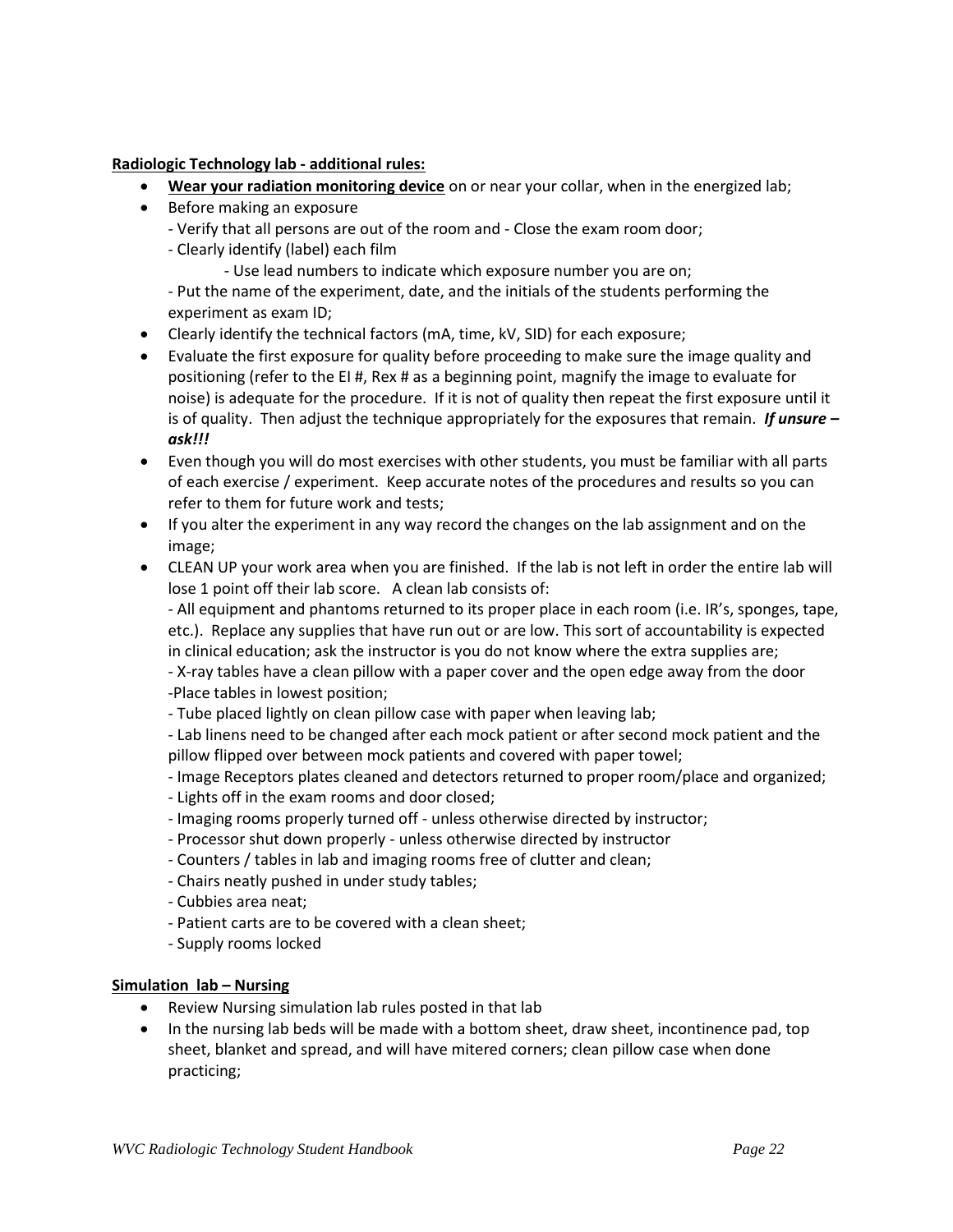**Radiologic Technology lab - additional rules:**

- **Wear your radiation monitoring device** on or near your collar, when in the energized lab;
- Before making an exposure
  - Verify that all persons are out of the room and - Close the exam room door;
  - Clearly identify (label) each film
    - Use lead numbers to indicate which exposure number you are on;
  - Put the name of the experiment, date, and the initials of the students performing the experiment as exam ID;
- Clearly identify the technical factors (mA, time, kV, SID) for each exposure;
- Evaluate the first exposure for quality before proceeding to make sure the image quality and positioning (refer to the EI #, Rex # as a beginning point, magnify the image to evaluate for noise) is adequate for the procedure. If it is not of quality then repeat the first exposure until it is of quality. Then adjust the technique appropriately for the exposures that remain. ***If unsure – ask!!!***
- Even though you will do most exercises with other students, you must be familiar with all parts of each exercise / experiment. Keep accurate notes of the procedures and results so you can refer to them for future work and tests;
- If you alter the experiment in any way record the changes on the lab assignment and on the image;
- CLEAN UP your work area when you are finished. If the lab is not left in order the entire lab will lose 1 point off their lab score. A clean lab consists of:
  - All equipment and phantoms returned to its proper place in each room (i.e. IR's, sponges, tape, etc.). Replace any supplies that have run out or are low. This sort of accountability is expected in clinical education; ask the instructor is you do not know where the extra supplies are;
  - X-ray tables have a clean pillow with a paper cover and the open edge away from the door
  - Place tables in lowest position;
  - Tube placed lightly on clean pillow case with paper when leaving lab;
  - Lab linens need to be changed after each mock patient or after second mock patient and the pillow flipped over between mock patients and covered with paper towel;
  - Image Receptors plates cleaned and detectors returned to proper room/place and organized;
  - Lights off in the exam rooms and door closed;
  - Imaging rooms properly turned off - unless otherwise directed by instructor;
  - Processor shut down properly - unless otherwise directed by instructor
  - Counters / tables in lab and imaging rooms free of clutter and clean;
  - Chairs neatly pushed in under study tables;
  - Cubbies area neat;
  - Patient carts are to be covered with a clean sheet;
  - Supply rooms locked

**Simulation lab – Nursing**

- Review Nursing simulation lab rules posted in that lab
- In the nursing lab beds will be made with a bottom sheet, draw sheet, incontinence pad, top sheet, blanket and spread, and will have mitered corners; clean pillow case when done practicing;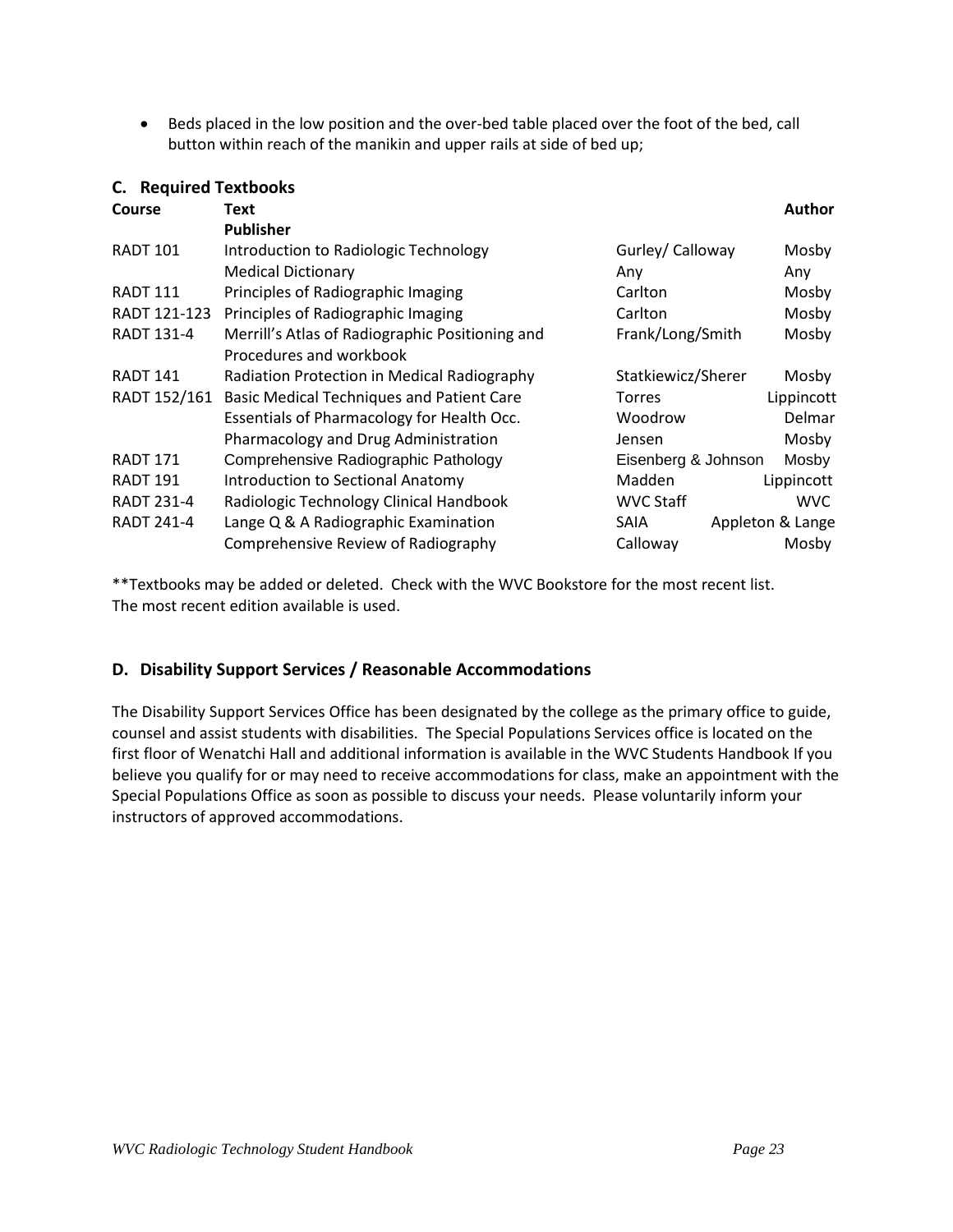- Beds placed in the low position and the over-bed table placed over the foot of the bed, call button within reach of the manikin and upper rails at side of bed up;

## C. Required Textbooks

| Course | Text<br>Publisher | Author | |
|---|---|---|---|
| RADT 101 | Introduction to Radiologic Technology | Gurley/ Calloway | Mosby |
| | Medical Dictionary | Any | Any |
| RADT 111 | Principles of Radiographic Imaging | Carlton | Mosby |
| RADT 121-123 | Principles of Radiographic Imaging | Carlton | Mosby |
| RADT 131-4 | Merrill's Atlas of Radiographic Positioning and Procedures and workbook | Frank/Long/Smith | Mosby |
| RADT 141 | Radiation Protection in Medical Radiography | Statkiewicz/Sherer | Mosby |
| RADT 152/161 | Basic Medical Techniques and Patient Care | Torres | Lippincott |
| | Essentials of Pharmacology for Health Occ. | Woodrow | Delmar |
| | Pharmacology and Drug Administration | Jensen | Mosby |
| RADT 171 | Comprehensive Radiographic Pathology | Eisenberg & Johnson | Mosby |
| RADT 191 | Introduction to Sectional Anatomy | Madden | Lippincott |
| RADT 231-4 | Radiologic Technology Clinical Handbook | WVC Staff | WVC |
| RADT 241-4 | Lange Q & A Radiographic Examination | SAIA | Appleton & Lange |
| | Comprehensive Review of Radiography | Calloway | Mosby |

**Textbooks may be added or deleted. Check with the WVC Bookstore for the most recent list. The most recent edition available is used.

## D. Disability Support Services / Reasonable Accommodations

The Disability Support Services Office has been designated by the college as the primary office to guide, counsel and assist students with disabilities. The Special Populations Services office is located on the first floor of Wenatchi Hall and additional information is available in the WVC Students Handbook If you believe you qualify for or may need to receive accommodations for class, make an appointment with the Special Populations Office as soon as possible to discuss your needs. Please voluntarily inform your instructors of approved accommodations.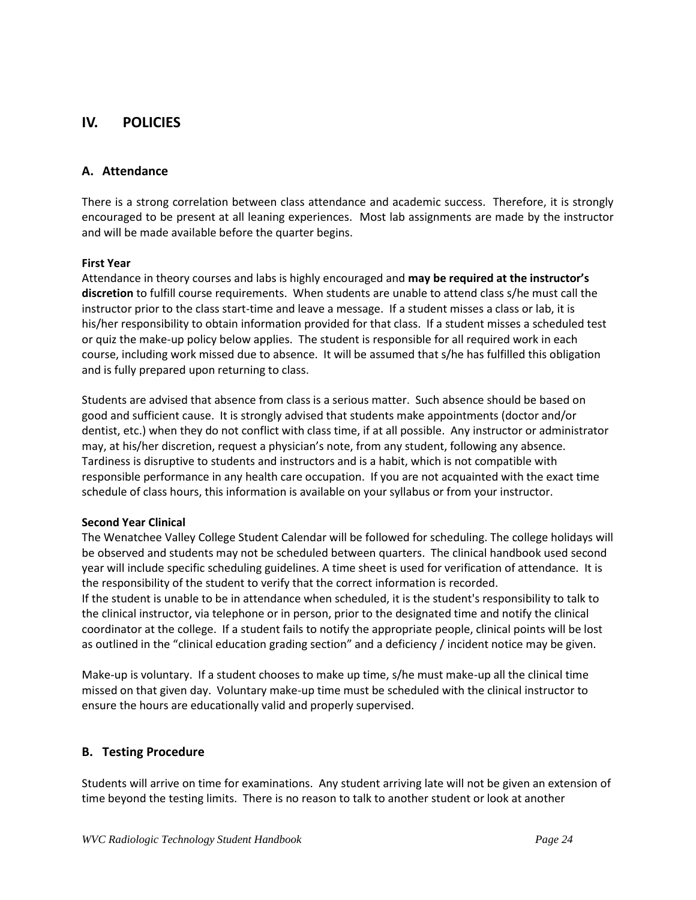## IV. POLICIES

### A. Attendance

There is a strong correlation between class attendance and academic success. Therefore, it is strongly encouraged to be present at all leaning experiences. Most lab assignments are made by the instructor and will be made available before the quarter begins.

**First Year**

Attendance in theory courses and labs is highly encouraged and **may be required at the instructor's discretion** to fulfill course requirements. When students are unable to attend class s/he must call the instructor prior to the class start-time and leave a message. If a student misses a class or lab, it is his/her responsibility to obtain information provided for that class. If a student misses a scheduled test or quiz the make-up policy below applies. The student is responsible for all required work in each course, including work missed due to absence. It will be assumed that s/he has fulfilled this obligation and is fully prepared upon returning to class.

Students are advised that absence from class is a serious matter. Such absence should be based on good and sufficient cause. It is strongly advised that students make appointments (doctor and/or dentist, etc.) when they do not conflict with class time, if at all possible. Any instructor or administrator may, at his/her discretion, request a physician's note, from any student, following any absence. Tardiness is disruptive to students and instructors and is a habit, which is not compatible with responsible performance in any health care occupation. If you are not acquainted with the exact time schedule of class hours, this information is available on your syllabus or from your instructor.

**Second Year Clinical**

The Wenatchee Valley College Student Calendar will be followed for scheduling. The college holidays will be observed and students may not be scheduled between quarters. The clinical handbook used second year will include specific scheduling guidelines. A time sheet is used for verification of attendance. It is the responsibility of the student to verify that the correct information is recorded.

If the student is unable to be in attendance when scheduled, it is the student's responsibility to talk to the clinical instructor, via telephone or in person, prior to the designated time and notify the clinical coordinator at the college. If a student fails to notify the appropriate people, clinical points will be lost as outlined in the "clinical education grading section" and a deficiency / incident notice may be given.

Make-up is voluntary. If a student chooses to make up time, s/he must make-up all the clinical time missed on that given day. Voluntary make-up time must be scheduled with the clinical instructor to ensure the hours are educationally valid and properly supervised.

### B. Testing Procedure

Students will arrive on time for examinations. Any student arriving late will not be given an extension of time beyond the testing limits. There is no reason to talk to another student or look at another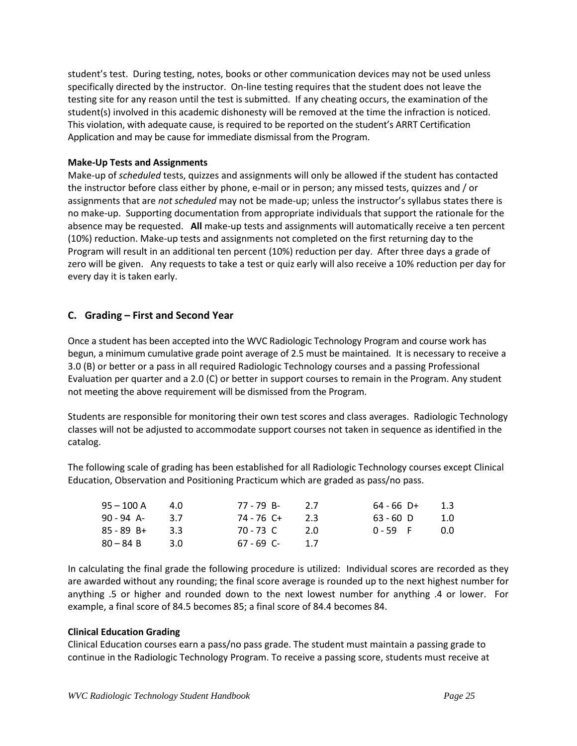student's test. During testing, notes, books or other communication devices may not be used unless specifically directed by the instructor. On-line testing requires that the student does not leave the testing site for any reason until the test is submitted. If any cheating occurs, the examination of the student(s) involved in this academic dishonesty will be removed at the time the infraction is noticed. This violation, with adequate cause, is required to be reported on the student's ARRT Certification Application and may be cause for immediate dismissal from the Program.

**Make-Up Tests and Assignments**

Make-up of *scheduled* tests, quizzes and assignments will only be allowed if the student has contacted the instructor before class either by phone, e-mail or in person; any missed tests, quizzes and / or assignments that are *not scheduled* may not be made-up; unless the instructor's syllabus states there is no make-up. Supporting documentation from appropriate individuals that support the rationale for the absence may be requested. **All** make-up tests and assignments will automatically receive a ten percent (10%) reduction. Make-up tests and assignments not completed on the first returning day to the Program will result in an additional ten percent (10%) reduction per day. After three days a grade of zero will be given. Any requests to take a test or quiz early will also receive a 10% reduction per day for every day it is taken early.

## C. Grading – First and Second Year

Once a student has been accepted into the WVC Radiologic Technology Program and course work has begun, a minimum cumulative grade point average of 2.5 must be maintained. It is necessary to receive a 3.0 (B) or better or a pass in all required Radiologic Technology courses and a passing Professional Evaluation per quarter and a 2.0 (C) or better in support courses to remain in the Program. Any student not meeting the above requirement will be dismissed from the Program.

Students are responsible for monitoring their own test scores and class averages. Radiologic Technology classes will not be adjusted to accommodate support courses not taken in sequence as identified in the catalog.

The following scale of grading has been established for all Radiologic Technology courses except Clinical Education, Observation and Positioning Practicum which are graded as pass/no pass.

| Score | Grade | Points | Score | Grade | Points | Score | Grade | Points |
|---|---|---|---|---|---|---|---|---|
| 95 – 100 | A | 4.0 | 77 - 79 | B- | 2.7 | 64 - 66 | D+ | 1.3 |
| 90 - 94 | A- | 3.7 | 74 - 76 | C+ | 2.3 | 63 - 60 | D | 1.0 |
| 85 - 89 | B+ | 3.3 | 70 - 73 | C | 2.0 | 0 - 59 | F | 0.0 |
| 80 – 84 | B | 3.0 | 67 - 69 | C- | 1.7 | | | |

In calculating the final grade the following procedure is utilized: Individual scores are recorded as they are awarded without any rounding; the final score average is rounded up to the next highest number for anything .5 or higher and rounded down to the next lowest number for anything .4 or lower. For example, a final score of 84.5 becomes 85; a final score of 84.4 becomes 84.

**Clinical Education Grading**

Clinical Education courses earn a pass/no pass grade. The student must maintain a passing grade to continue in the Radiologic Technology Program. To receive a passing score, students must receive at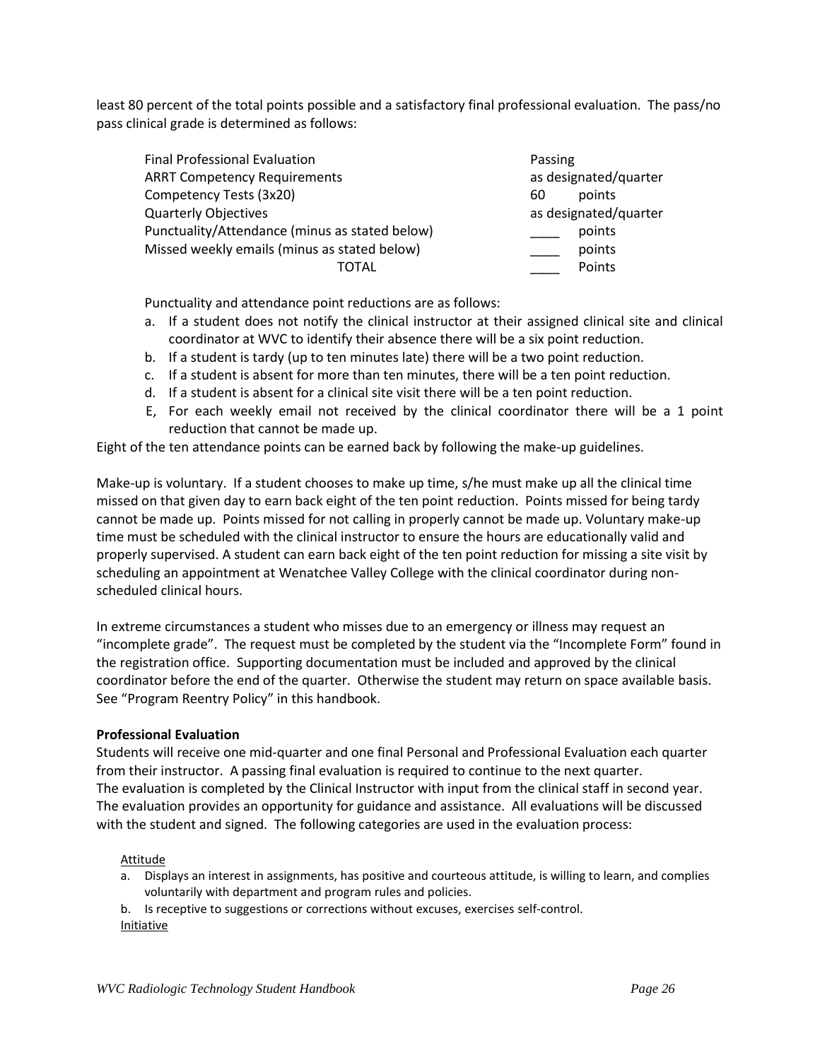least 80 percent of the total points possible and a satisfactory final professional evaluation. The pass/no pass clinical grade is determined as follows:

| | |
|---|---|
| Final Professional Evaluation | Passing |
| ARRT Competency Requirements | as designated/quarter |
| Competency Tests (3x20) | 60 points |
| Quarterly Objectives | as designated/quarter |
| Punctuality/Attendance (minus as stated below) | ____ points |
| Missed weekly emails (minus as stated below) | ____ points |
| TOTAL | ____ Points |

Punctuality and attendance point reductions are as follows:

a. If a student does not notify the clinical instructor at their assigned clinical site and clinical coordinator at WVC to identify their absence there will be a six point reduction.
b. If a student is tardy (up to ten minutes late) there will be a two point reduction.
c. If a student is absent for more than ten minutes, there will be a ten point reduction.
d. If a student is absent for a clinical site visit there will be a ten point reduction.
E, For each weekly email not received by the clinical coordinator there will be a 1 point reduction that cannot be made up.

Eight of the ten attendance points can be earned back by following the make-up guidelines.

Make-up is voluntary. If a student chooses to make up time, s/he must make up all the clinical time missed on that given day to earn back eight of the ten point reduction. Points missed for being tardy cannot be made up. Points missed for not calling in properly cannot be made up. Voluntary make-up time must be scheduled with the clinical instructor to ensure the hours are educationally valid and properly supervised. A student can earn back eight of the ten point reduction for missing a site visit by scheduling an appointment at Wenatchee Valley College with the clinical coordinator during non-scheduled clinical hours.

In extreme circumstances a student who misses due to an emergency or illness may request an "incomplete grade". The request must be completed by the student via the "Incomplete Form" found in the registration office. Supporting documentation must be included and approved by the clinical coordinator before the end of the quarter. Otherwise the student may return on space available basis. See "Program Reentry Policy" in this handbook.

**Professional Evaluation**

Students will receive one mid-quarter and one final Personal and Professional Evaluation each quarter from their instructor. A passing final evaluation is required to continue to the next quarter. The evaluation is completed by the Clinical Instructor with input from the clinical staff in second year. The evaluation provides an opportunity for guidance and assistance. All evaluations will be discussed with the student and signed. The following categories are used in the evaluation process:

<u>Attitude</u>

a. Displays an interest in assignments, has positive and courteous attitude, is willing to learn, and complies voluntarily with department and program rules and policies.
b. Is receptive to suggestions or corrections without excuses, exercises self-control.

<u>Initiative</u>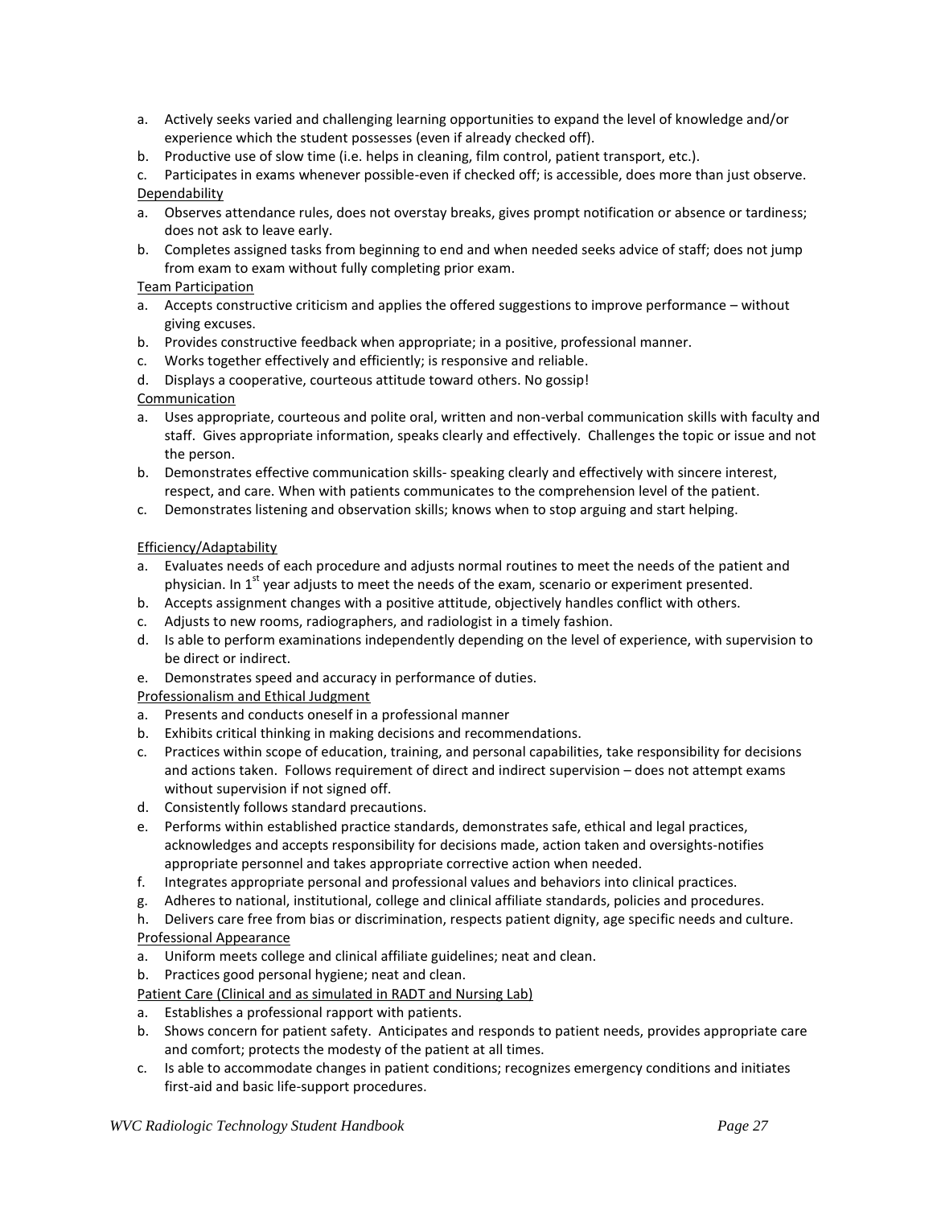a. Actively seeks varied and challenging learning opportunities to expand the level of knowledge and/or experience which the student possesses (even if already checked off).
b. Productive use of slow time (i.e. helps in cleaning, film control, patient transport, etc.).
c. Participates in exams whenever possible-even if checked off; is accessible, does more than just observe.

Dependability

a. Observes attendance rules, does not overstay breaks, gives prompt notification or absence or tardiness; does not ask to leave early.
b. Completes assigned tasks from beginning to end and when needed seeks advice of staff; does not jump from exam to exam without fully completing prior exam.

Team Participation

a. Accepts constructive criticism and applies the offered suggestions to improve performance – without giving excuses.
b. Provides constructive feedback when appropriate; in a positive, professional manner.
c. Works together effectively and efficiently; is responsive and reliable.
d. Displays a cooperative, courteous attitude toward others. No gossip!

Communication

a. Uses appropriate, courteous and polite oral, written and non-verbal communication skills with faculty and staff. Gives appropriate information, speaks clearly and effectively. Challenges the topic or issue and not the person.
b. Demonstrates effective communication skills- speaking clearly and effectively with sincere interest, respect, and care. When with patients communicates to the comprehension level of the patient.
c. Demonstrates listening and observation skills; knows when to stop arguing and start helping.

Efficiency/Adaptability

a. Evaluates needs of each procedure and adjusts normal routines to meet the needs of the patient and physician. In 1st year adjusts to meet the needs of the exam, scenario or experiment presented.
b. Accepts assignment changes with a positive attitude, objectively handles conflict with others.
c. Adjusts to new rooms, radiographers, and radiologist in a timely fashion.
d. Is able to perform examinations independently depending on the level of experience, with supervision to be direct or indirect.
e. Demonstrates speed and accuracy in performance of duties.

Professionalism and Ethical Judgment

a. Presents and conducts oneself in a professional manner
b. Exhibits critical thinking in making decisions and recommendations.
c. Practices within scope of education, training, and personal capabilities, take responsibility for decisions and actions taken. Follows requirement of direct and indirect supervision – does not attempt exams without supervision if not signed off.
d. Consistently follows standard precautions.
e. Performs within established practice standards, demonstrates safe, ethical and legal practices, acknowledges and accepts responsibility for decisions made, action taken and oversights-notifies appropriate personnel and takes appropriate corrective action when needed.
f. Integrates appropriate personal and professional values and behaviors into clinical practices.
g. Adheres to national, institutional, college and clinical affiliate standards, policies and procedures.
h. Delivers care free from bias or discrimination, respects patient dignity, age specific needs and culture.

Professional Appearance

a. Uniform meets college and clinical affiliate guidelines; neat and clean.
b. Practices good personal hygiene; neat and clean.

Patient Care (Clinical and as simulated in RADT and Nursing Lab)

a. Establishes a professional rapport with patients.
b. Shows concern for patient safety. Anticipates and responds to patient needs, provides appropriate care and comfort; protects the modesty of the patient at all times.
c. Is able to accommodate changes in patient conditions; recognizes emergency conditions and initiates first-aid and basic life-support procedures.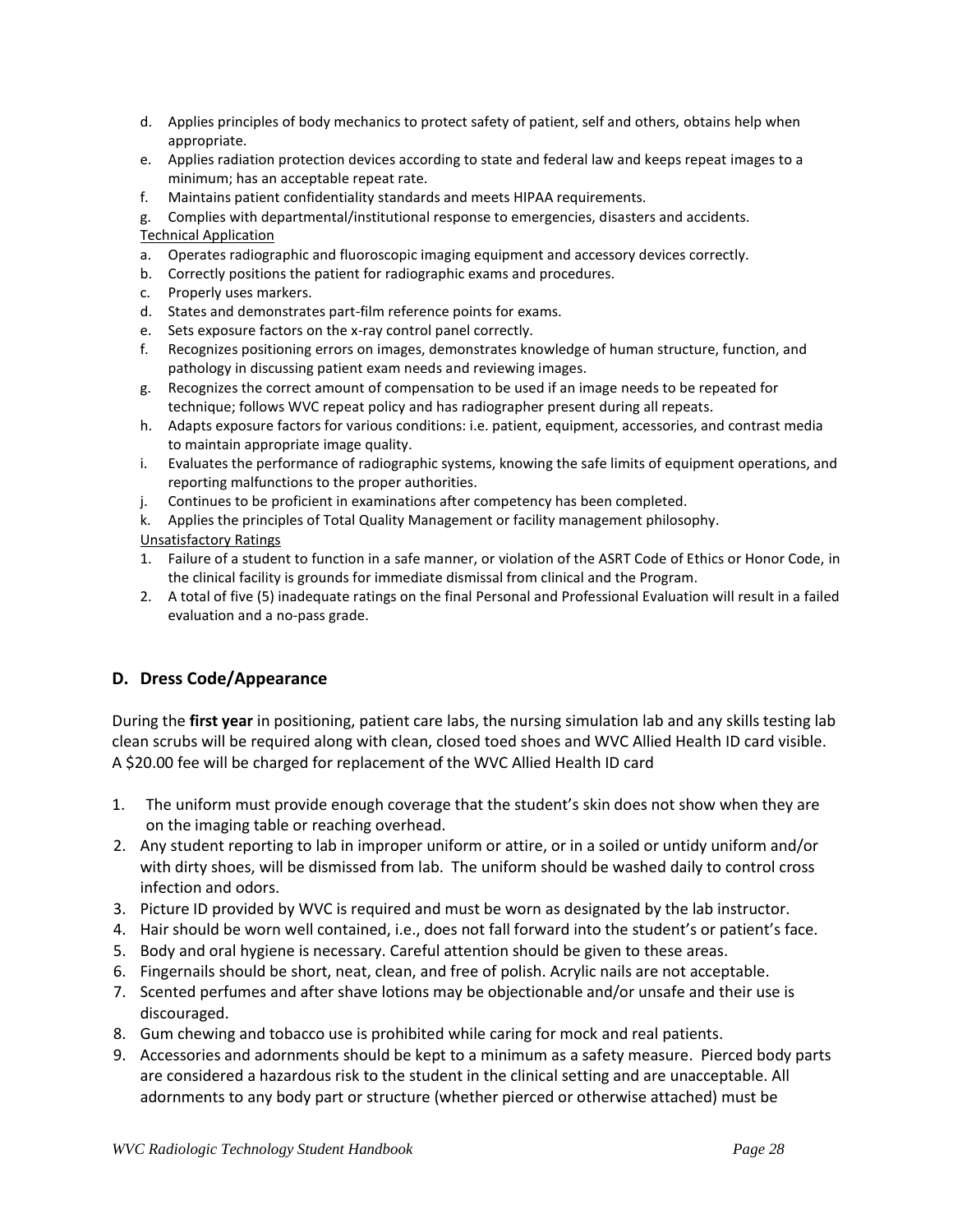d. Applies principles of body mechanics to protect safety of patient, self and others, obtains help when appropriate.
e. Applies radiation protection devices according to state and federal law and keeps repeat images to a minimum; has an acceptable repeat rate.
f. Maintains patient confidentiality standards and meets HIPAA requirements.
g. Complies with departmental/institutional response to emergencies, disasters and accidents.

Technical Application

a. Operates radiographic and fluoroscopic imaging equipment and accessory devices correctly.
b. Correctly positions the patient for radiographic exams and procedures.
c. Properly uses markers.
d. States and demonstrates part-film reference points for exams.
e. Sets exposure factors on the x-ray control panel correctly.
f. Recognizes positioning errors on images, demonstrates knowledge of human structure, function, and pathology in discussing patient exam needs and reviewing images.
g. Recognizes the correct amount of compensation to be used if an image needs to be repeated for technique; follows WVC repeat policy and has radiographer present during all repeats.
h. Adapts exposure factors for various conditions: i.e. patient, equipment, accessories, and contrast media to maintain appropriate image quality.
i. Evaluates the performance of radiographic systems, knowing the safe limits of equipment operations, and reporting malfunctions to the proper authorities.
j. Continues to be proficient in examinations after competency has been completed.
k. Applies the principles of Total Quality Management or facility management philosophy.

Unsatisfactory Ratings

1. Failure of a student to function in a safe manner, or violation of the ASRT Code of Ethics or Honor Code, in the clinical facility is grounds for immediate dismissal from clinical and the Program.
2. A total of five (5) inadequate ratings on the final Personal and Professional Evaluation will result in a failed evaluation and a no-pass grade.

## D. Dress Code/Appearance

During the **first year** in positioning, patient care labs, the nursing simulation lab and any skills testing lab clean scrubs will be required along with clean, closed toed shoes and WVC Allied Health ID card visible. A $20.00 fee will be charged for replacement of the WVC Allied Health ID card

1. The uniform must provide enough coverage that the student's skin does not show when they are on the imaging table or reaching overhead.
2. Any student reporting to lab in improper uniform or attire, or in a soiled or untidy uniform and/or with dirty shoes, will be dismissed from lab. The uniform should be washed daily to control cross infection and odors.
3. Picture ID provided by WVC is required and must be worn as designated by the lab instructor.
4. Hair should be worn well contained, i.e., does not fall forward into the student's or patient's face.
5. Body and oral hygiene is necessary. Careful attention should be given to these areas.
6. Fingernails should be short, neat, clean, and free of polish. Acrylic nails are not acceptable.
7. Scented perfumes and after shave lotions may be objectionable and/or unsafe and their use is discouraged.
8. Gum chewing and tobacco use is prohibited while caring for mock and real patients.
9. Accessories and adornments should be kept to a minimum as a safety measure. Pierced body parts are considered a hazardous risk to the student in the clinical setting and are unacceptable. All adornments to any body part or structure (whether pierced or otherwise attached) must be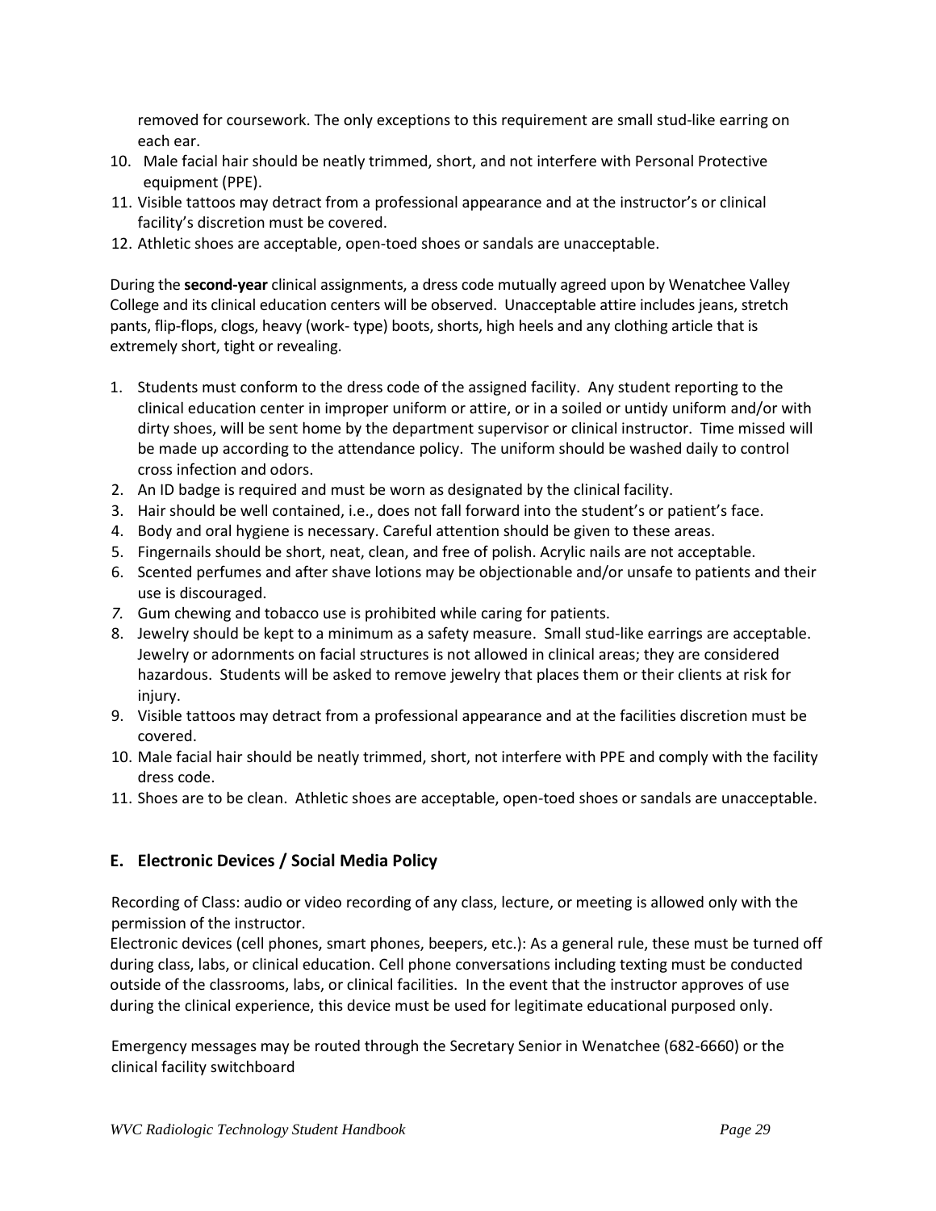removed for coursework. The only exceptions to this requirement are small stud-like earring on each ear.

10. Male facial hair should be neatly trimmed, short, and not interfere with Personal Protective equipment (PPE).
11. Visible tattoos may detract from a professional appearance and at the instructor's or clinical facility's discretion must be covered.
12. Athletic shoes are acceptable, open-toed shoes or sandals are unacceptable.

During the **second-year** clinical assignments, a dress code mutually agreed upon by Wenatchee Valley College and its clinical education centers will be observed. Unacceptable attire includes jeans, stretch pants, flip-flops, clogs, heavy (work- type) boots, shorts, high heels and any clothing article that is extremely short, tight or revealing.

1. Students must conform to the dress code of the assigned facility. Any student reporting to the clinical education center in improper uniform or attire, or in a soiled or untidy uniform and/or with dirty shoes, will be sent home by the department supervisor or clinical instructor. Time missed will be made up according to the attendance policy. The uniform should be washed daily to control cross infection and odors.
2. An ID badge is required and must be worn as designated by the clinical facility.
3. Hair should be well contained, i.e., does not fall forward into the student's or patient's face.
4. Body and oral hygiene is necessary. Careful attention should be given to these areas.
5. Fingernails should be short, neat, clean, and free of polish. Acrylic nails are not acceptable.
6. Scented perfumes and after shave lotions may be objectionable and/or unsafe to patients and their use is discouraged.
7. Gum chewing and tobacco use is prohibited while caring for patients.
8. Jewelry should be kept to a minimum as a safety measure. Small stud-like earrings are acceptable. Jewelry or adornments on facial structures is not allowed in clinical areas; they are considered hazardous. Students will be asked to remove jewelry that places them or their clients at risk for injury.
9. Visible tattoos may detract from a professional appearance and at the facilities discretion must be covered.
10. Male facial hair should be neatly trimmed, short, not interfere with PPE and comply with the facility dress code.
11. Shoes are to be clean. Athletic shoes are acceptable, open-toed shoes or sandals are unacceptable.

## E. Electronic Devices / Social Media Policy

Recording of Class: audio or video recording of any class, lecture, or meeting is allowed only with the permission of the instructor.

Electronic devices (cell phones, smart phones, beepers, etc.): As a general rule, these must be turned off during class, labs, or clinical education. Cell phone conversations including texting must be conducted outside of the classrooms, labs, or clinical facilities. In the event that the instructor approves of use during the clinical experience, this device must be used for legitimate educational purposed only.

Emergency messages may be routed through the Secretary Senior in Wenatchee (682-6660) or the clinical facility switchboard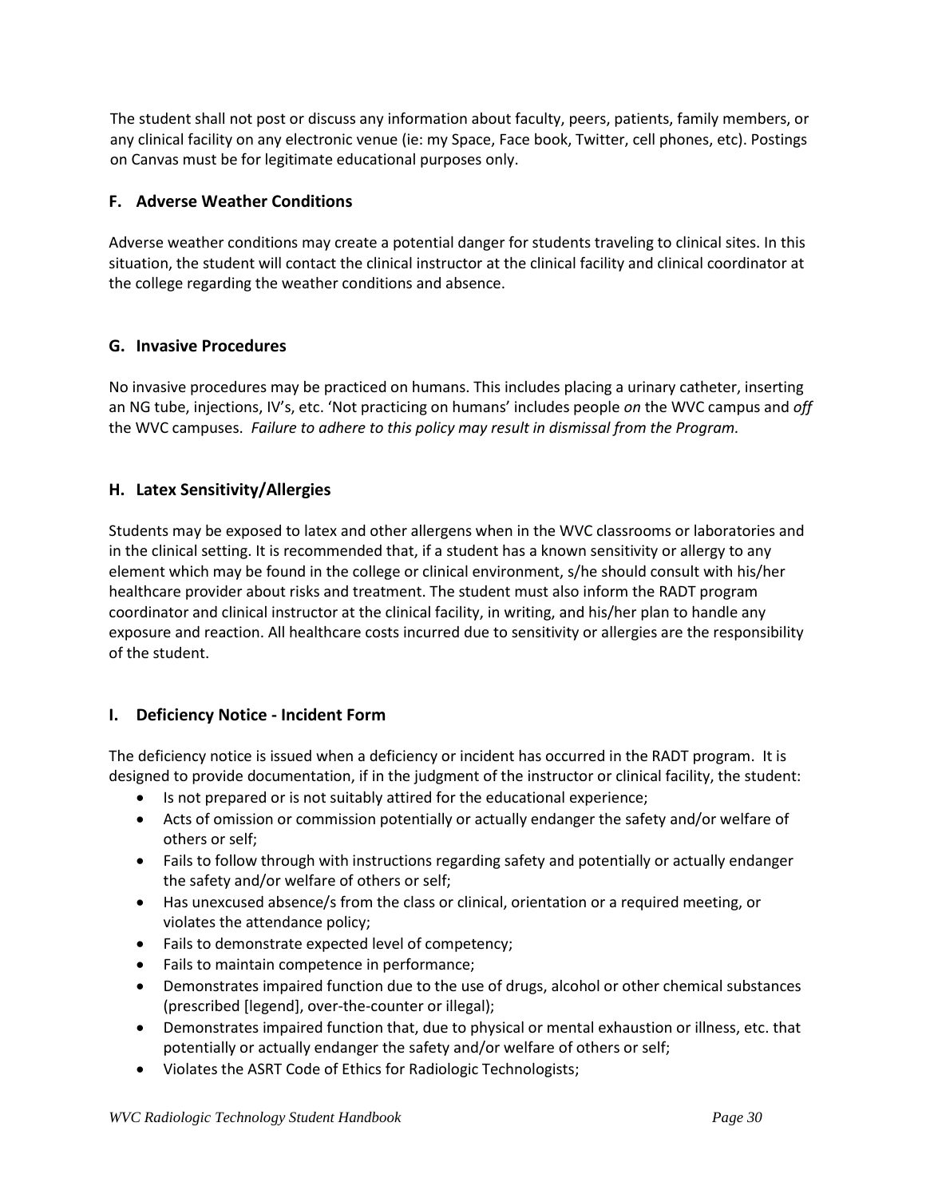The student shall not post or discuss any information about faculty, peers, patients, family members, or any clinical facility on any electronic venue (ie: my Space, Face book, Twitter, cell phones, etc). Postings on Canvas must be for legitimate educational purposes only.

### F. Adverse Weather Conditions

Adverse weather conditions may create a potential danger for students traveling to clinical sites. In this situation, the student will contact the clinical instructor at the clinical facility and clinical coordinator at the college regarding the weather conditions and absence.

### G. Invasive Procedures

No invasive procedures may be practiced on humans. This includes placing a urinary catheter, inserting an NG tube, injections, IV's, etc. 'Not practicing on humans' includes people *on* the WVC campus and *off* the WVC campuses. *Failure to adhere to this policy may result in dismissal from the Program.*

### H. Latex Sensitivity/Allergies

Students may be exposed to latex and other allergens when in the WVC classrooms or laboratories and in the clinical setting. It is recommended that, if a student has a known sensitivity or allergy to any element which may be found in the college or clinical environment, s/he should consult with his/her healthcare provider about risks and treatment. The student must also inform the RADT program coordinator and clinical instructor at the clinical facility, in writing, and his/her plan to handle any exposure and reaction. All healthcare costs incurred due to sensitivity or allergies are the responsibility of the student.

### I. Deficiency Notice - Incident Form

The deficiency notice is issued when a deficiency or incident has occurred in the RADT program. It is designed to provide documentation, if in the judgment of the instructor or clinical facility, the student:

- Is not prepared or is not suitably attired for the educational experience;
- Acts of omission or commission potentially or actually endanger the safety and/or welfare of others or self;
- Fails to follow through with instructions regarding safety and potentially or actually endanger the safety and/or welfare of others or self;
- Has unexcused absence/s from the class or clinical, orientation or a required meeting, or violates the attendance policy;
- Fails to demonstrate expected level of competency;
- Fails to maintain competence in performance;
- Demonstrates impaired function due to the use of drugs, alcohol or other chemical substances (prescribed [legend], over-the-counter or illegal);
- Demonstrates impaired function that, due to physical or mental exhaustion or illness, etc. that potentially or actually endanger the safety and/or welfare of others or self;
- Violates the ASRT Code of Ethics for Radiologic Technologists;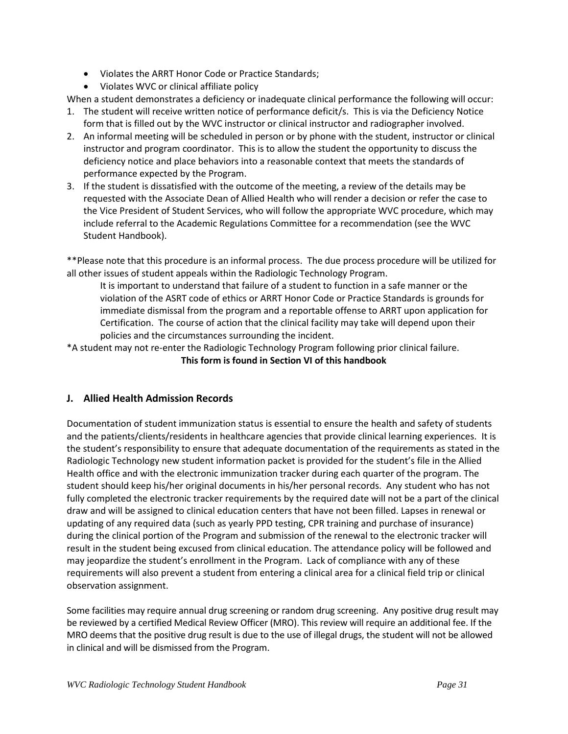- Violates the ARRT Honor Code or Practice Standards;
- Violates WVC or clinical affiliate policy

When a student demonstrates a deficiency or inadequate clinical performance the following will occur:

1. The student will receive written notice of performance deficit/s. This is via the Deficiency Notice form that is filled out by the WVC instructor or clinical instructor and radiographer involved.
2. An informal meeting will be scheduled in person or by phone with the student, instructor or clinical instructor and program coordinator. This is to allow the student the opportunity to discuss the deficiency notice and place behaviors into a reasonable context that meets the standards of performance expected by the Program.
3. If the student is dissatisfied with the outcome of the meeting, a review of the details may be requested with the Associate Dean of Allied Health who will render a decision or refer the case to the Vice President of Student Services, who will follow the appropriate WVC procedure, which may include referral to the Academic Regulations Committee for a recommendation (see the WVC Student Handbook).

**Please note that this procedure is an informal process. The due process procedure will be utilized for all other issues of student appeals within the Radiologic Technology Program.

> It is important to understand that failure of a student to function in a safe manner or the violation of the ASRT code of ethics or ARRT Honor Code or Practice Standards is grounds for immediate dismissal from the program and a reportable offense to ARRT upon application for Certification. The course of action that the clinical facility may take will depend upon their policies and the circumstances surrounding the incident.

*A student may not re-enter the Radiologic Technology Program following prior clinical failure.

**This form is found in Section VI of this handbook**

## J. Allied Health Admission Records

Documentation of student immunization status is essential to ensure the health and safety of students and the patients/clients/residents in healthcare agencies that provide clinical learning experiences. It is the student's responsibility to ensure that adequate documentation of the requirements as stated in the Radiologic Technology new student information packet is provided for the student's file in the Allied Health office and with the electronic immunization tracker during each quarter of the program. The student should keep his/her original documents in his/her personal records. Any student who has not fully completed the electronic tracker requirements by the required date will not be a part of the clinical draw and will be assigned to clinical education centers that have not been filled. Lapses in renewal or updating of any required data (such as yearly PPD testing, CPR training and purchase of insurance) during the clinical portion of the Program and submission of the renewal to the electronic tracker will result in the student being excused from clinical education. The attendance policy will be followed and may jeopardize the student's enrollment in the Program. Lack of compliance with any of these requirements will also prevent a student from entering a clinical area for a clinical field trip or clinical observation assignment.

Some facilities may require annual drug screening or random drug screening. Any positive drug result may be reviewed by a certified Medical Review Officer (MRO). This review will require an additional fee. If the MRO deems that the positive drug result is due to the use of illegal drugs, the student will not be allowed in clinical and will be dismissed from the Program.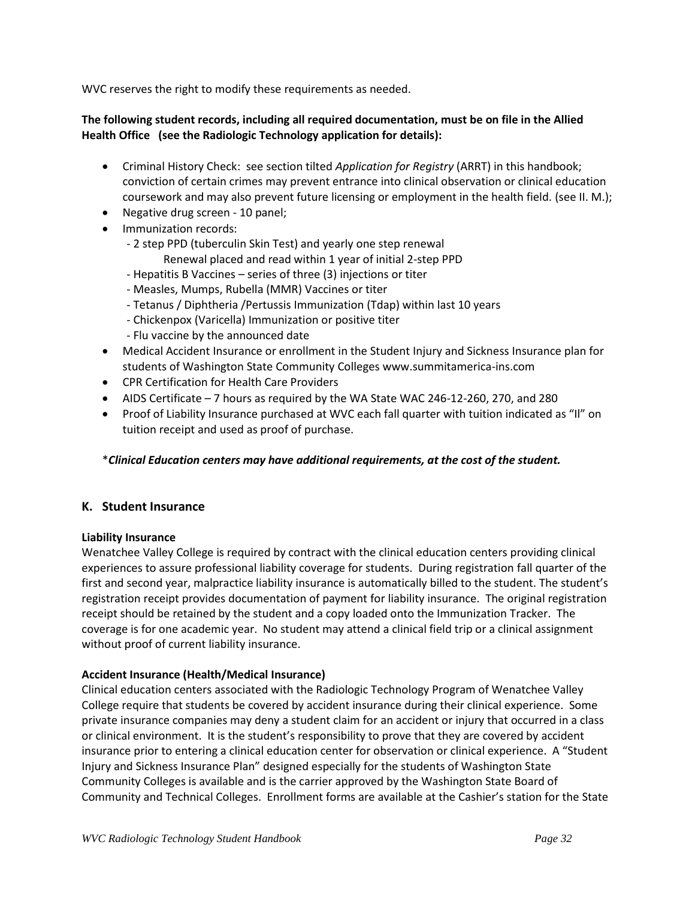WVC reserves the right to modify these requirements as needed.

**The following student records, including all required documentation, must be on file in the Allied Health Office (see the Radiologic Technology application for details):**

- Criminal History Check: see section tilted *Application for Registry* (ARRT) in this handbook; conviction of certain crimes may prevent entrance into clinical observation or clinical education coursework and may also prevent future licensing or employment in the health field. (see II. M.);
- Negative drug screen - 10 panel;
- Immunization records:
  - 2 step PPD (tuberculin Skin Test) and yearly one step renewal
    Renewal placed and read within 1 year of initial 2-step PPD
  - Hepatitis B Vaccines – series of three (3) injections or titer
  - Measles, Mumps, Rubella (MMR) Vaccines or titer
  - Tetanus / Diphtheria /Pertussis Immunization (Tdap) within last 10 years
  - Chickenpox (Varicella) Immunization or positive titer
  - Flu vaccine by the announced date
- Medical Accident Insurance or enrollment in the Student Injury and Sickness Insurance plan for students of Washington State Community Colleges www.summitamerica-ins.com
- CPR Certification for Health Care Providers
- AIDS Certificate – 7 hours as required by the WA State WAC 246-12-260, 270, and 280
- Proof of Liability Insurance purchased at WVC each fall quarter with tuition indicated as "Il" on tuition receipt and used as proof of purchase.

\****Clinical Education centers may have additional requirements, at the cost of the student.***

## K. Student Insurance

**Liability Insurance**

Wenatchee Valley College is required by contract with the clinical education centers providing clinical experiences to assure professional liability coverage for students. During registration fall quarter of the first and second year, malpractice liability insurance is automatically billed to the student. The student's registration receipt provides documentation of payment for liability insurance. The original registration receipt should be retained by the student and a copy loaded onto the Immunization Tracker. The coverage is for one academic year. No student may attend a clinical field trip or a clinical assignment without proof of current liability insurance.

**Accident Insurance (Health/Medical Insurance)**

Clinical education centers associated with the Radiologic Technology Program of Wenatchee Valley College require that students be covered by accident insurance during their clinical experience. Some private insurance companies may deny a student claim for an accident or injury that occurred in a class or clinical environment. It is the student's responsibility to prove that they are covered by accident insurance prior to entering a clinical education center for observation or clinical experience. A "Student Injury and Sickness Insurance Plan" designed especially for the students of Washington State Community Colleges is available and is the carrier approved by the Washington State Board of Community and Technical Colleges. Enrollment forms are available at the Cashier's station for the State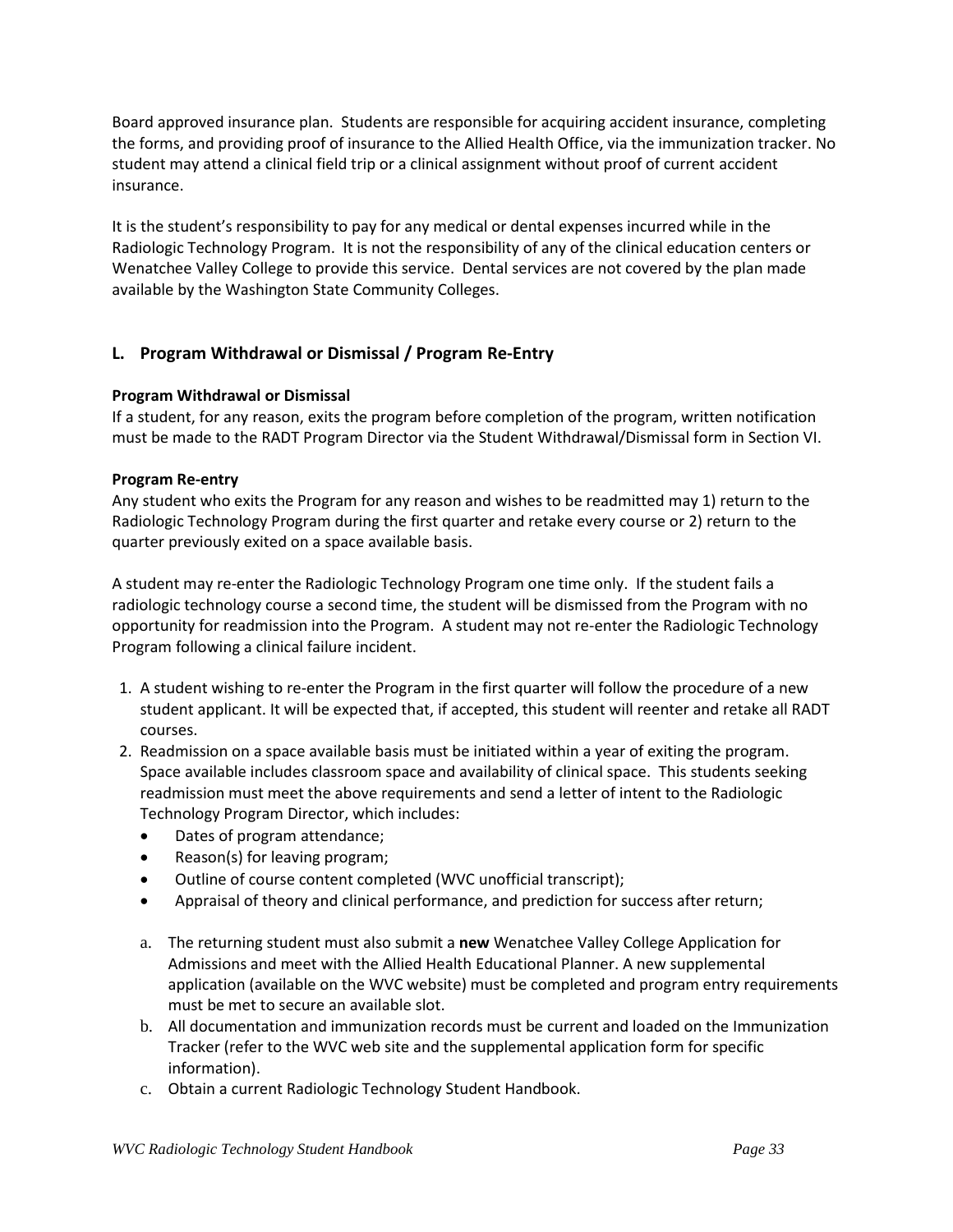Board approved insurance plan. Students are responsible for acquiring accident insurance, completing the forms, and providing proof of insurance to the Allied Health Office, via the immunization tracker. No student may attend a clinical field trip or a clinical assignment without proof of current accident insurance.

It is the student's responsibility to pay for any medical or dental expenses incurred while in the Radiologic Technology Program. It is not the responsibility of any of the clinical education centers or Wenatchee Valley College to provide this service. Dental services are not covered by the plan made available by the Washington State Community Colleges.

## L. Program Withdrawal or Dismissal / Program Re-Entry

**Program Withdrawal or Dismissal**

If a student, for any reason, exits the program before completion of the program, written notification must be made to the RADT Program Director via the Student Withdrawal/Dismissal form in Section VI.

**Program Re-entry**

Any student who exits the Program for any reason and wishes to be readmitted may 1) return to the Radiologic Technology Program during the first quarter and retake every course or 2) return to the quarter previously exited on a space available basis.

A student may re-enter the Radiologic Technology Program one time only. If the student fails a radiologic technology course a second time, the student will be dismissed from the Program with no opportunity for readmission into the Program. A student may not re-enter the Radiologic Technology Program following a clinical failure incident.

1. A student wishing to re-enter the Program in the first quarter will follow the procedure of a new student applicant. It will be expected that, if accepted, this student will reenter and retake all RADT courses.
2. Readmission on a space available basis must be initiated within a year of exiting the program. Space available includes classroom space and availability of clinical space. This students seeking readmission must meet the above requirements and send a letter of intent to the Radiologic Technology Program Director, which includes:
   - Dates of program attendance;
   - Reason(s) for leaving program;
   - Outline of course content completed (WVC unofficial transcript);
   - Appraisal of theory and clinical performance, and prediction for success after return;

   a. The returning student must also submit a **new** Wenatchee Valley College Application for Admissions and meet with the Allied Health Educational Planner. A new supplemental application (available on the WVC website) must be completed and program entry requirements must be met to secure an available slot.
   
   b. All documentation and immunization records must be current and loaded on the Immunization Tracker (refer to the WVC web site and the supplemental application form for specific information).
   
   c. Obtain a current Radiologic Technology Student Handbook.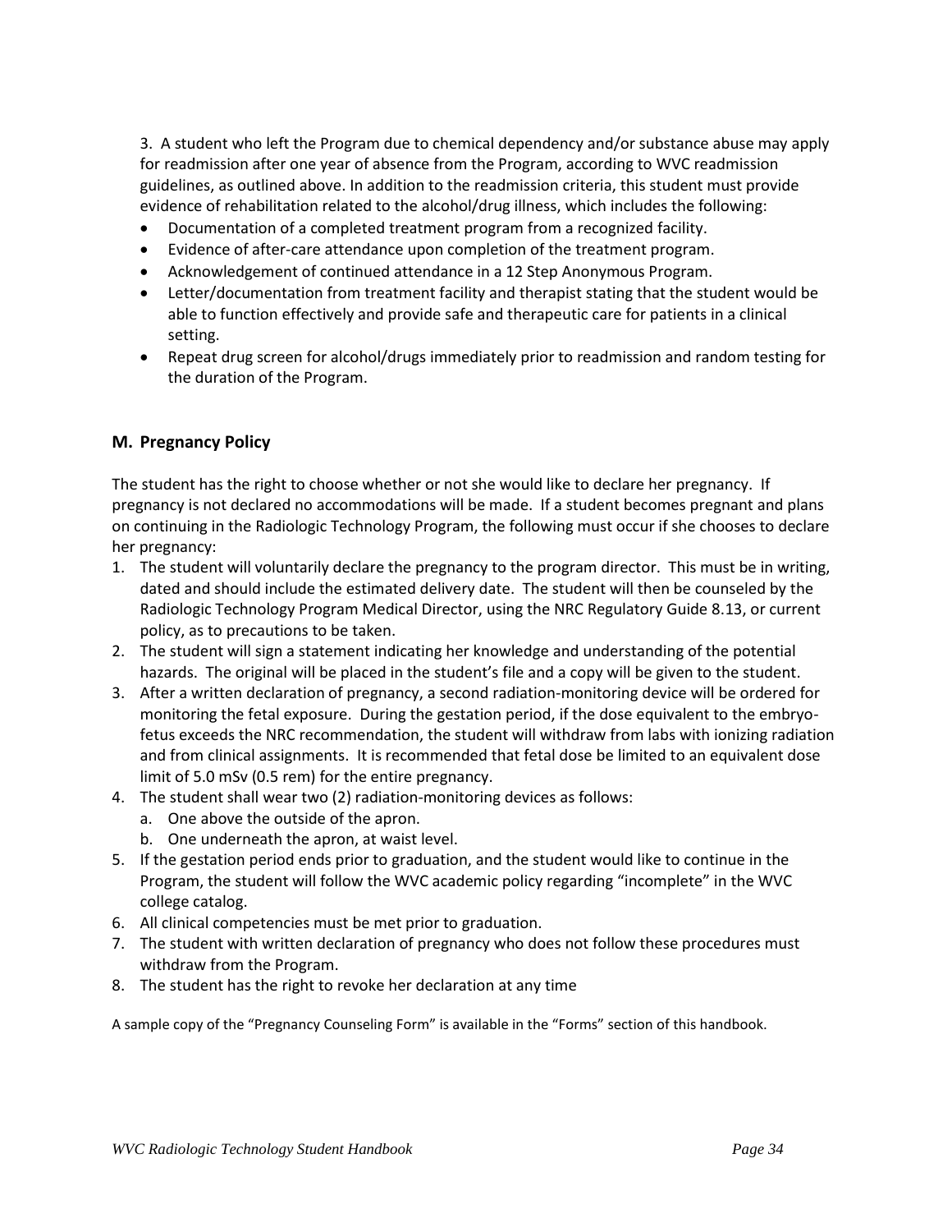3. A student who left the Program due to chemical dependency and/or substance abuse may apply for readmission after one year of absence from the Program, according to WVC readmission guidelines, as outlined above. In addition to the readmission criteria, this student must provide evidence of rehabilitation related to the alcohol/drug illness, which includes the following:

- Documentation of a completed treatment program from a recognized facility.
- Evidence of after-care attendance upon completion of the treatment program.
- Acknowledgement of continued attendance in a 12 Step Anonymous Program.
- Letter/documentation from treatment facility and therapist stating that the student would be able to function effectively and provide safe and therapeutic care for patients in a clinical setting.
- Repeat drug screen for alcohol/drugs immediately prior to readmission and random testing for the duration of the Program.

## M. Pregnancy Policy

The student has the right to choose whether or not she would like to declare her pregnancy. If pregnancy is not declared no accommodations will be made. If a student becomes pregnant and plans on continuing in the Radiologic Technology Program, the following must occur if she chooses to declare her pregnancy:

1. The student will voluntarily declare the pregnancy to the program director. This must be in writing, dated and should include the estimated delivery date. The student will then be counseled by the Radiologic Technology Program Medical Director, using the NRC Regulatory Guide 8.13, or current policy, as to precautions to be taken.
2. The student will sign a statement indicating her knowledge and understanding of the potential hazards. The original will be placed in the student's file and a copy will be given to the student.
3. After a written declaration of pregnancy, a second radiation-monitoring device will be ordered for monitoring the fetal exposure. During the gestation period, if the dose equivalent to the embryo-fetus exceeds the NRC recommendation, the student will withdraw from labs with ionizing radiation and from clinical assignments. It is recommended that fetal dose be limited to an equivalent dose limit of 5.0 mSv (0.5 rem) for the entire pregnancy.
4. The student shall wear two (2) radiation-monitoring devices as follows:
   a. One above the outside of the apron.
   b. One underneath the apron, at waist level.
5. If the gestation period ends prior to graduation, and the student would like to continue in the Program, the student will follow the WVC academic policy regarding "incomplete" in the WVC college catalog.
6. All clinical competencies must be met prior to graduation.
7. The student with written declaration of pregnancy who does not follow these procedures must withdraw from the Program.
8. The student has the right to revoke her declaration at any time

A sample copy of the "Pregnancy Counseling Form" is available in the "Forms" section of this handbook.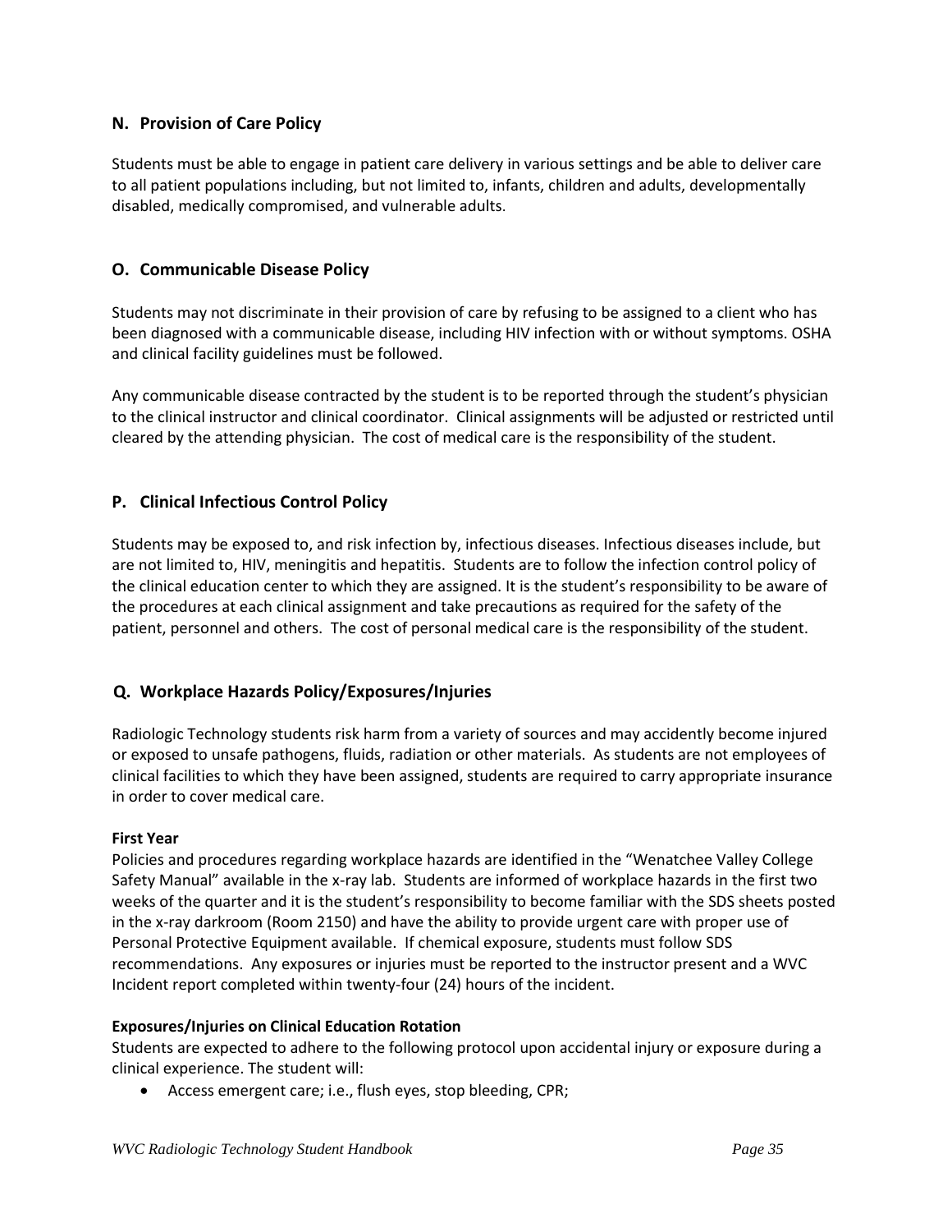## N. Provision of Care Policy

Students must be able to engage in patient care delivery in various settings and be able to deliver care to all patient populations including, but not limited to, infants, children and adults, developmentally disabled, medically compromised, and vulnerable adults.

## O. Communicable Disease Policy

Students may not discriminate in their provision of care by refusing to be assigned to a client who has been diagnosed with a communicable disease, including HIV infection with or without symptoms. OSHA and clinical facility guidelines must be followed.

Any communicable disease contracted by the student is to be reported through the student's physician to the clinical instructor and clinical coordinator. Clinical assignments will be adjusted or restricted until cleared by the attending physician. The cost of medical care is the responsibility of the student.

## P. Clinical Infectious Control Policy

Students may be exposed to, and risk infection by, infectious diseases. Infectious diseases include, but are not limited to, HIV, meningitis and hepatitis. Students are to follow the infection control policy of the clinical education center to which they are assigned. It is the student's responsibility to be aware of the procedures at each clinical assignment and take precautions as required for the safety of the patient, personnel and others. The cost of personal medical care is the responsibility of the student.

## Q. Workplace Hazards Policy/Exposures/Injuries

Radiologic Technology students risk harm from a variety of sources and may accidently become injured or exposed to unsafe pathogens, fluids, radiation or other materials. As students are not employees of clinical facilities to which they have been assigned, students are required to carry appropriate insurance in order to cover medical care.

**First Year**

Policies and procedures regarding workplace hazards are identified in the "Wenatchee Valley College Safety Manual" available in the x-ray lab. Students are informed of workplace hazards in the first two weeks of the quarter and it is the student's responsibility to become familiar with the SDS sheets posted in the x-ray darkroom (Room 2150) and have the ability to provide urgent care with proper use of Personal Protective Equipment available. If chemical exposure, students must follow SDS recommendations. Any exposures or injuries must be reported to the instructor present and a WVC Incident report completed within twenty-four (24) hours of the incident.

**Exposures/Injuries on Clinical Education Rotation**

Students are expected to adhere to the following protocol upon accidental injury or exposure during a clinical experience. The student will:

- Access emergent care; i.e., flush eyes, stop bleeding, CPR;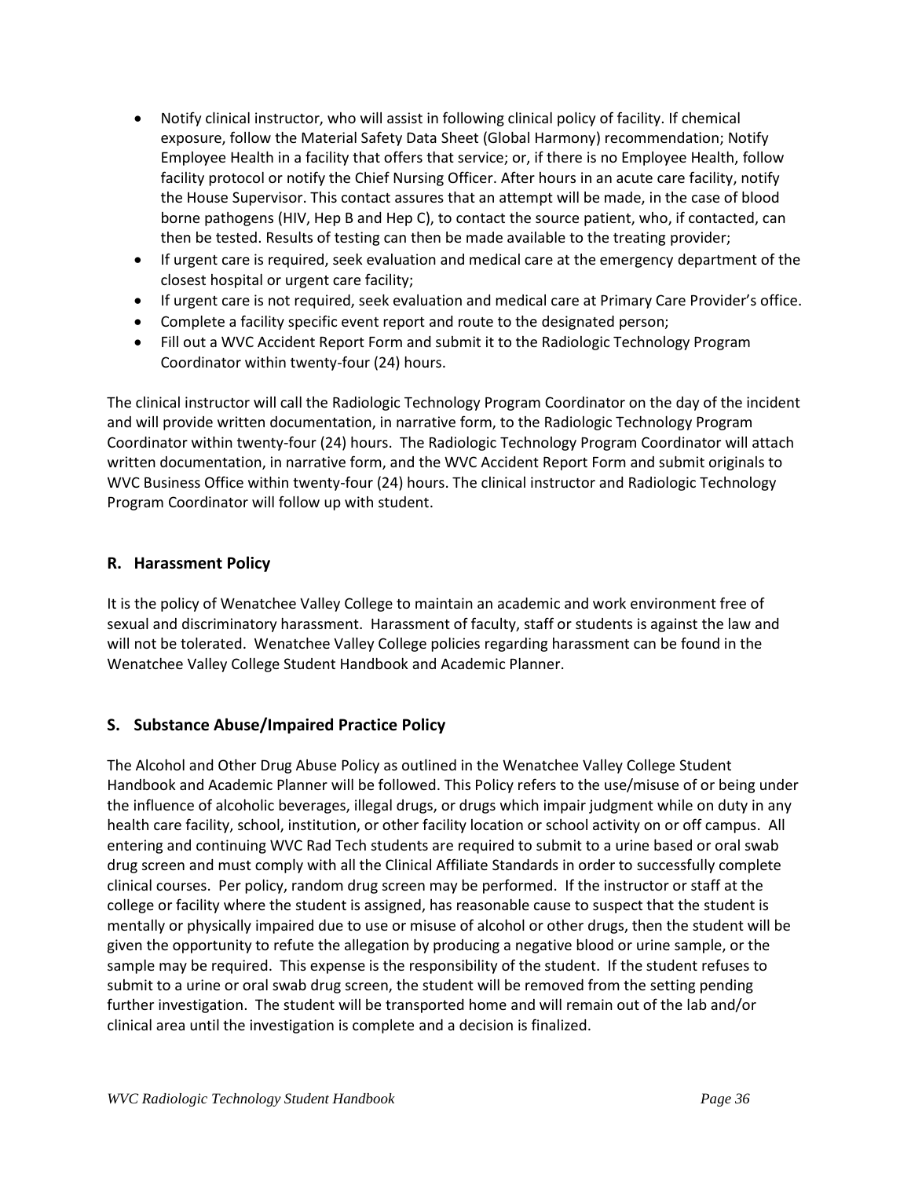- Notify clinical instructor, who will assist in following clinical policy of facility. If chemical exposure, follow the Material Safety Data Sheet (Global Harmony) recommendation; Notify Employee Health in a facility that offers that service; or, if there is no Employee Health, follow facility protocol or notify the Chief Nursing Officer. After hours in an acute care facility, notify the House Supervisor. This contact assures that an attempt will be made, in the case of blood borne pathogens (HIV, Hep B and Hep C), to contact the source patient, who, if contacted, can then be tested. Results of testing can then be made available to the treating provider;
- If urgent care is required, seek evaluation and medical care at the emergency department of the closest hospital or urgent care facility;
- If urgent care is not required, seek evaluation and medical care at Primary Care Provider's office.
- Complete a facility specific event report and route to the designated person;
- Fill out a WVC Accident Report Form and submit it to the Radiologic Technology Program Coordinator within twenty-four (24) hours.

The clinical instructor will call the Radiologic Technology Program Coordinator on the day of the incident and will provide written documentation, in narrative form, to the Radiologic Technology Program Coordinator within twenty-four (24) hours. The Radiologic Technology Program Coordinator will attach written documentation, in narrative form, and the WVC Accident Report Form and submit originals to WVC Business Office within twenty-four (24) hours. The clinical instructor and Radiologic Technology Program Coordinator will follow up with student.

## R. Harassment Policy

It is the policy of Wenatchee Valley College to maintain an academic and work environment free of sexual and discriminatory harassment. Harassment of faculty, staff or students is against the law and will not be tolerated. Wenatchee Valley College policies regarding harassment can be found in the Wenatchee Valley College Student Handbook and Academic Planner.

## S. Substance Abuse/Impaired Practice Policy

The Alcohol and Other Drug Abuse Policy as outlined in the Wenatchee Valley College Student Handbook and Academic Planner will be followed. This Policy refers to the use/misuse of or being under the influence of alcoholic beverages, illegal drugs, or drugs which impair judgment while on duty in any health care facility, school, institution, or other facility location or school activity on or off campus. All entering and continuing WVC Rad Tech students are required to submit to a urine based or oral swab drug screen and must comply with all the Clinical Affiliate Standards in order to successfully complete clinical courses. Per policy, random drug screen may be performed. If the instructor or staff at the college or facility where the student is assigned, has reasonable cause to suspect that the student is mentally or physically impaired due to use or misuse of alcohol or other drugs, then the student will be given the opportunity to refute the allegation by producing a negative blood or urine sample, or the sample may be required. This expense is the responsibility of the student. If the student refuses to submit to a urine or oral swab drug screen, the student will be removed from the setting pending further investigation. The student will be transported home and will remain out of the lab and/or clinical area until the investigation is complete and a decision is finalized.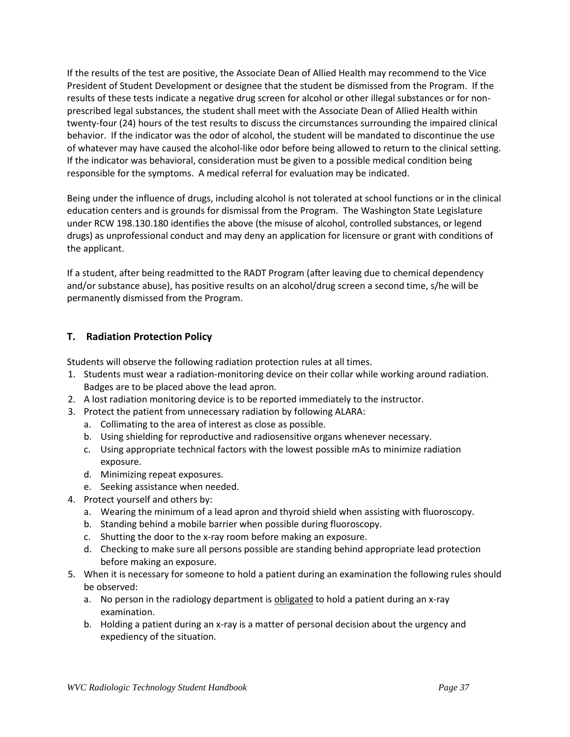If the results of the test are positive, the Associate Dean of Allied Health may recommend to the Vice President of Student Development or designee that the student be dismissed from the Program. If the results of these tests indicate a negative drug screen for alcohol or other illegal substances or for non-prescribed legal substances, the student shall meet with the Associate Dean of Allied Health within twenty-four (24) hours of the test results to discuss the circumstances surrounding the impaired clinical behavior. If the indicator was the odor of alcohol, the student will be mandated to discontinue the use of whatever may have caused the alcohol-like odor before being allowed to return to the clinical setting. If the indicator was behavioral, consideration must be given to a possible medical condition being responsible for the symptoms. A medical referral for evaluation may be indicated.

Being under the influence of drugs, including alcohol is not tolerated at school functions or in the clinical education centers and is grounds for dismissal from the Program. The Washington State Legislature under RCW 198.130.180 identifies the above (the misuse of alcohol, controlled substances, or legend drugs) as unprofessional conduct and may deny an application for licensure or grant with conditions of the applicant.

If a student, after being readmitted to the RADT Program (after leaving due to chemical dependency and/or substance abuse), has positive results on an alcohol/drug screen a second time, s/he will be permanently dismissed from the Program.

## T. Radiation Protection Policy

Students will observe the following radiation protection rules at all times.

1. Students must wear a radiation-monitoring device on their collar while working around radiation. Badges are to be placed above the lead apron.
2. A lost radiation monitoring device is to be reported immediately to the instructor.
3. Protect the patient from unnecessary radiation by following ALARA:
   a. Collimating to the area of interest as close as possible.
   b. Using shielding for reproductive and radiosensitive organs whenever necessary.
   c. Using appropriate technical factors with the lowest possible mAs to minimize radiation exposure.
   d. Minimizing repeat exposures.
   e. Seeking assistance when needed.
4. Protect yourself and others by:
   a. Wearing the minimum of a lead apron and thyroid shield when assisting with fluoroscopy.
   b. Standing behind a mobile barrier when possible during fluoroscopy.
   c. Shutting the door to the x-ray room before making an exposure.
   d. Checking to make sure all persons possible are standing behind appropriate lead protection before making an exposure.
5. When it is necessary for someone to hold a patient during an examination the following rules should be observed:
   a. No person in the radiology department is <u>obligated</u> to hold a patient during an x-ray examination.
   b. Holding a patient during an x-ray is a matter of personal decision about the urgency and expediency of the situation.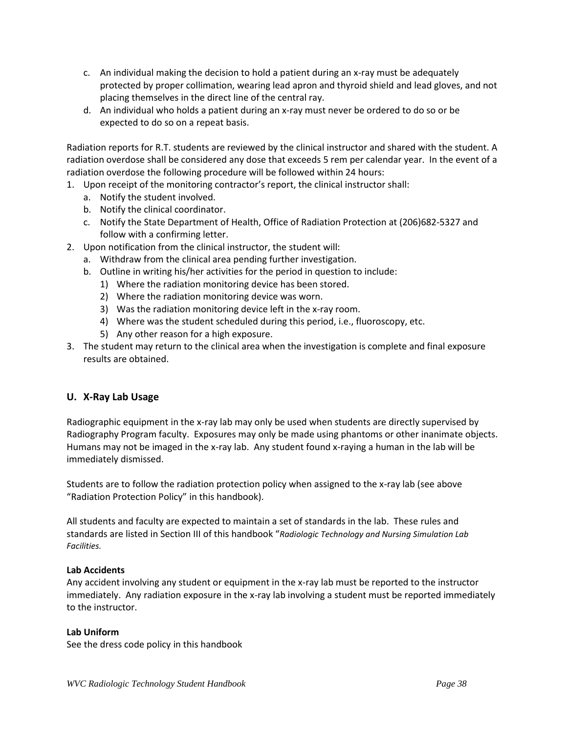c. An individual making the decision to hold a patient during an x-ray must be adequately protected by proper collimation, wearing lead apron and thyroid shield and lead gloves, and not placing themselves in the direct line of the central ray.
d. An individual who holds a patient during an x-ray must never be ordered to do so or be expected to do so on a repeat basis.

Radiation reports for R.T. students are reviewed by the clinical instructor and shared with the student. A radiation overdose shall be considered any dose that exceeds 5 rem per calendar year. In the event of a radiation overdose the following procedure will be followed within 24 hours:

1. Upon receipt of the monitoring contractor's report, the clinical instructor shall:
   a. Notify the student involved.
   b. Notify the clinical coordinator.
   c. Notify the State Department of Health, Office of Radiation Protection at (206)682-5327 and follow with a confirming letter.
2. Upon notification from the clinical instructor, the student will:
   a. Withdraw from the clinical area pending further investigation.
   b. Outline in writing his/her activities for the period in question to include:
      1) Where the radiation monitoring device has been stored.
      2) Where the radiation monitoring device was worn.
      3) Was the radiation monitoring device left in the x-ray room.
      4) Where was the student scheduled during this period, i.e., fluoroscopy, etc.
      5) Any other reason for a high exposure.
3. The student may return to the clinical area when the investigation is complete and final exposure results are obtained.

## U. X-Ray Lab Usage

Radiographic equipment in the x-ray lab may only be used when students are directly supervised by Radiography Program faculty. Exposures may only be made using phantoms or other inanimate objects. Humans may not be imaged in the x-ray lab. Any student found x-raying a human in the lab will be immediately dismissed.

Students are to follow the radiation protection policy when assigned to the x-ray lab (see above "Radiation Protection Policy" in this handbook).

All students and faculty are expected to maintain a set of standards in the lab. These rules and standards are listed in Section III of this handbook "*Radiologic Technology and Nursing Simulation Lab Facilities.*

**Lab Accidents**
Any accident involving any student or equipment in the x-ray lab must be reported to the instructor immediately. Any radiation exposure in the x-ray lab involving a student must be reported immediately to the instructor.

**Lab Uniform**
See the dress code policy in this handbook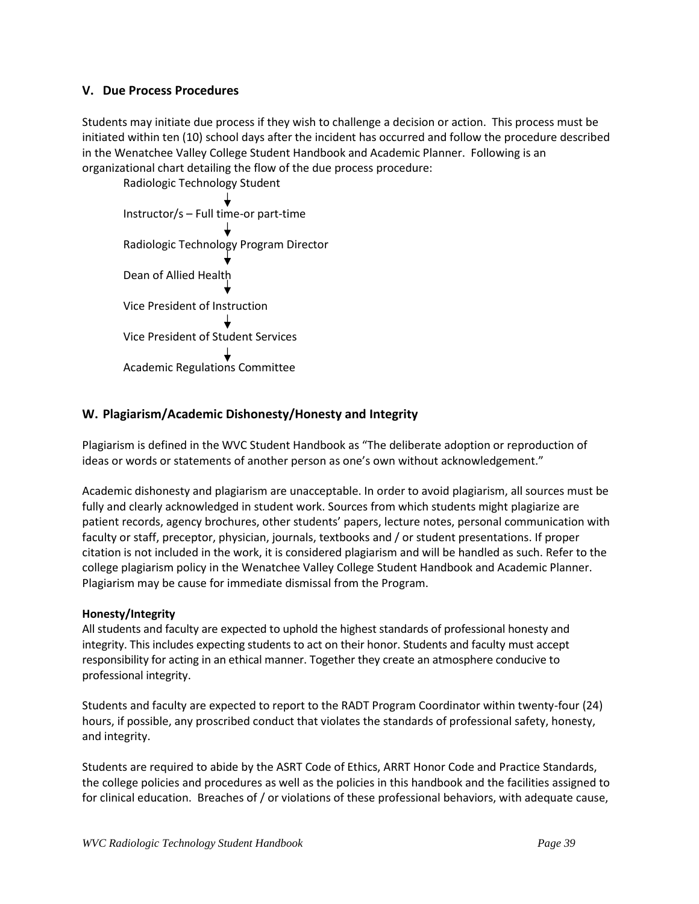## V. Due Process Procedures

Students may initiate due process if they wish to challenge a decision or action. This process must be initiated within ten (10) school days after the incident has occurred and follow the procedure described in the Wenatchee Valley College Student Handbook and Academic Planner. Following is an organizational chart detailing the flow of the due process procedure:

Radiologic Technology Student
↓
Instructor/s – Full time-or part-time
↓
Radiologic Technology Program Director
↓
Dean of Allied Health
↓
Vice President of Instruction
↓
Vice President of Student Services
↓
Academic Regulations Committee

## W. Plagiarism/Academic Dishonesty/Honesty and Integrity

Plagiarism is defined in the WVC Student Handbook as "The deliberate adoption or reproduction of ideas or words or statements of another person as one's own without acknowledgement."

Academic dishonesty and plagiarism are unacceptable. In order to avoid plagiarism, all sources must be fully and clearly acknowledged in student work. Sources from which students might plagiarize are patient records, agency brochures, other students' papers, lecture notes, personal communication with faculty or staff, preceptor, physician, journals, textbooks and / or student presentations. If proper citation is not included in the work, it is considered plagiarism and will be handled as such. Refer to the college plagiarism policy in the Wenatchee Valley College Student Handbook and Academic Planner. Plagiarism may be cause for immediate dismissal from the Program.

**Honesty/Integrity**

All students and faculty are expected to uphold the highest standards of professional honesty and integrity. This includes expecting students to act on their honor. Students and faculty must accept responsibility for acting in an ethical manner. Together they create an atmosphere conducive to professional integrity.

Students and faculty are expected to report to the RADT Program Coordinator within twenty-four (24) hours, if possible, any proscribed conduct that violates the standards of professional safety, honesty, and integrity.

Students are required to abide by the ASRT Code of Ethics, ARRT Honor Code and Practice Standards, the college policies and procedures as well as the policies in this handbook and the facilities assigned to for clinical education. Breaches of / or violations of these professional behaviors, with adequate cause,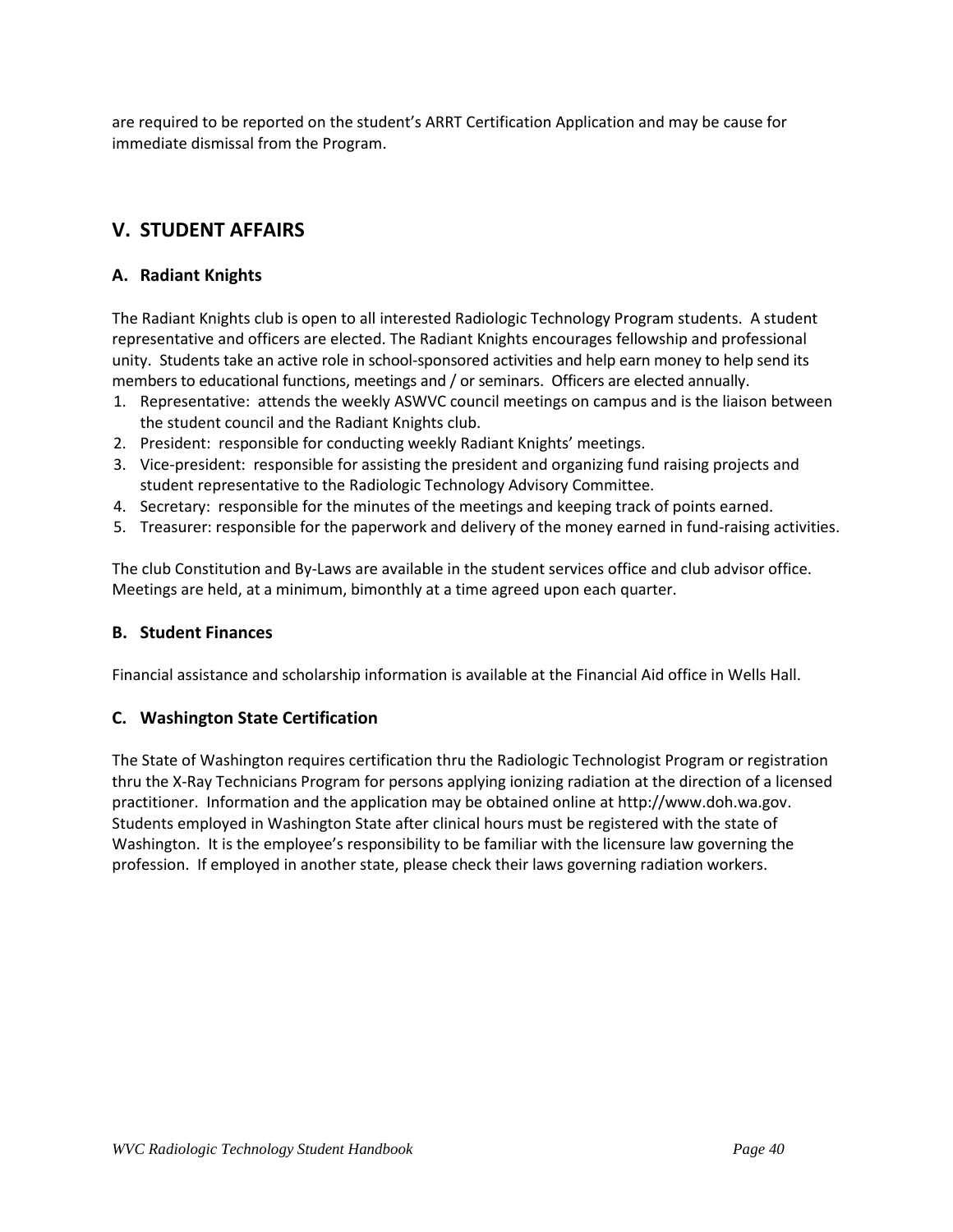are required to be reported on the student's ARRT Certification Application and may be cause for immediate dismissal from the Program.

## V. STUDENT AFFAIRS

### A. Radiant Knights

The Radiant Knights club is open to all interested Radiologic Technology Program students. A student representative and officers are elected. The Radiant Knights encourages fellowship and professional unity. Students take an active role in school-sponsored activities and help earn money to help send its members to educational functions, meetings and / or seminars. Officers are elected annually.

1. Representative: attends the weekly ASWVC council meetings on campus and is the liaison between the student council and the Radiant Knights club.
2. President: responsible for conducting weekly Radiant Knights' meetings.
3. Vice-president: responsible for assisting the president and organizing fund raising projects and student representative to the Radiologic Technology Advisory Committee.
4. Secretary: responsible for the minutes of the meetings and keeping track of points earned.
5. Treasurer: responsible for the paperwork and delivery of the money earned in fund-raising activities.

The club Constitution and By-Laws are available in the student services office and club advisor office. Meetings are held, at a minimum, bimonthly at a time agreed upon each quarter.

### B. Student Finances

Financial assistance and scholarship information is available at the Financial Aid office in Wells Hall.

### C. Washington State Certification

The State of Washington requires certification thru the Radiologic Technologist Program or registration thru the X-Ray Technicians Program for persons applying ionizing radiation at the direction of a licensed practitioner. Information and the application may be obtained online at http://www.doh.wa.gov. Students employed in Washington State after clinical hours must be registered with the state of Washington. It is the employee's responsibility to be familiar with the licensure law governing the profession. If employed in another state, please check their laws governing radiation workers.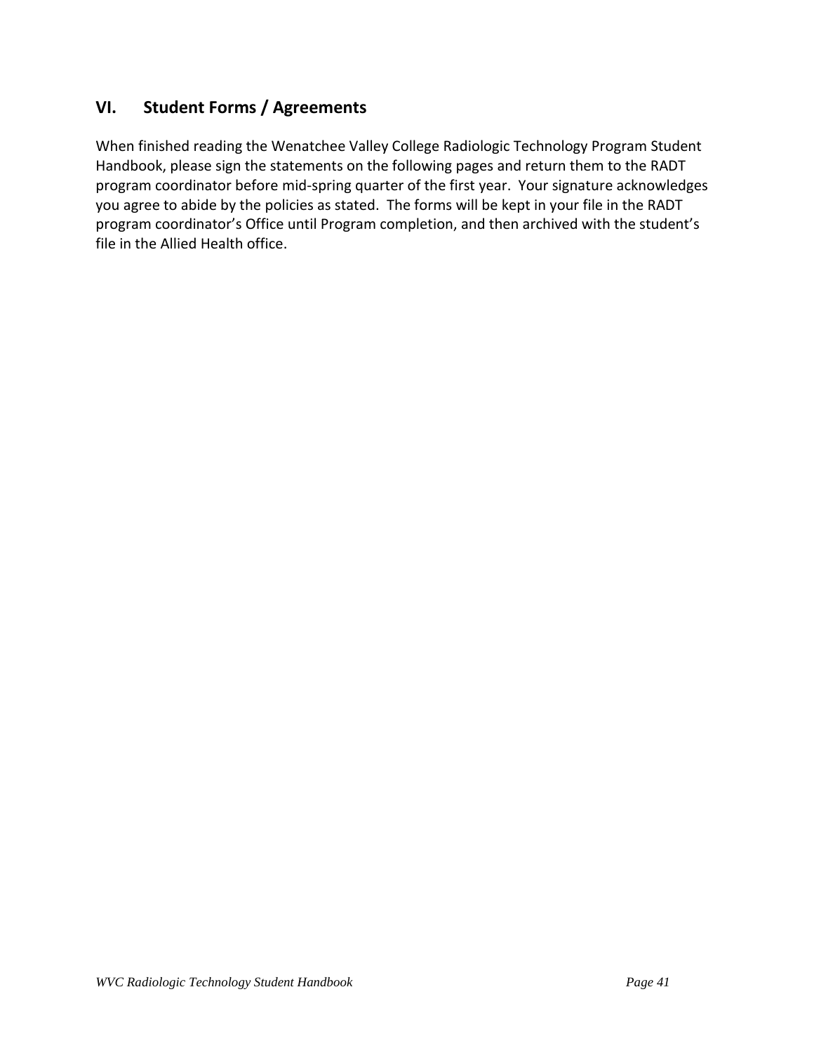## VI. Student Forms / Agreements

When finished reading the Wenatchee Valley College Radiologic Technology Program Student Handbook, please sign the statements on the following pages and return them to the RADT program coordinator before mid-spring quarter of the first year. Your signature acknowledges you agree to abide by the policies as stated. The forms will be kept in your file in the RADT program coordinator's Office until Program completion, and then archived with the student's file in the Allied Health office.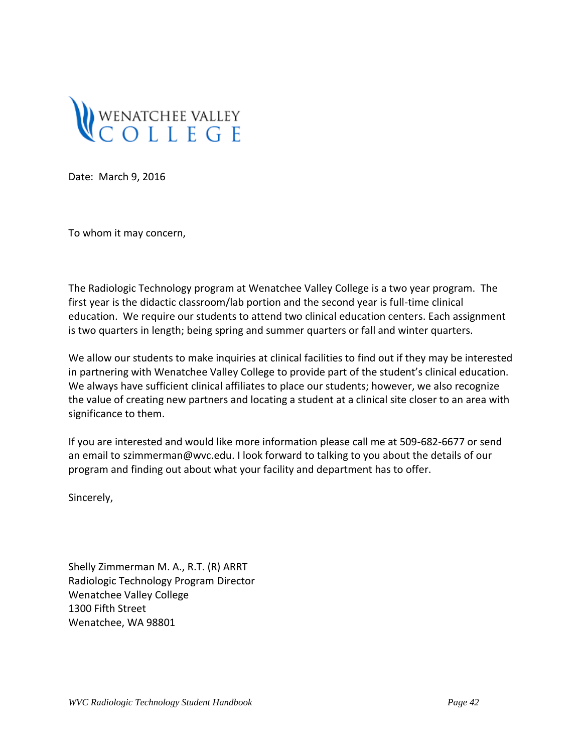WENATCHEE VALLEY COLLEGE

Date: March 9, 2016

To whom it may concern,

The Radiologic Technology program at Wenatchee Valley College is a two year program. The first year is the didactic classroom/lab portion and the second year is full-time clinical education. We require our students to attend two clinical education centers. Each assignment is two quarters in length; being spring and summer quarters or fall and winter quarters.

We allow our students to make inquiries at clinical facilities to find out if they may be interested in partnering with Wenatchee Valley College to provide part of the student's clinical education. We always have sufficient clinical affiliates to place our students; however, we also recognize the value of creating new partners and locating a student at a clinical site closer to an area with significance to them.

If you are interested and would like more information please call me at 509-682-6677 or send an email to szimmerman@wvc.edu. I look forward to talking to you about the details of our program and finding out about what your facility and department has to offer.

Sincerely,

Shelly Zimmerman M. A., R.T. (R) ARRT
Radiologic Technology Program Director
Wenatchee Valley College
1300 Fifth Street
Wenatchee, WA 98801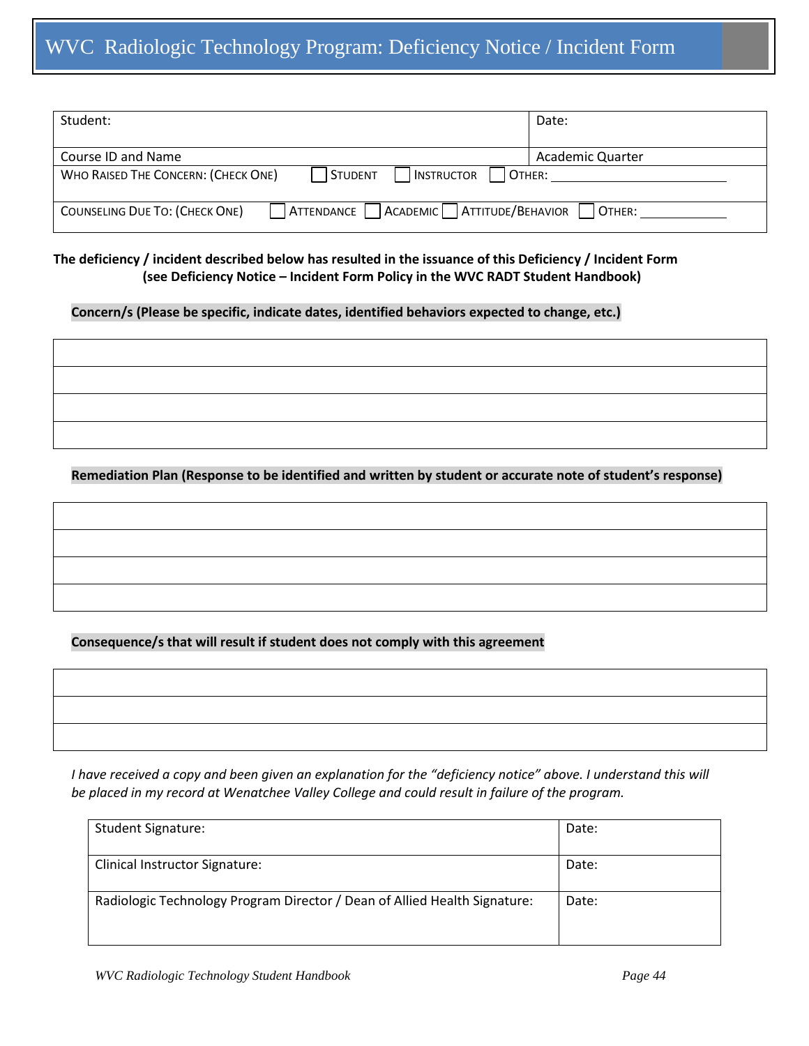# WVC Radiologic Technology Program: Deficiency Notice / Incident Form

| Student: | Date: |
|---|---|
| Course ID and Name | Academic Quarter |
| WHO RAISED THE CONCERN: (CHECK ONE) ☐ STUDENT ☐ INSTRUCTOR ☐ OTHER: ____________ | |
| COUNSELING DUE TO: (CHECK ONE) ☐ ATTENDANCE ☐ ACADEMIC ☐ ATTITUDE/BEHAVIOR ☐ OTHER: ________ | |

**The deficiency / incident described below has resulted in the issuance of this Deficiency / Incident Form (see Deficiency Notice – Incident Form Policy in the WVC RADT Student Handbook)**

**Concern/s (Please be specific, indicate dates, identified behaviors expected to change, etc.)**

| |
|---|
| |
| |
| |
| |

**Remediation Plan (Response to be identified and written by student or accurate note of student's response)**

| |
|---|
| |
| |
| |
| |

**Consequence/s that will result if student does not comply with this agreement**

| |
|---|
| |
| |
| |

*I have received a copy and been given an explanation for the "deficiency notice" above. I understand this will be placed in my record at Wenatchee Valley College and could result in failure of the program.*

| Student Signature: | Date: |
|---|---|
| Clinical Instructor Signature: | Date: |
| Radiologic Technology Program Director / Dean of Allied Health Signature: | Date: |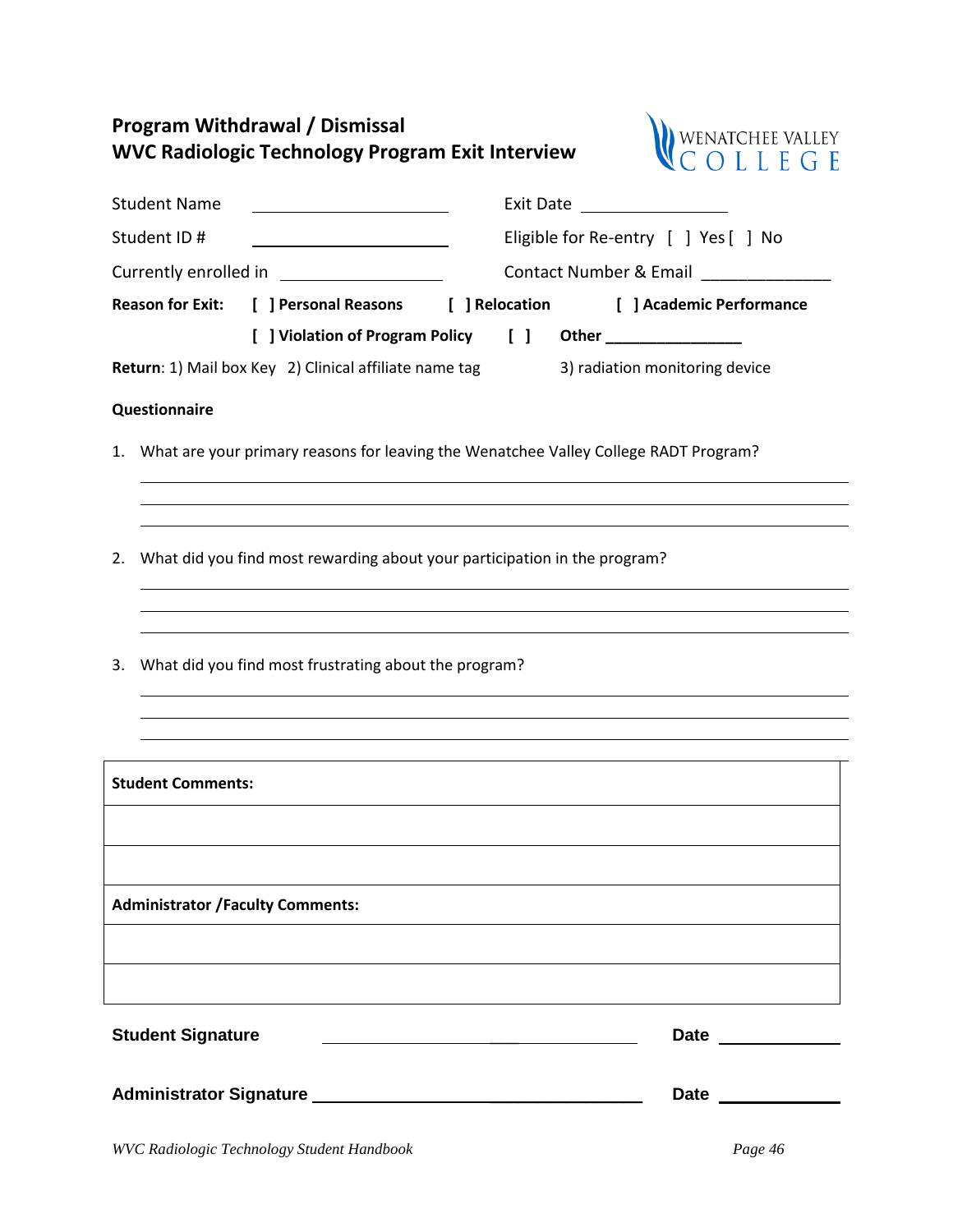## Program Withdrawal / Dismissal
## WVC Radiologic Technology Program Exit Interview

WENATCHEE VALLEY COLLEGE

Student Name ______________________ Exit Date ______________

Student ID # ______________________ Eligible for Re-entry [ ] Yes [ ] No

Currently enrolled in ________________ Contact Number & Email ______________

**Reason for Exit:** **[ ] Personal Reasons** **[ ] Relocation** **[ ] Academic Performance**

**[ ] Violation of Program Policy** **[ ] Other ________________**

**Return**: 1) Mail box Key 2) Clinical affiliate name tag 3) radiation monitoring device

**Questionnaire**

1. What are your primary reasons for leaving the Wenatchee Valley College RADT Program?

______________________________________________________________________________

______________________________________________________________________________

______________________________________________________________________________

2. What did you find most rewarding about your participation in the program?

______________________________________________________________________________

______________________________________________________________________________

______________________________________________________________________________

3. What did you find most frustrating about the program?

______________________________________________________________________________

______________________________________________________________________________

______________________________________________________________________________

| **Student Comments:** |
|---|
| |
| |
| **Administrator /Faculty Comments:** |
| |
| |

**Student Signature** ______________________________ **Date** ____________

**Administrator Signature** ______________________________ **Date** ____________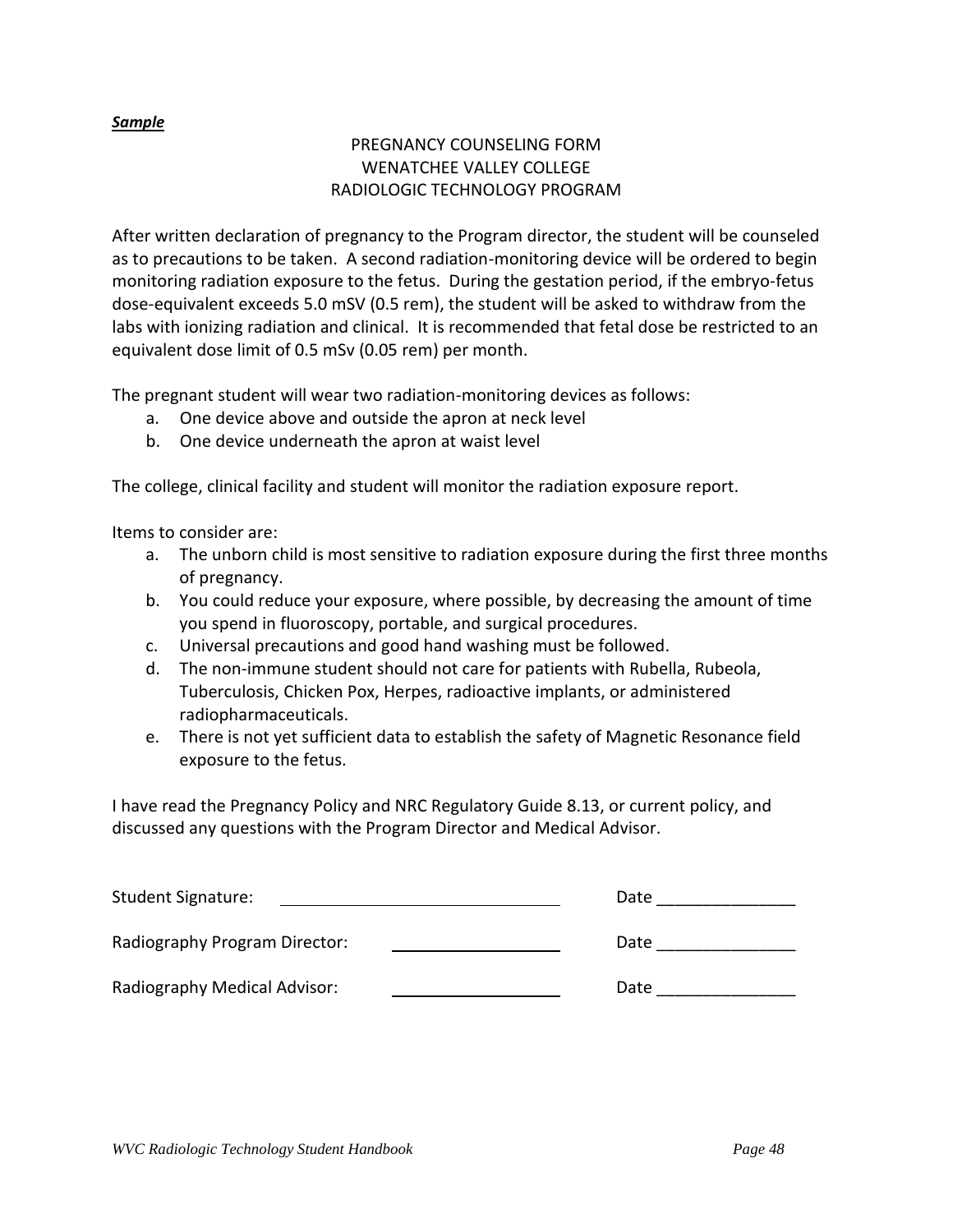***Sample***

PREGNANCY COUNSELING FORM
WENATCHEE VALLEY COLLEGE
RADIOLOGIC TECHNOLOGY PROGRAM

After written declaration of pregnancy to the Program director, the student will be counseled as to precautions to be taken. A second radiation-monitoring device will be ordered to begin monitoring radiation exposure to the fetus. During the gestation period, if the embryo-fetus dose-equivalent exceeds 5.0 mSV (0.5 rem), the student will be asked to withdraw from the labs with ionizing radiation and clinical. It is recommended that fetal dose be restricted to an equivalent dose limit of 0.5 mSv (0.05 rem) per month.

The pregnant student will wear two radiation-monitoring devices as follows:

a. One device above and outside the apron at neck level
b. One device underneath the apron at waist level

The college, clinical facility and student will monitor the radiation exposure report.

Items to consider are:

a. The unborn child is most sensitive to radiation exposure during the first three months of pregnancy.
b. You could reduce your exposure, where possible, by decreasing the amount of time you spend in fluoroscopy, portable, and surgical procedures.
c. Universal precautions and good hand washing must be followed.
d. The non-immune student should not care for patients with Rubella, Rubeola, Tuberculosis, Chicken Pox, Herpes, radioactive implants, or administered radiopharmaceuticals.
e. There is not yet sufficient data to establish the safety of Magnetic Resonance field exposure to the fetus.

I have read the Pregnancy Policy and NRC Regulatory Guide 8.13, or current policy, and discussed any questions with the Program Director and Medical Advisor.

Student Signature: ______________________________ Date _______________

Radiography Program Director: ___________________ Date _______________

Radiography Medical Advisor: ___________________ Date _______________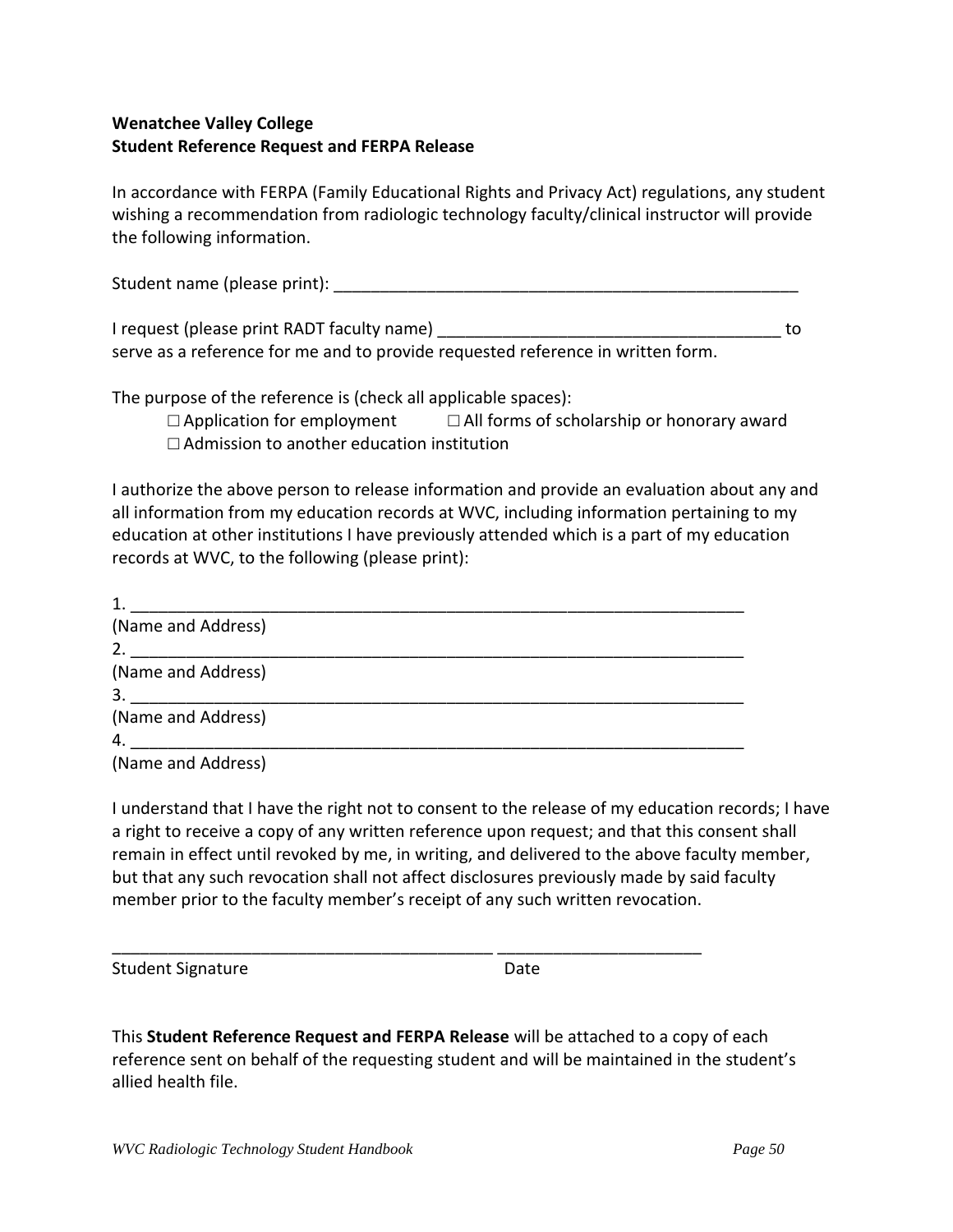**Wenatchee Valley College**
**Student Reference Request and FERPA Release**

In accordance with FERPA (Family Educational Rights and Privacy Act) regulations, any student wishing a recommendation from radiologic technology faculty/clinical instructor will provide the following information.

Student name (please print): ____________________________________________________

I request (please print RADT faculty name) ______________________________________ to serve as a reference for me and to provide requested reference in written form.

The purpose of the reference is (check all applicable spaces):

☐ Application for employment ☐ All forms of scholarship or honorary award
☐ Admission to another education institution

I authorize the above person to release information and provide an evaluation about any and all information from my education records at WVC, including information pertaining to my education at other institutions I have previously attended which is a part of my education records at WVC, to the following (please print):

1. ____________________________________________________________________
(Name and Address)
2. ____________________________________________________________________
(Name and Address)
3. ____________________________________________________________________
(Name and Address)
4. ____________________________________________________________________
(Name and Address)

I understand that I have the right not to consent to the release of my education records; I have a right to receive a copy of any written reference upon request; and that this consent shall remain in effect until revoked by me, in writing, and delivered to the above faculty member, but that any such revocation shall not affect disclosures previously made by said faculty member prior to the faculty member's receipt of any such written revocation.

__________________________________________ ______________________
Student Signature Date

This **Student Reference Request and FERPA Release** will be attached to a copy of each reference sent on behalf of the requesting student and will be maintained in the student's allied health file.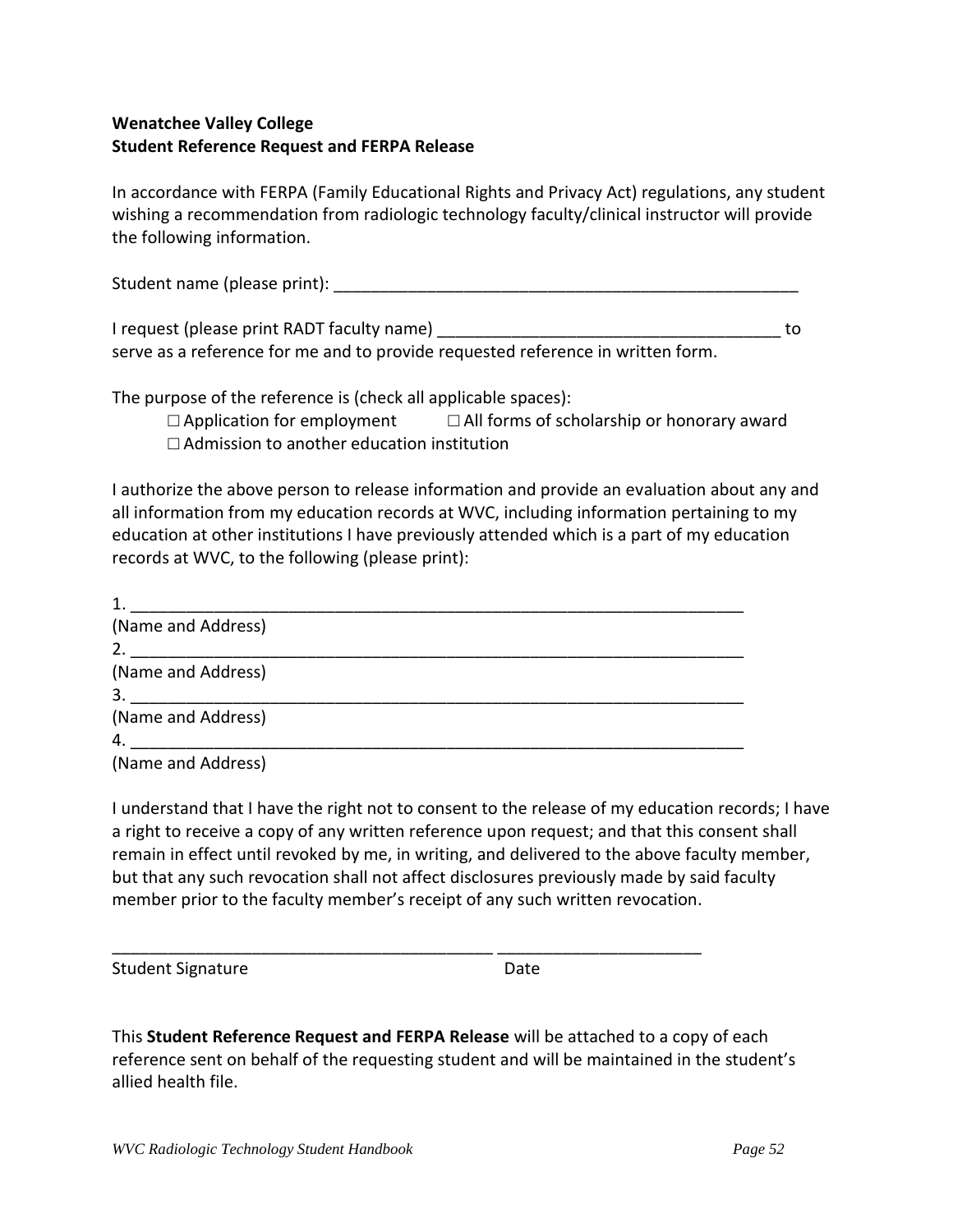**Wenatchee Valley College**
**Student Reference Request and FERPA Release**

In accordance with FERPA (Family Educational Rights and Privacy Act) regulations, any student wishing a recommendation from radiologic technology faculty/clinical instructor will provide the following information.

Student name (please print): ____________________________________________________

I request (please print RADT faculty name) ______________________________________ to serve as a reference for me and to provide requested reference in written form.

The purpose of the reference is (check all applicable spaces):

☐ Application for employment ☐ All forms of scholarship or honorary award
☐ Admission to another education institution

I authorize the above person to release information and provide an evaluation about any and all information from my education records at WVC, including information pertaining to my education at other institutions I have previously attended which is a part of my education records at WVC, to the following (please print):

1. ____________________________________________________________________
(Name and Address)
2. ____________________________________________________________________
(Name and Address)
3. ____________________________________________________________________
(Name and Address)
4. ____________________________________________________________________
(Name and Address)

I understand that I have the right not to consent to the release of my education records; I have a right to receive a copy of any written reference upon request; and that this consent shall remain in effect until revoked by me, in writing, and delivered to the above faculty member, but that any such revocation shall not affect disclosures previously made by said faculty member prior to the faculty member's receipt of any such written revocation.

__________________________________________ ______________________
Student Signature Date

This **Student Reference Request and FERPA Release** will be attached to a copy of each reference sent on behalf of the requesting student and will be maintained in the student's allied health file.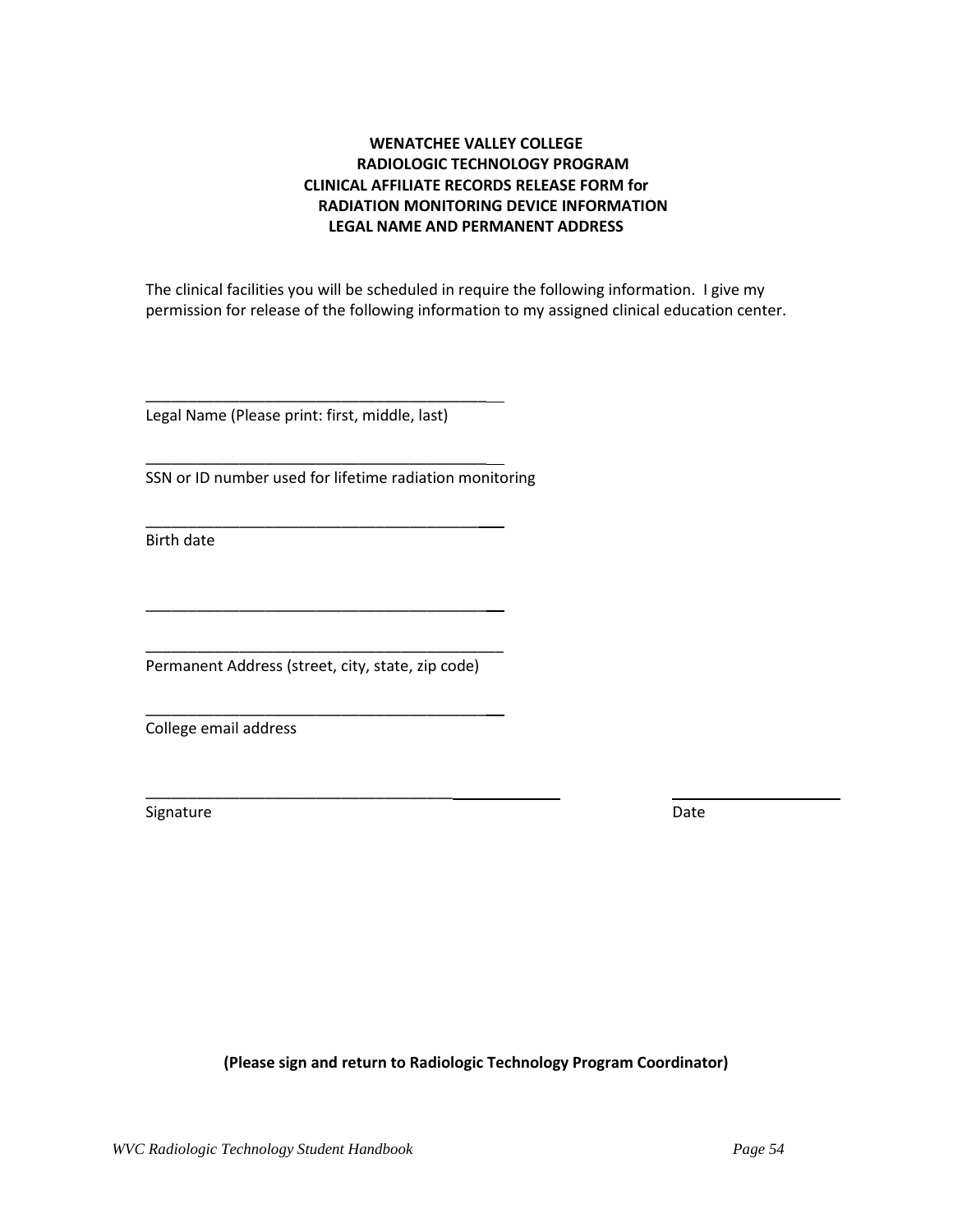**WENATCHEE VALLEY COLLEGE**
**RADIOLOGIC TECHNOLOGY PROGRAM**
**CLINICAL AFFILIATE RECORDS RELEASE FORM for**
**RADIATION MONITORING DEVICE INFORMATION**
**LEGAL NAME AND PERMANENT ADDRESS**

The clinical facilities you will be scheduled in require the following information. I give my permission for release of the following information to my assigned clinical education center.

___________________________________________
Legal Name (Please print: first, middle, last)

___________________________________________
SSN or ID number used for lifetime radiation monitoring

___________________________________________
Birth date

___________________________________________

___________________________________________
Permanent Address (street, city, state, zip code)

___________________________________________
College email address

_______________________________________________ &nbsp;&nbsp;&nbsp;&nbsp;&nbsp;&nbsp;&nbsp;&nbsp; ____________________
Signature &nbsp;&nbsp;&nbsp;&nbsp;&nbsp;&nbsp;&nbsp;&nbsp;&nbsp;&nbsp;&nbsp;&nbsp;&nbsp;&nbsp;&nbsp;&nbsp;&nbsp;&nbsp;&nbsp;&nbsp;&nbsp;&nbsp;&nbsp;&nbsp;&nbsp;&nbsp;&nbsp;&nbsp;&nbsp;&nbsp;&nbsp;&nbsp;&nbsp;&nbsp;&nbsp;&nbsp;&nbsp;&nbsp;&nbsp;&nbsp;&nbsp;&nbsp;&nbsp;&nbsp;&nbsp; Date

**(Please sign and return to Radiologic Technology Program Coordinator)**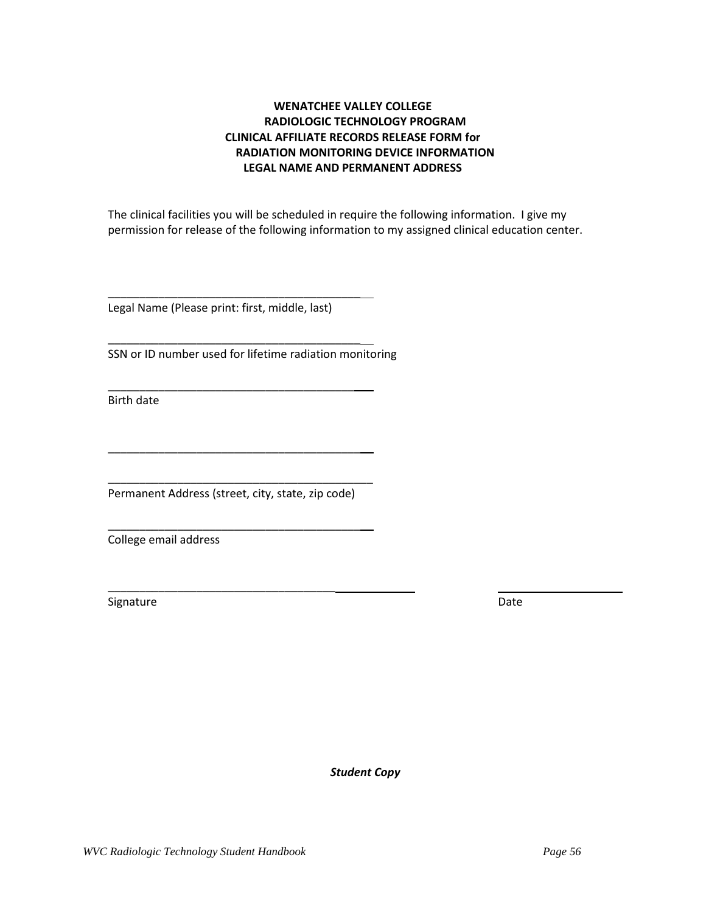**WENATCHEE VALLEY COLLEGE**
**RADIOLOGIC TECHNOLOGY PROGRAM**
**CLINICAL AFFILIATE RECORDS RELEASE FORM for**
**RADIATION MONITORING DEVICE INFORMATION**
**LEGAL NAME AND PERMANENT ADDRESS**

The clinical facilities you will be scheduled in require the following information. I give my permission for release of the following information to my assigned clinical education center.

_____________________________________________
Legal Name (Please print: first, middle, last)

_____________________________________________
SSN or ID number used for lifetime radiation monitoring

_____________________________________________
Birth date

_____________________________________________

_____________________________________________
Permanent Address (street, city, state, zip code)

_____________________________________________
College email address

_____________________________________________ ______________________
Signature Date

***Student Copy***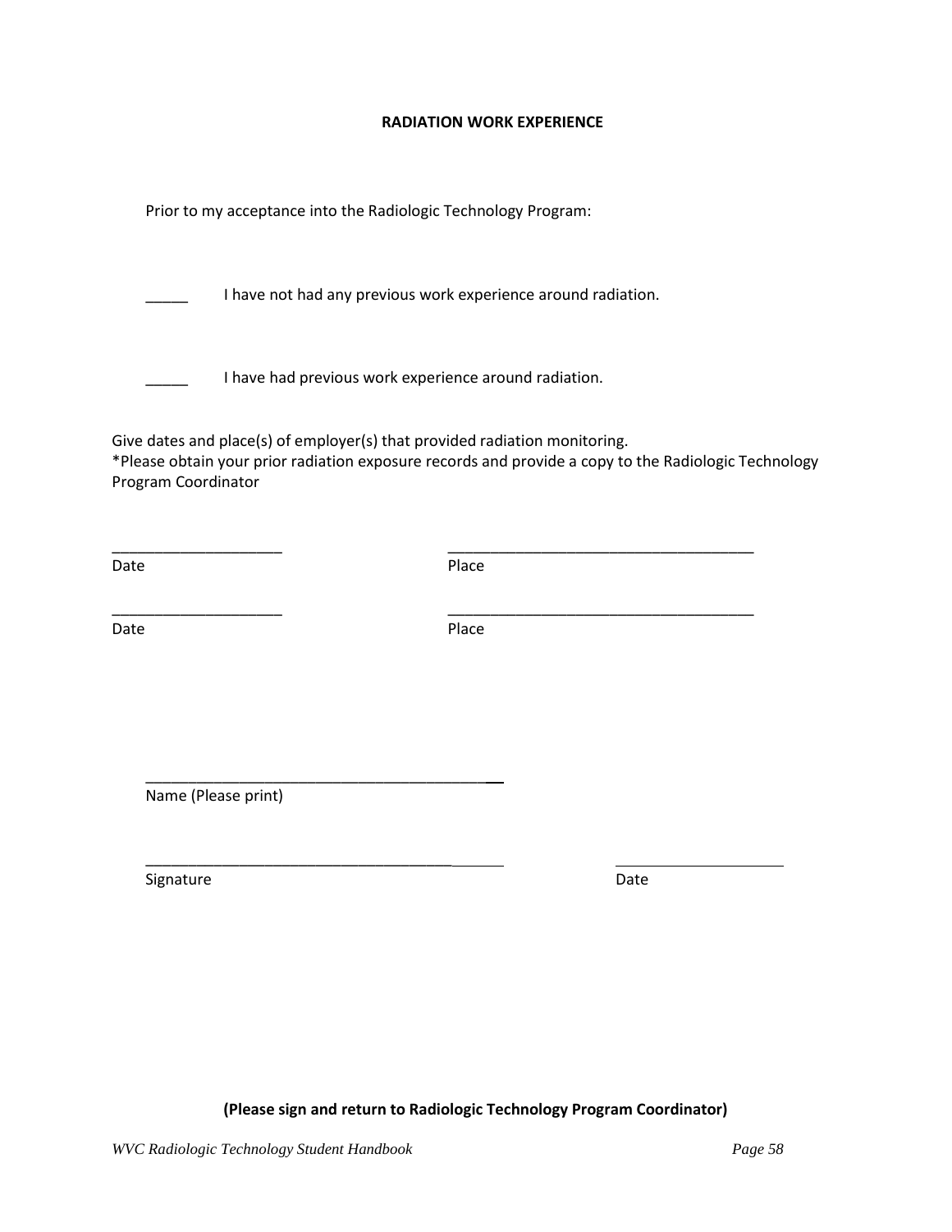# RADIATION WORK EXPERIENCE

Prior to my acceptance into the Radiologic Technology Program:

_____ I have not had any previous work experience around radiation.

_____ I have had previous work experience around radiation.

Give dates and place(s) of employer(s) that provided radiation monitoring.
*Please obtain your prior radiation exposure records and provide a copy to the Radiologic Technology Program Coordinator

____________________ ____________________________________

Date Place

____________________ ____________________________________

Date Place

__________________________________________

Name (Please print)

__________________________________________ ____________________

Signature Date

**(Please sign and return to Radiologic Technology Program Coordinator)**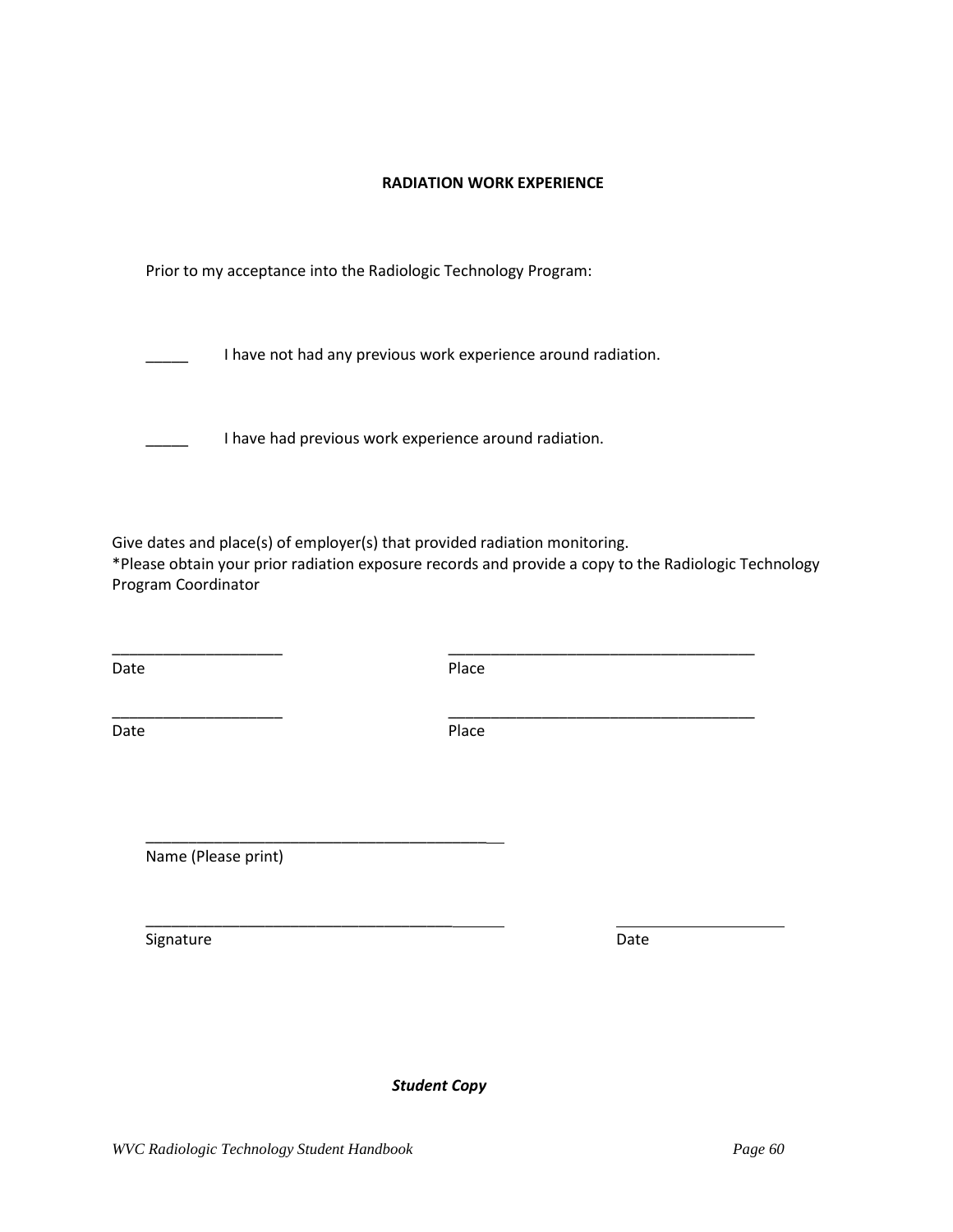**RADIATION WORK EXPERIENCE**

Prior to my acceptance into the Radiologic Technology Program:

_____ I have not had any previous work experience around radiation.

_____ I have had previous work experience around radiation.

Give dates and place(s) of employer(s) that provided radiation monitoring.
*Please obtain your prior radiation exposure records and provide a copy to the Radiologic Technology Program Coordinator

____________________ ____________________________________
Date Place

____________________ ____________________________________
Date Place

__________________________________________
Name (Please print)

__________________________________________ ____________________
Signature Date

***Student Copy***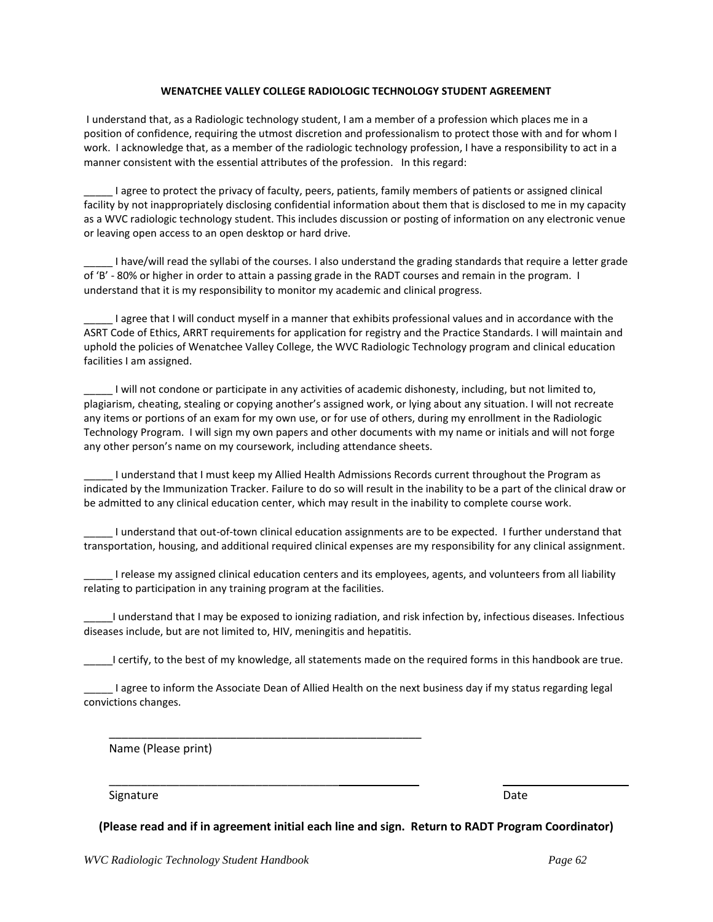## WENATCHEE VALLEY COLLEGE RADIOLOGIC TECHNOLOGY STUDENT AGREEMENT

I understand that, as a Radiologic technology student, I am a member of a profession which places me in a position of confidence, requiring the utmost discretion and professionalism to protect those with and for whom I work. I acknowledge that, as a member of the radiologic technology profession, I have a responsibility to act in a manner consistent with the essential attributes of the profession. In this regard:

_____ I agree to protect the privacy of faculty, peers, patients, family members of patients or assigned clinical facility by not inappropriately disclosing confidential information about them that is disclosed to me in my capacity as a WVC radiologic technology student. This includes discussion or posting of information on any electronic venue or leaving open access to an open desktop or hard drive.

_____ I have/will read the syllabi of the courses. I also understand the grading standards that require a letter grade of 'B' - 80% or higher in order to attain a passing grade in the RADT courses and remain in the program. I understand that it is my responsibility to monitor my academic and clinical progress.

_____ I agree that I will conduct myself in a manner that exhibits professional values and in accordance with the ASRT Code of Ethics, ARRT requirements for application for registry and the Practice Standards. I will maintain and uphold the policies of Wenatchee Valley College, the WVC Radiologic Technology program and clinical education facilities I am assigned.

_____ I will not condone or participate in any activities of academic dishonesty, including, but not limited to, plagiarism, cheating, stealing or copying another's assigned work, or lying about any situation. I will not recreate any items or portions of an exam for my own use, or for use of others, during my enrollment in the Radiologic Technology Program. I will sign my own papers and other documents with my name or initials and will not forge any other person's name on my coursework, including attendance sheets.

_____ I understand that I must keep my Allied Health Admissions Records current throughout the Program as indicated by the Immunization Tracker. Failure to do so will result in the inability to be a part of the clinical draw or be admitted to any clinical education center, which may result in the inability to complete course work.

_____ I understand that out-of-town clinical education assignments are to be expected. I further understand that transportation, housing, and additional required clinical expenses are my responsibility for any clinical assignment.

_____ I release my assigned clinical education centers and its employees, agents, and volunteers from all liability relating to participation in any training program at the facilities.

_____I understand that I may be exposed to ionizing radiation, and risk infection by, infectious diseases. Infectious diseases include, but are not limited to, HIV, meningitis and hepatitis.

_____I certify, to the best of my knowledge, all statements made on the required forms in this handbook are true.

_____ I agree to inform the Associate Dean of Allied Health on the next business day if my status regarding legal convictions changes.

_____________________________________________________

Name (Please print)

_____________________________________________________ ______________________

Signature Date

**(Please read and if in agreement initial each line and sign. Return to RADT Program Coordinator)**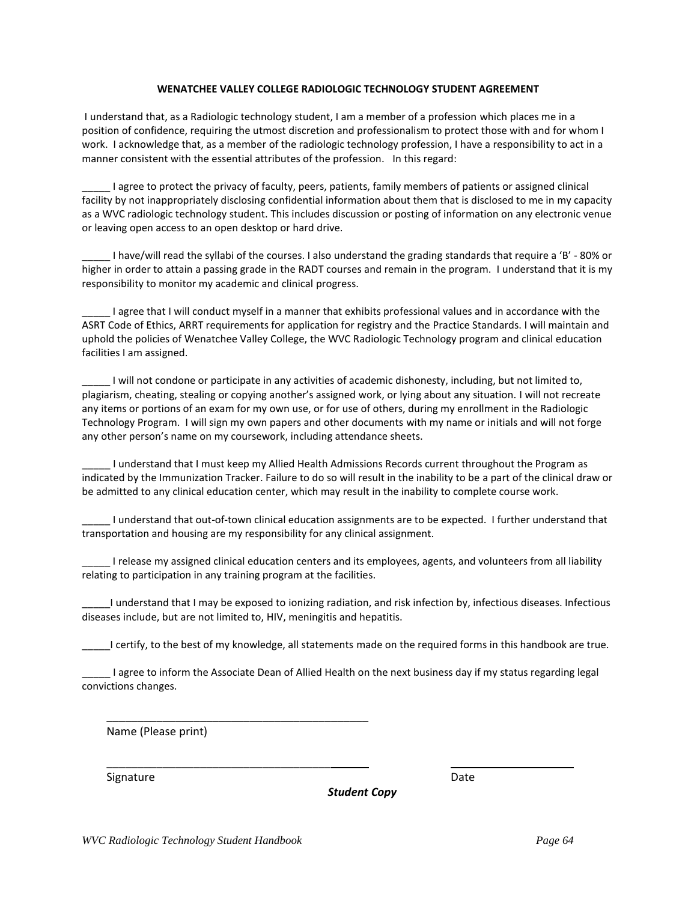**WENATCHEE VALLEY COLLEGE RADIOLOGIC TECHNOLOGY STUDENT AGREEMENT**

I understand that, as a Radiologic technology student, I am a member of a profession which places me in a position of confidence, requiring the utmost discretion and professionalism to protect those with and for whom I work. I acknowledge that, as a member of the radiologic technology profession, I have a responsibility to act in a manner consistent with the essential attributes of the profession. In this regard:

_____ I agree to protect the privacy of faculty, peers, patients, family members of patients or assigned clinical facility by not inappropriately disclosing confidential information about them that is disclosed to me in my capacity as a WVC radiologic technology student. This includes discussion or posting of information on any electronic venue or leaving open access to an open desktop or hard drive.

_____ I have/will read the syllabi of the courses. I also understand the grading standards that require a 'B' - 80% or higher in order to attain a passing grade in the RADT courses and remain in the program. I understand that it is my responsibility to monitor my academic and clinical progress.

_____ I agree that I will conduct myself in a manner that exhibits professional values and in accordance with the ASRT Code of Ethics, ARRT requirements for application for registry and the Practice Standards. I will maintain and uphold the policies of Wenatchee Valley College, the WVC Radiologic Technology program and clinical education facilities I am assigned.

_____ I will not condone or participate in any activities of academic dishonesty, including, but not limited to, plagiarism, cheating, stealing or copying another's assigned work, or lying about any situation. I will not recreate any items or portions of an exam for my own use, or for use of others, during my enrollment in the Radiologic Technology Program. I will sign my own papers and other documents with my name or initials and will not forge any other person's name on my coursework, including attendance sheets.

_____ I understand that I must keep my Allied Health Admissions Records current throughout the Program as indicated by the Immunization Tracker. Failure to do so will result in the inability to be a part of the clinical draw or be admitted to any clinical education center, which may result in the inability to complete course work.

_____ I understand that out-of-town clinical education assignments are to be expected. I further understand that transportation and housing are my responsibility for any clinical assignment.

_____ I release my assigned clinical education centers and its employees, agents, and volunteers from all liability relating to participation in any training program at the facilities.

_____I understand that I may be exposed to ionizing radiation, and risk infection by, infectious diseases. Infectious diseases include, but are not limited to, HIV, meningitis and hepatitis.

_____I certify, to the best of my knowledge, all statements made on the required forms in this handbook are true.

_____ I agree to inform the Associate Dean of Allied Health on the next business day if my status regarding legal convictions changes.

_____________________________________________

Name (Please print)

_____________________________________________ _____________________

Signature Date

***Student Copy***